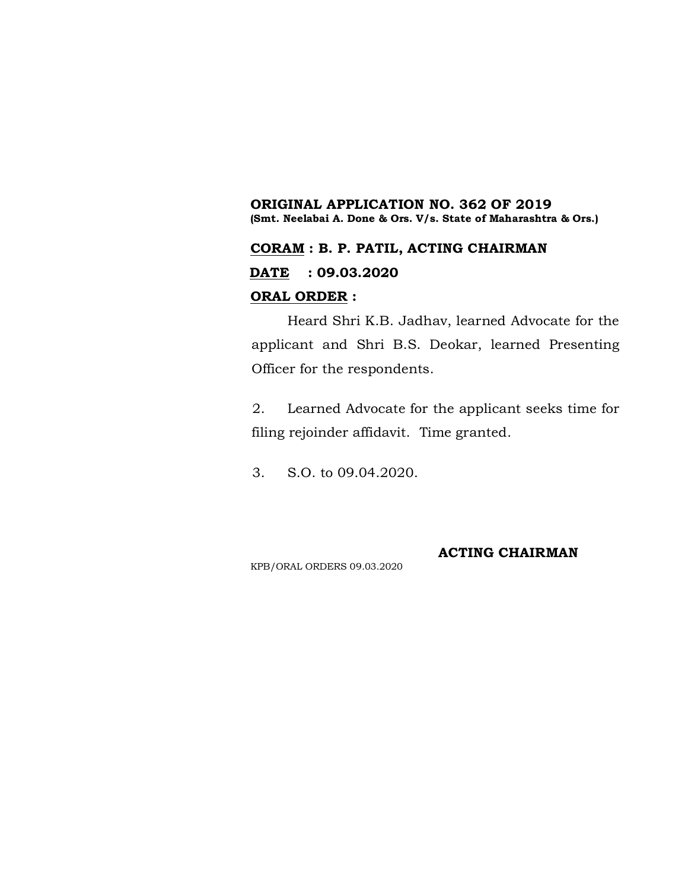**ORIGINAL APPLICATION NO. 362 OF 2019**
**(Smt. Neelabai A. Done & Ors. V/s. State of Maharashtra & Ors.)**

**<u>CORAM</u> : B. P. PATIL, ACTING CHAIRMAN**

**<u>DATE</u> : 09.03.2020**

**<u>ORAL ORDER</u> :**

Heard Shri K.B. Jadhav, learned Advocate for the applicant and Shri B.S. Deokar, learned Presenting Officer for the respondents.

2. Learned Advocate for the applicant seeks time for filing rejoinder affidavit. Time granted.

3. S.O. to 09.04.2020.

**ACTING CHAIRMAN**

KPB/ORAL ORDERS 09.03.2020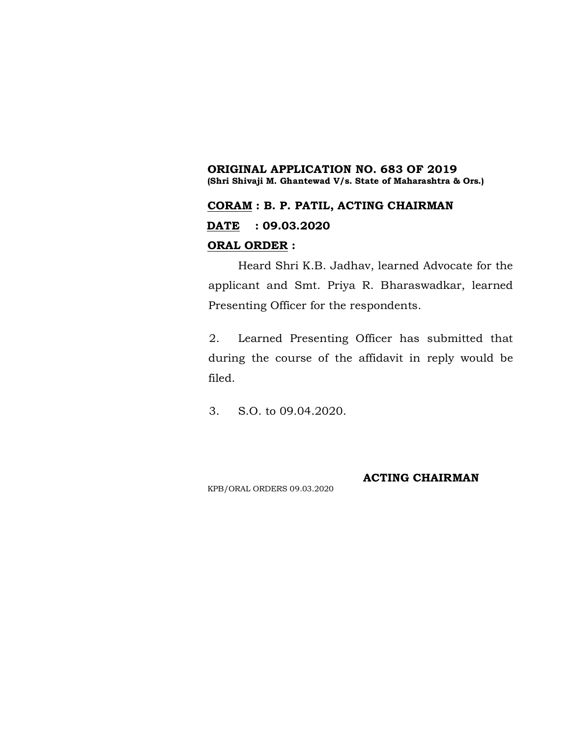**ORIGINAL APPLICATION NO. 683 OF 2019**
**(Shri Shivaji M. Ghantewad V/s. State of Maharashtra & Ors.)**

**CORAM : B. P. PATIL, ACTING CHAIRMAN**

**DATE : 09.03.2020**

**ORAL ORDER :**

Heard Shri K.B. Jadhav, learned Advocate for the applicant and Smt. Priya R. Bharaswadkar, learned Presenting Officer for the respondents.

2. Learned Presenting Officer has submitted that during the course of the affidavit in reply would be filed.

3. S.O. to 09.04.2020.

**ACTING CHAIRMAN**

KPB/ORAL ORDERS 09.03.2020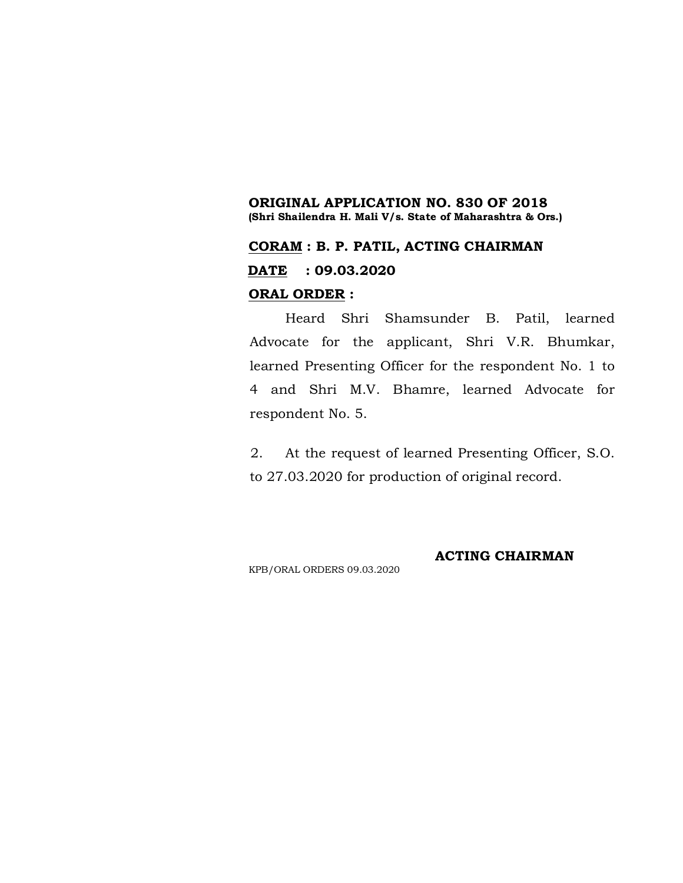**ORIGINAL APPLICATION NO. 830 OF 2018**
**(Shri Shailendra H. Mali V/s. State of Maharashtra & Ors.)**

**CORAM : B. P. PATIL, ACTING CHAIRMAN**

**DATE : 09.03.2020**

**ORAL ORDER :**

Heard Shri Shamsunder B. Patil, learned Advocate for the applicant, Shri V.R. Bhumkar, learned Presenting Officer for the respondent No. 1 to 4 and Shri M.V. Bhamre, learned Advocate for respondent No. 5.

2. At the request of learned Presenting Officer, S.O. to 27.03.2020 for production of original record.

**ACTING CHAIRMAN**

KPB/ORAL ORDERS 09.03.2020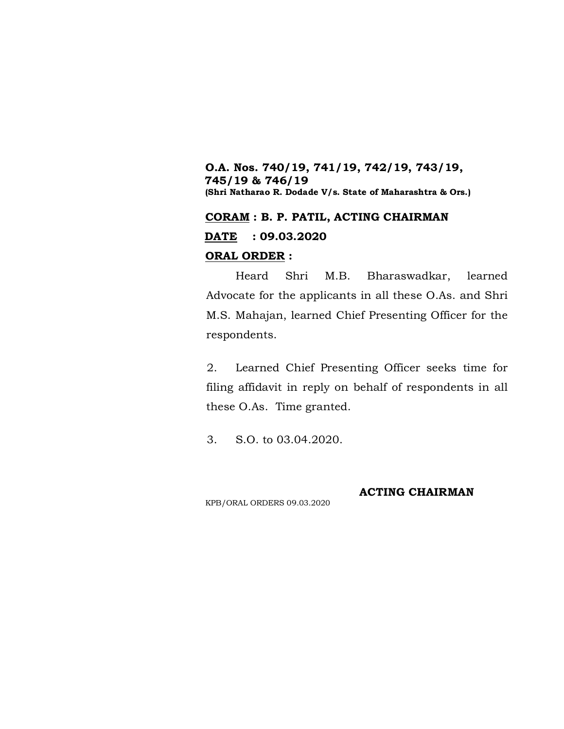**O.A. Nos. 740/19, 741/19, 742/19, 743/19, 745/19 & 746/19**
**(Shri Natharao R. Dodade V/s. State of Maharashtra & Ors.)**

**<u>CORAM</u> : B. P. PATIL, ACTING CHAIRMAN**

**<u>DATE</u> : 09.03.2020**

**<u>ORAL ORDER</u> :**

Heard Shri M.B. Bharaswadkar, learned Advocate for the applicants in all these O.As. and Shri M.S. Mahajan, learned Chief Presenting Officer for the respondents.

2. Learned Chief Presenting Officer seeks time for filing affidavit in reply on behalf of respondents in all these O.As. Time granted.

3. S.O. to 03.04.2020.

**ACTING CHAIRMAN**

KPB/ORAL ORDERS 09.03.2020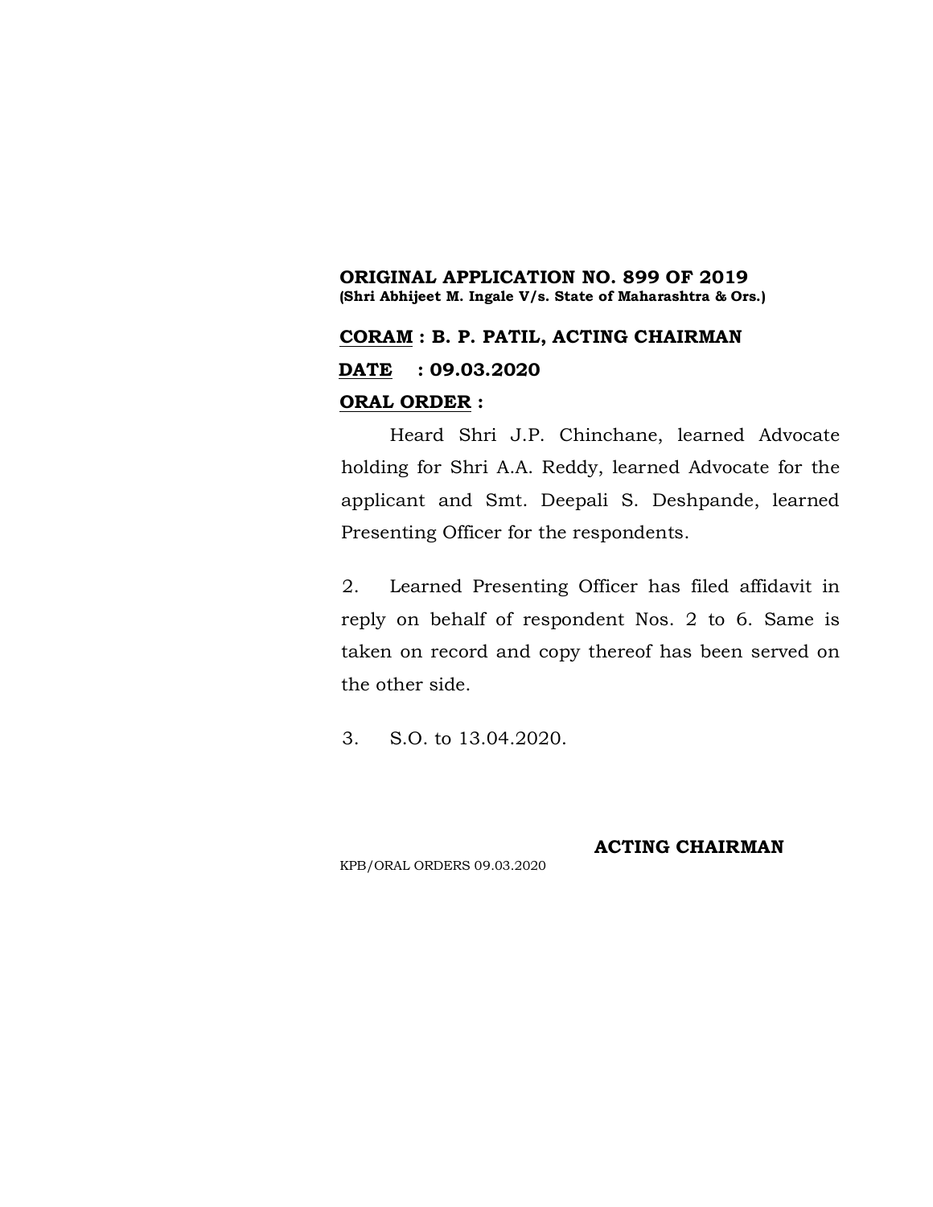**ORIGINAL APPLICATION NO. 899 OF 2019**
**(Shri Abhijeet M. Ingale V/s. State of Maharashtra & Ors.)**

**CORAM : B. P. PATIL, ACTING CHAIRMAN**

**DATE : 09.03.2020**

**ORAL ORDER :**

Heard Shri J.P. Chinchane, learned Advocate holding for Shri A.A. Reddy, learned Advocate for the applicant and Smt. Deepali S. Deshpande, learned Presenting Officer for the respondents.

2. Learned Presenting Officer has filed affidavit in reply on behalf of respondent Nos. 2 to 6. Same is taken on record and copy thereof has been served on the other side.

3. S.O. to 13.04.2020.

**ACTING CHAIRMAN**

KPB/ORAL ORDERS 09.03.2020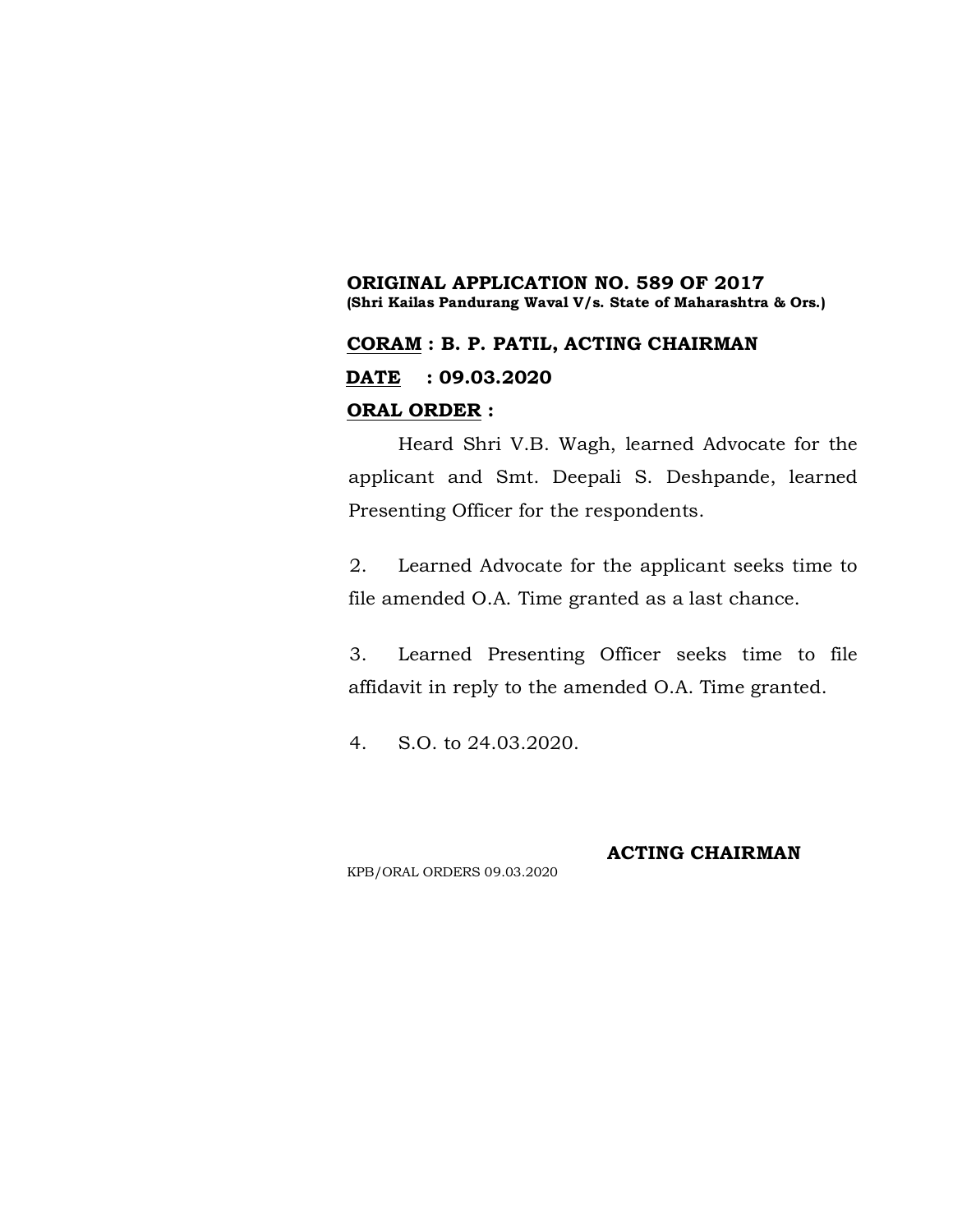**ORIGINAL APPLICATION NO. 589 OF 2017**
**(Shri Kailas Pandurang Waval V/s. State of Maharashtra & Ors.)**

**CORAM : B. P. PATIL, ACTING CHAIRMAN**

**DATE : 09.03.2020**

**ORAL ORDER :**

Heard Shri V.B. Wagh, learned Advocate for the applicant and Smt. Deepali S. Deshpande, learned Presenting Officer for the respondents.

2. Learned Advocate for the applicant seeks time to file amended O.A. Time granted as a last chance.

3. Learned Presenting Officer seeks time to file affidavit in reply to the amended O.A. Time granted.

4. S.O. to 24.03.2020.

**ACTING CHAIRMAN**

KPB/ORAL ORDERS 09.03.2020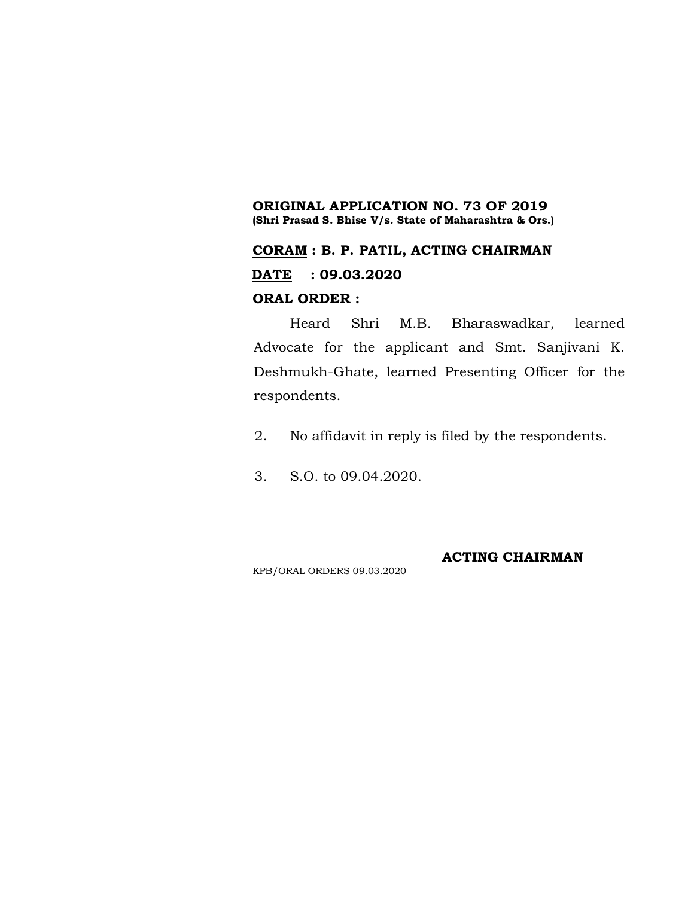**ORIGINAL APPLICATION NO. 73 OF 2019**
**(Shri Prasad S. Bhise V/s. State of Maharashtra & Ors.)**

**CORAM : B. P. PATIL, ACTING CHAIRMAN**

**DATE : 09.03.2020**

**ORAL ORDER :**

Heard Shri M.B. Bharaswadkar, learned Advocate for the applicant and Smt. Sanjivani K. Deshmukh-Ghate, learned Presenting Officer for the respondents.

2. No affidavit in reply is filed by the respondents.

3. S.O. to 09.04.2020.

**ACTING CHAIRMAN**

KPB/ORAL ORDERS 09.03.2020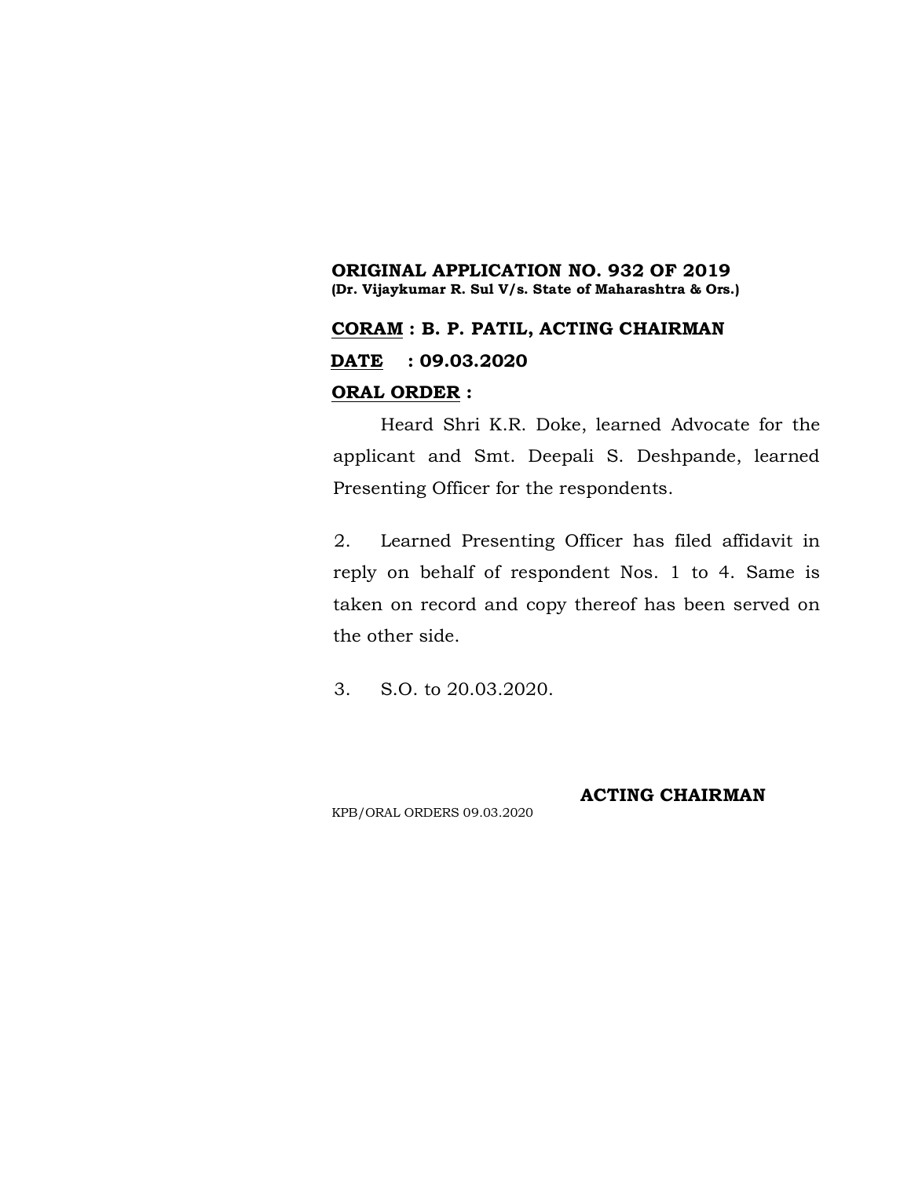**ORIGINAL APPLICATION NO. 932 OF 2019**
**(Dr. Vijaykumar R. Sul V/s. State of Maharashtra & Ors.)**

**CORAM : B. P. PATIL, ACTING CHAIRMAN**

**DATE : 09.03.2020**

**ORAL ORDER :**

Heard Shri K.R. Doke, learned Advocate for the applicant and Smt. Deepali S. Deshpande, learned Presenting Officer for the respondents.

2. Learned Presenting Officer has filed affidavit in reply on behalf of respondent Nos. 1 to 4. Same is taken on record and copy thereof has been served on the other side.

3. S.O. to 20.03.2020.

**ACTING CHAIRMAN**

KPB/ORAL ORDERS 09.03.2020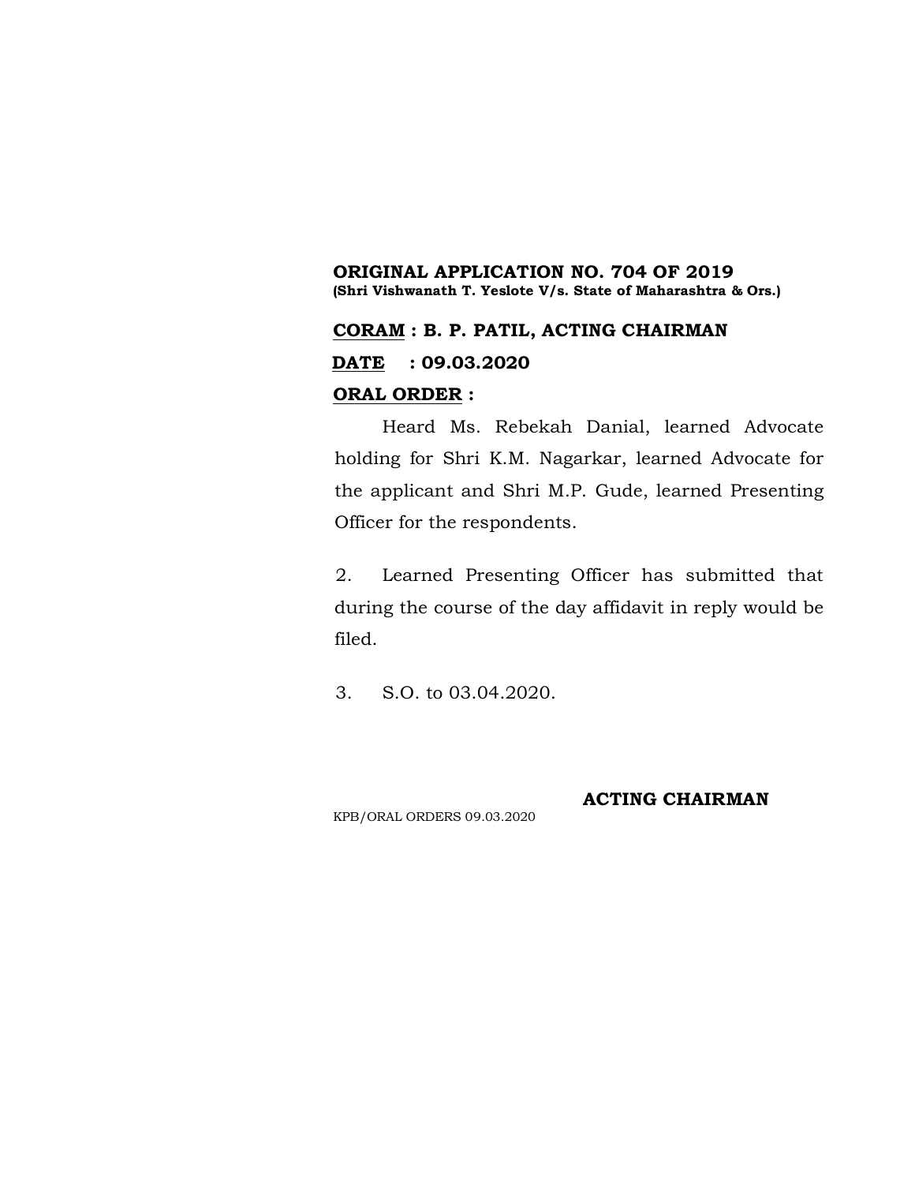**ORIGINAL APPLICATION NO. 704 OF 2019**
**(Shri Vishwanath T. Yeslote V/s. State of Maharashtra & Ors.)**

**CORAM : B. P. PATIL, ACTING CHAIRMAN**

**DATE : 09.03.2020**

**ORAL ORDER :**

Heard Ms. Rebekah Danial, learned Advocate holding for Shri K.M. Nagarkar, learned Advocate for the applicant and Shri M.P. Gude, learned Presenting Officer for the respondents.

2. Learned Presenting Officer has submitted that during the course of the day affidavit in reply would be filed.

3. S.O. to 03.04.2020.

**ACTING CHAIRMAN**

KPB/ORAL ORDERS 09.03.2020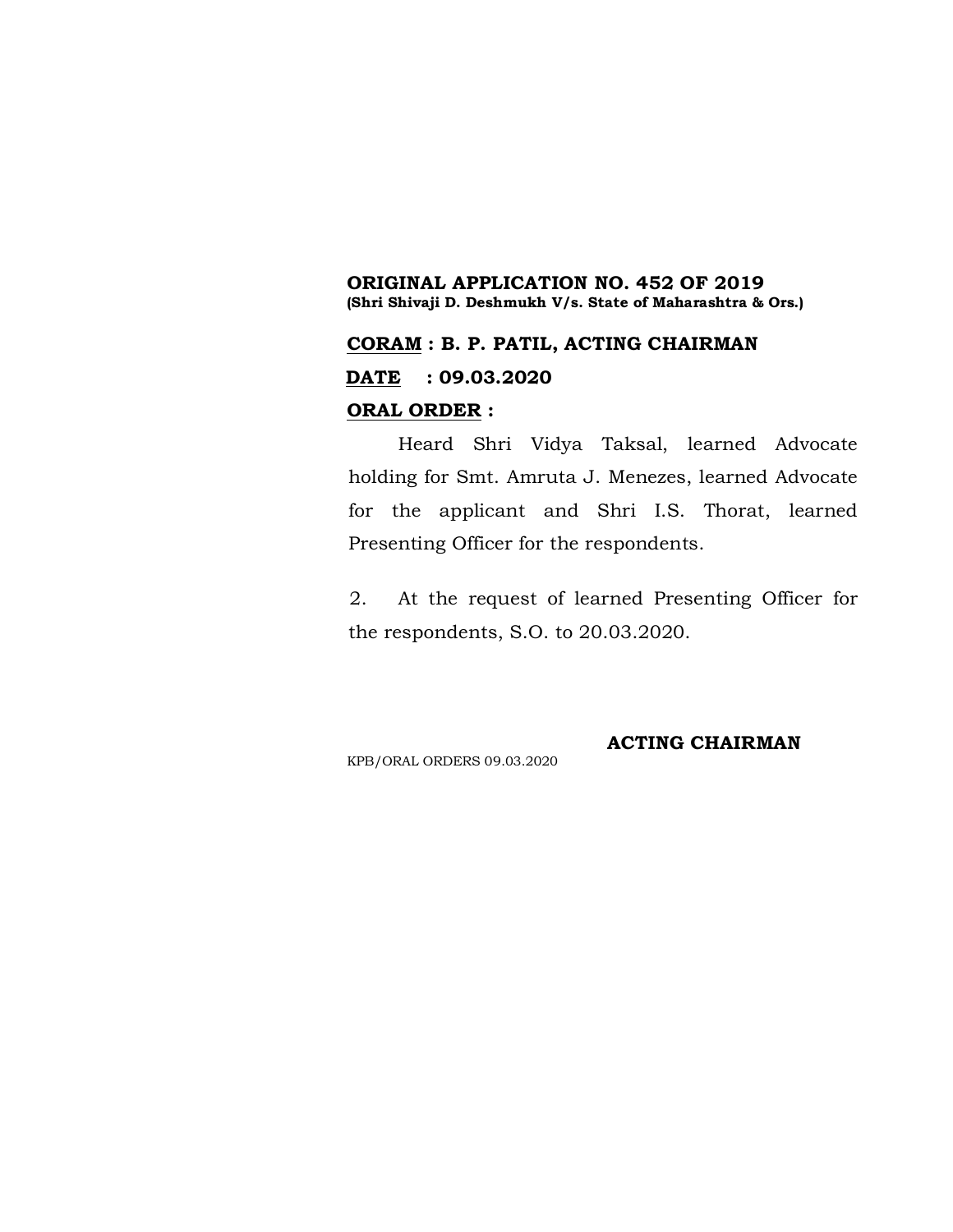**ORIGINAL APPLICATION NO. 452 OF 2019**
**(Shri Shivaji D. Deshmukh V/s. State of Maharashtra & Ors.)**

**CORAM : B. P. PATIL, ACTING CHAIRMAN**

**DATE : 09.03.2020**

**ORAL ORDER :**

Heard Shri Vidya Taksal, learned Advocate holding for Smt. Amruta J. Menezes, learned Advocate for the applicant and Shri I.S. Thorat, learned Presenting Officer for the respondents.

2. At the request of learned Presenting Officer for the respondents, S.O. to 20.03.2020.

**ACTING CHAIRMAN**

KPB/ORAL ORDERS 09.03.2020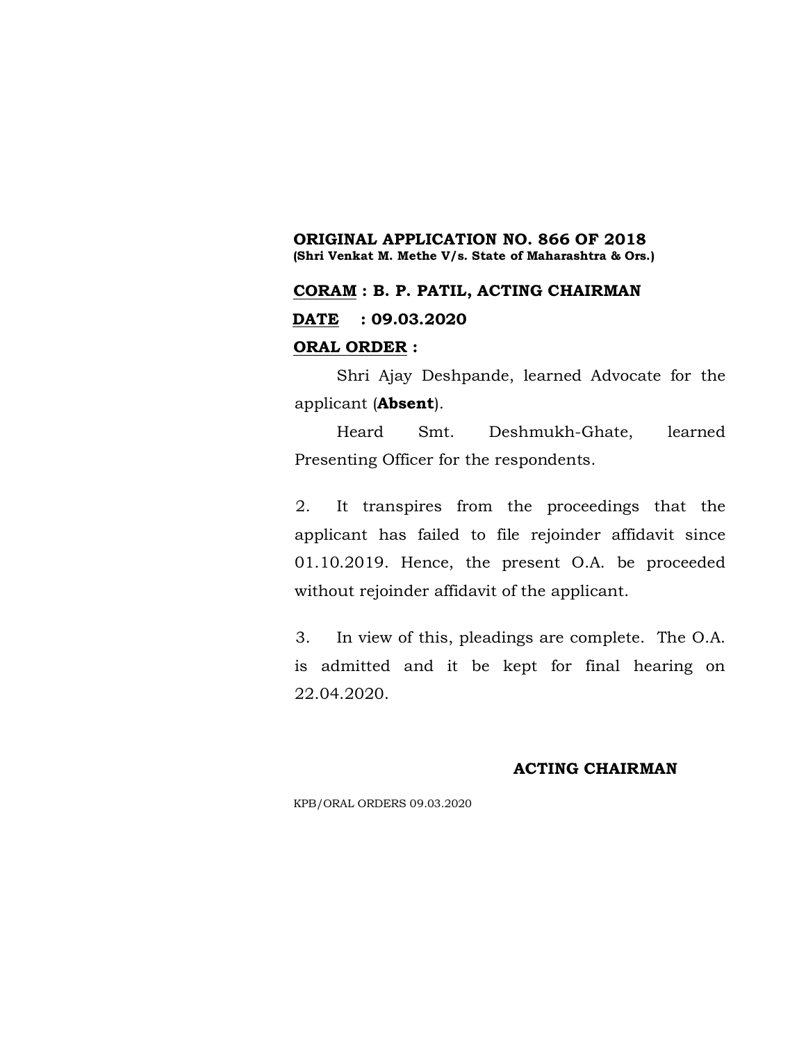**ORIGINAL APPLICATION NO. 866 OF 2018**
**(Shri Venkat M. Methe V/s. State of Maharashtra & Ors.)**

**CORAM : B. P. PATIL, ACTING CHAIRMAN**

**DATE : 09.03.2020**

**ORAL ORDER :**

Shri Ajay Deshpande, learned Advocate for the applicant (**Absent**).

Heard Smt. Deshmukh-Ghate, learned Presenting Officer for the respondents.

2. It transpires from the proceedings that the applicant has failed to file rejoinder affidavit since 01.10.2019. Hence, the present O.A. be proceeded without rejoinder affidavit of the applicant.

3. In view of this, pleadings are complete. The O.A. is admitted and it be kept for final hearing on 22.04.2020.

**ACTING CHAIRMAN**

KPB/ORAL ORDERS 09.03.2020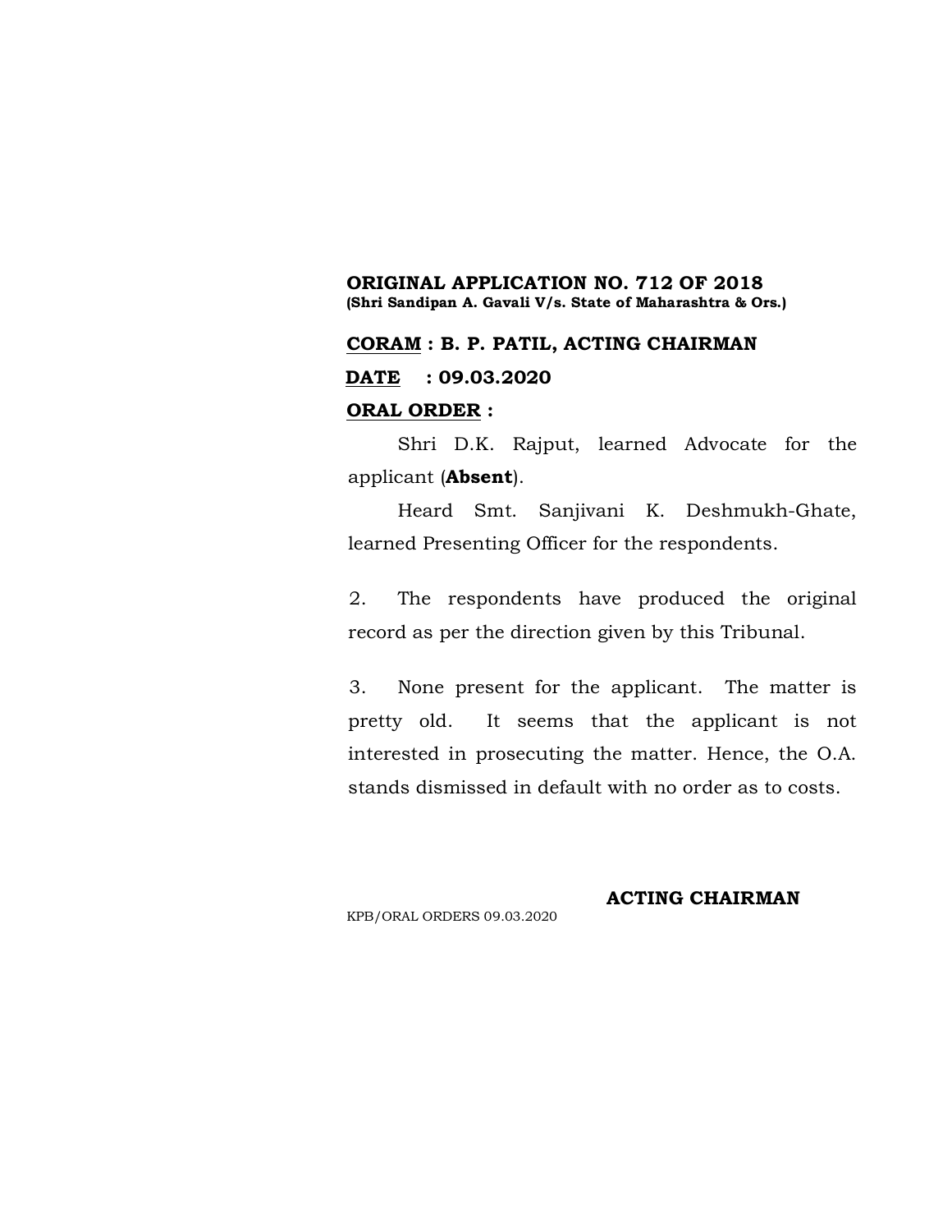**ORIGINAL APPLICATION NO. 712 OF 2018**
**(Shri Sandipan A. Gavali V/s. State of Maharashtra & Ors.)**

**CORAM : B. P. PATIL, ACTING CHAIRMAN**

**DATE : 09.03.2020**

**ORAL ORDER :**

Shri D.K. Rajput, learned Advocate for the applicant (**Absent**).

Heard Smt. Sanjivani K. Deshmukh-Ghate, learned Presenting Officer for the respondents.

2. The respondents have produced the original record as per the direction given by this Tribunal.

3. None present for the applicant. The matter is pretty old. It seems that the applicant is not interested in prosecuting the matter. Hence, the O.A. stands dismissed in default with no order as to costs.

**ACTING CHAIRMAN**

KPB/ORAL ORDERS 09.03.2020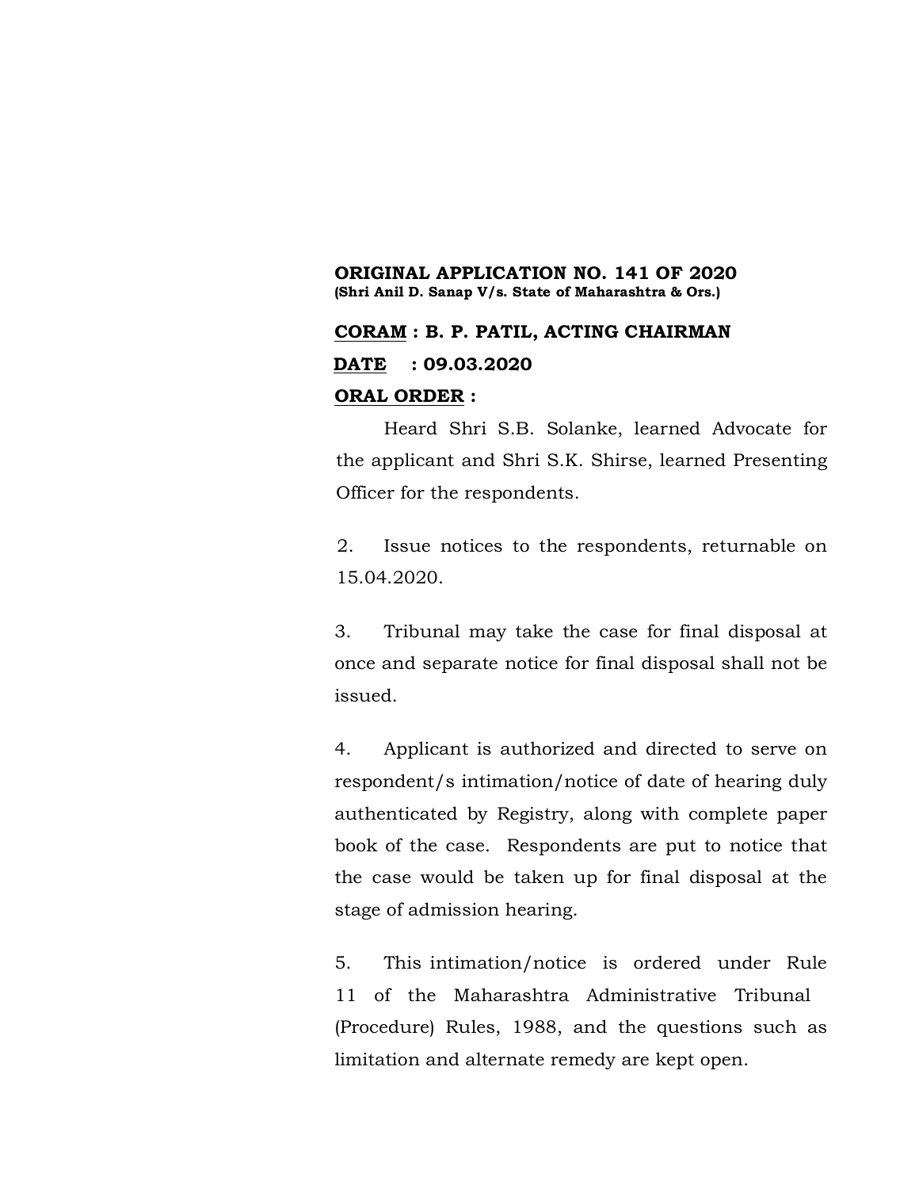**ORIGINAL APPLICATION NO. 141 OF 2020**
**(Shri Anil D. Sanap V/s. State of Maharashtra & Ors.)**

**CORAM : B. P. PATIL, ACTING CHAIRMAN**

**DATE : 09.03.2020**

**ORAL ORDER :**

Heard Shri S.B. Solanke, learned Advocate for the applicant and Shri S.K. Shirse, learned Presenting Officer for the respondents.

2. Issue notices to the respondents, returnable on 15.04.2020.

3. Tribunal may take the case for final disposal at once and separate notice for final disposal shall not be issued.

4. Applicant is authorized and directed to serve on respondent/s intimation/notice of date of hearing duly authenticated by Registry, along with complete paper book of the case. Respondents are put to notice that the case would be taken up for final disposal at the stage of admission hearing.

5. This intimation/notice is ordered under Rule 11 of the Maharashtra Administrative Tribunal (Procedure) Rules, 1988, and the questions such as limitation and alternate remedy are kept open.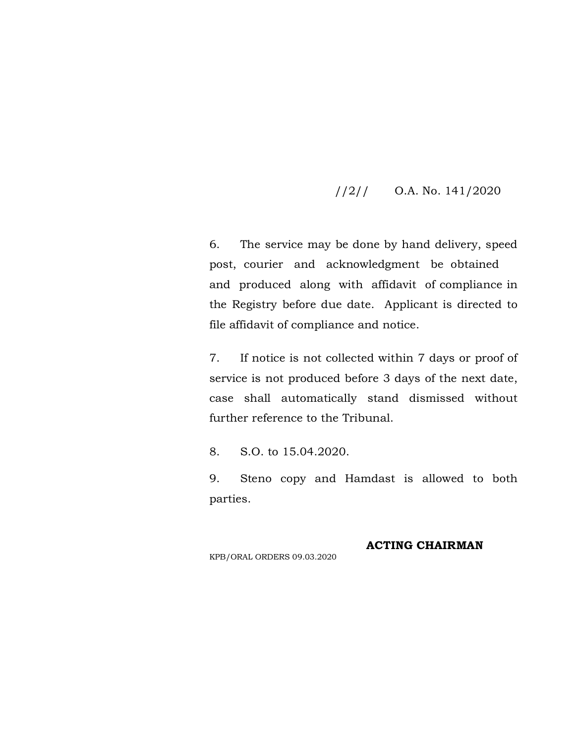//2//        O.A. No. 141/2020

6. The service may be done by hand delivery, speed post, courier and acknowledgment be obtained and produced along with affidavit of compliance in the Registry before due date. Applicant is directed to file affidavit of compliance and notice.

7. If notice is not collected within 7 days or proof of service is not produced before 3 days of the next date, case shall automatically stand dismissed without further reference to the Tribunal.

8. S.O. to 15.04.2020.

9. Steno copy and Hamdast is allowed to both parties.

**ACTING CHAIRMAN**

KPB/ORAL ORDERS 09.03.2020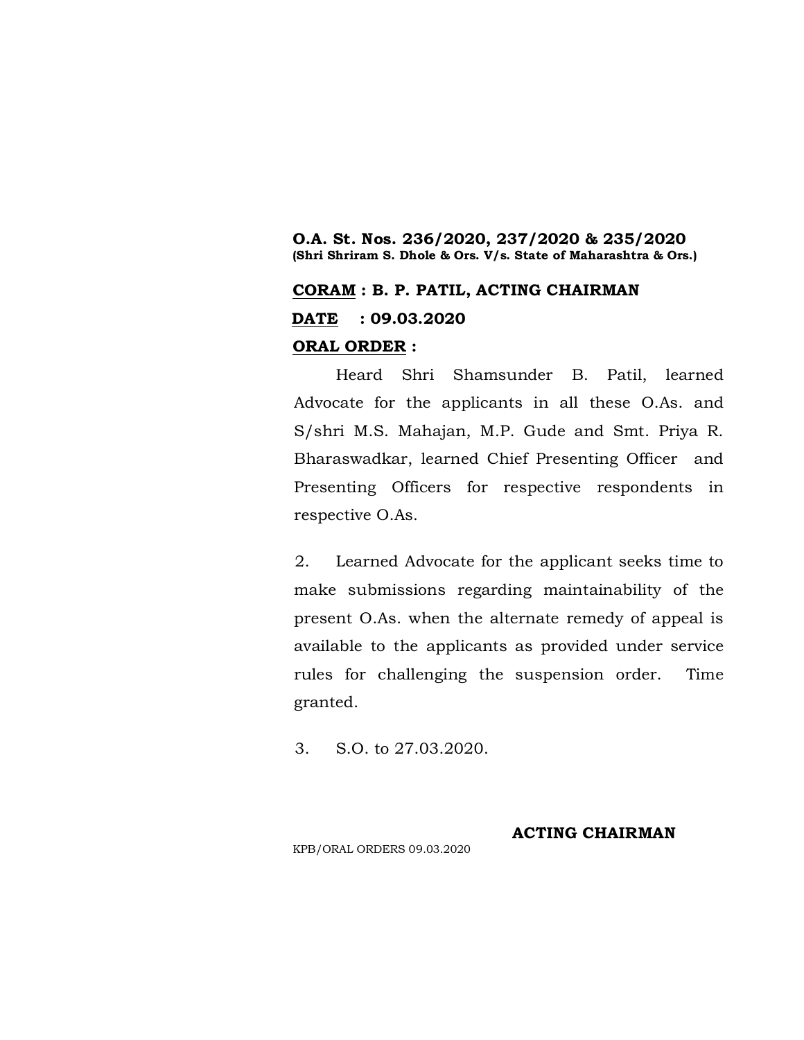**O.A. St. Nos. 236/2020, 237/2020 & 235/2020**
**(Shri Shriram S. Dhole & Ors. V/s. State of Maharashtra & Ors.)**

**CORAM : B. P. PATIL, ACTING CHAIRMAN**

**DATE : 09.03.2020**

**ORAL ORDER :**

Heard Shri Shamsunder B. Patil, learned Advocate for the applicants in all these O.As. and S/shri M.S. Mahajan, M.P. Gude and Smt. Priya R. Bharaswadkar, learned Chief Presenting Officer and Presenting Officers for respective respondents in respective O.As.

2. Learned Advocate for the applicant seeks time to make submissions regarding maintainability of the present O.As. when the alternate remedy of appeal is available to the applicants as provided under service rules for challenging the suspension order. Time granted.

3. S.O. to 27.03.2020.

**ACTING CHAIRMAN**

KPB/ORAL ORDERS 09.03.2020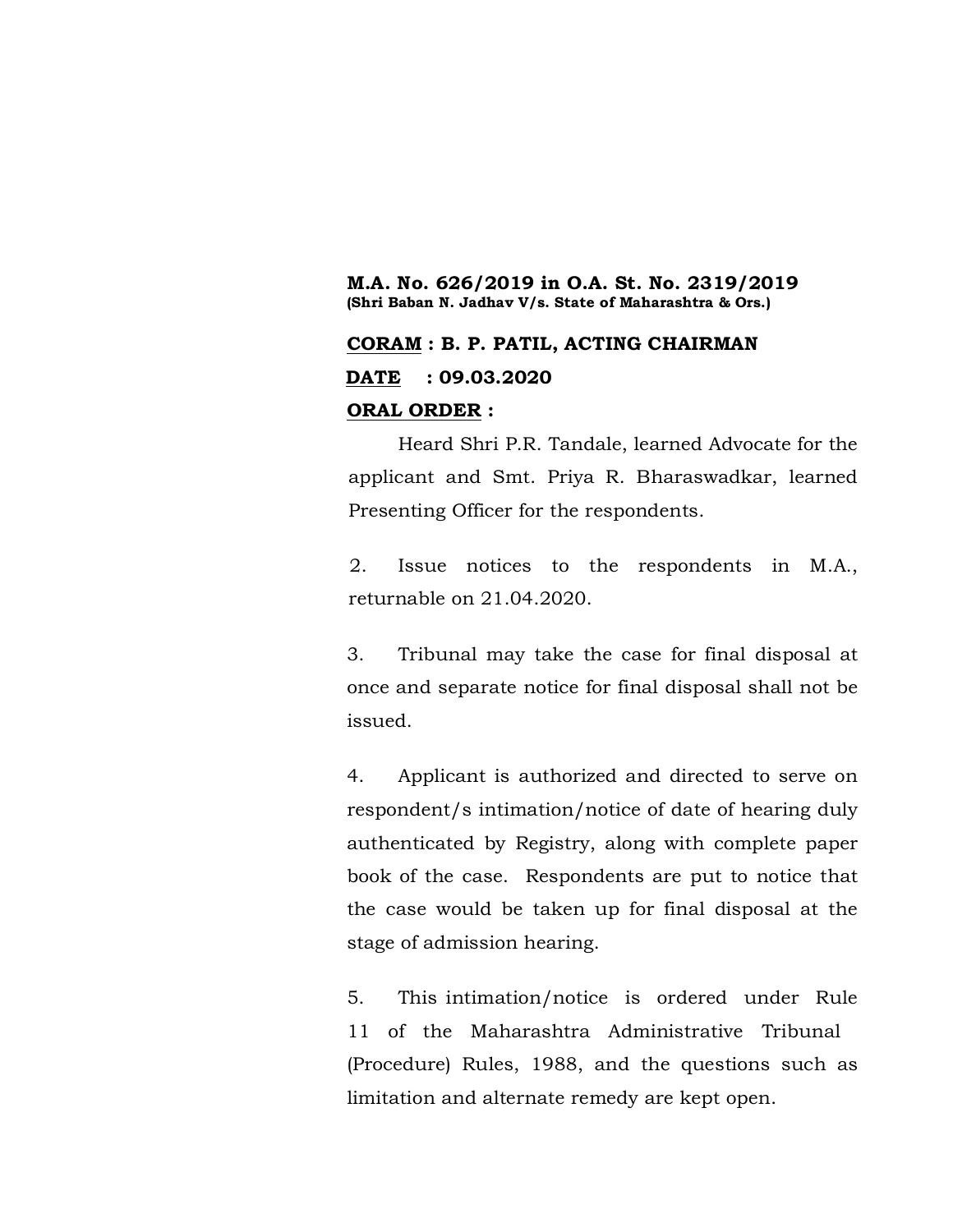**M.A. No. 626/2019 in O.A. St. No. 2319/2019**
**(Shri Baban N. Jadhav V/s. State of Maharashtra & Ors.)**

**CORAM : B. P. PATIL, ACTING CHAIRMAN**

**DATE : 09.03.2020**

**ORAL ORDER :**

Heard Shri P.R. Tandale, learned Advocate for the applicant and Smt. Priya R. Bharaswadkar, learned Presenting Officer for the respondents.

2. Issue notices to the respondents in M.A., returnable on 21.04.2020.

3. Tribunal may take the case for final disposal at once and separate notice for final disposal shall not be issued.

4. Applicant is authorized and directed to serve on respondent/s intimation/notice of date of hearing duly authenticated by Registry, along with complete paper book of the case. Respondents are put to notice that the case would be taken up for final disposal at the stage of admission hearing.

5. This intimation/notice is ordered under Rule 11 of the Maharashtra Administrative Tribunal (Procedure) Rules, 1988, and the questions such as limitation and alternate remedy are kept open.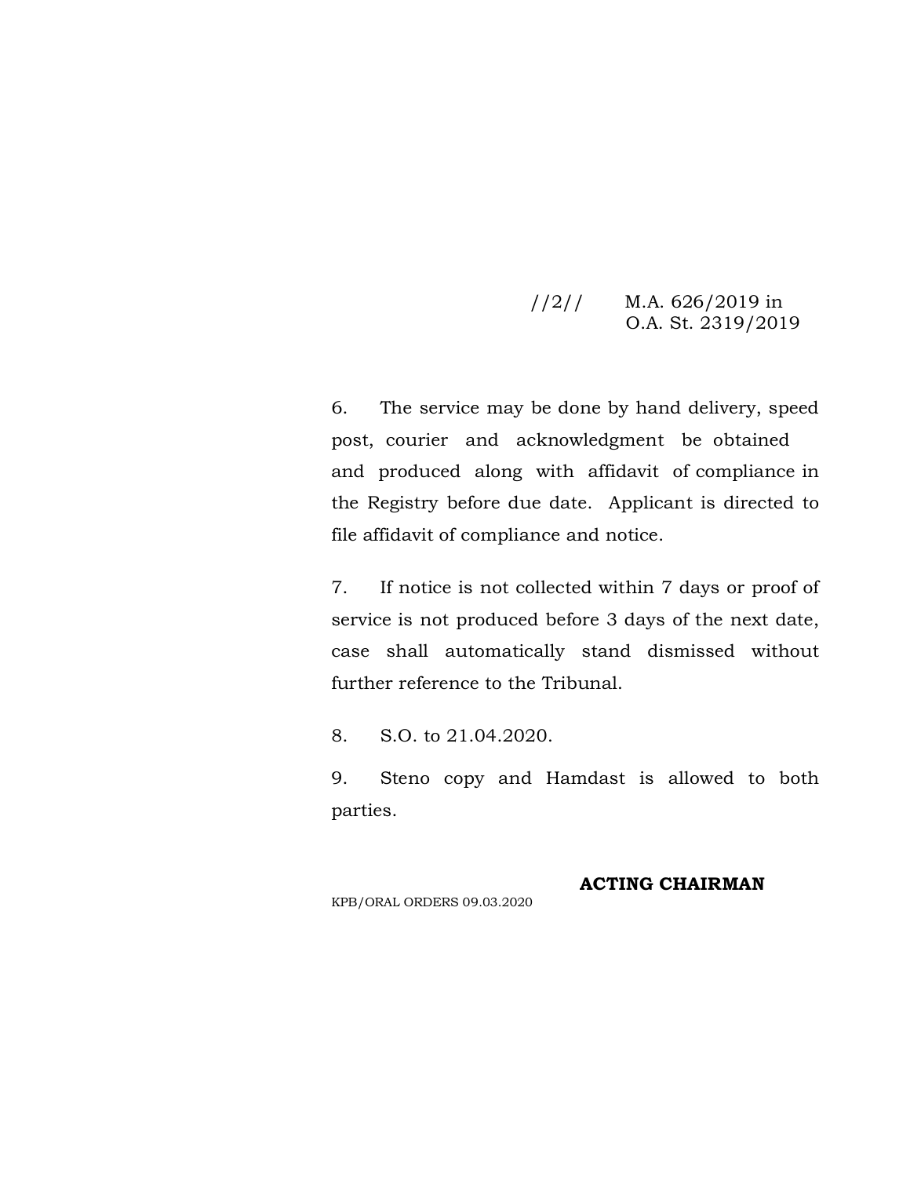//2// M.A. 626/2019 in
O.A. St. 2319/2019

6. The service may be done by hand delivery, speed post, courier and acknowledgment be obtained and produced along with affidavit of compliance in the Registry before due date. Applicant is directed to file affidavit of compliance and notice.

7. If notice is not collected within 7 days or proof of service is not produced before 3 days of the next date, case shall automatically stand dismissed without further reference to the Tribunal.

8. S.O. to 21.04.2020.

9. Steno copy and Hamdast is allowed to both parties.

**ACTING CHAIRMAN**

KPB/ORAL ORDERS 09.03.2020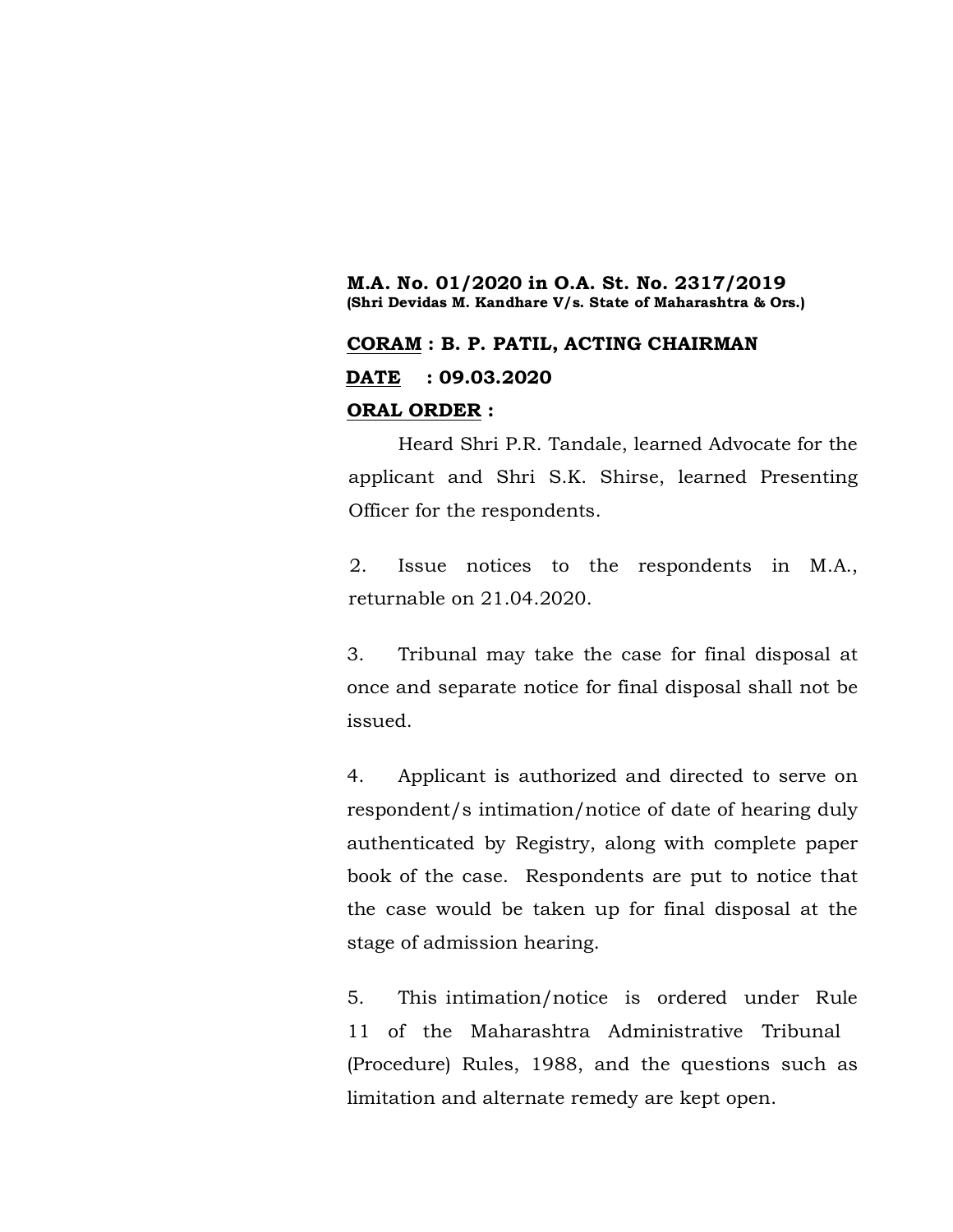**M.A. No. 01/2020 in O.A. St. No. 2317/2019**
**(Shri Devidas M. Kandhare V/s. State of Maharashtra & Ors.)**

**CORAM : B. P. PATIL, ACTING CHAIRMAN**

**DATE : 09.03.2020**

**ORAL ORDER :**

Heard Shri P.R. Tandale, learned Advocate for the applicant and Shri S.K. Shirse, learned Presenting Officer for the respondents.

2. Issue notices to the respondents in M.A., returnable on 21.04.2020.

3. Tribunal may take the case for final disposal at once and separate notice for final disposal shall not be issued.

4. Applicant is authorized and directed to serve on respondent/s intimation/notice of date of hearing duly authenticated by Registry, along with complete paper book of the case. Respondents are put to notice that the case would be taken up for final disposal at the stage of admission hearing.

5. This intimation/notice is ordered under Rule 11 of the Maharashtra Administrative Tribunal (Procedure) Rules, 1988, and the questions such as limitation and alternate remedy are kept open.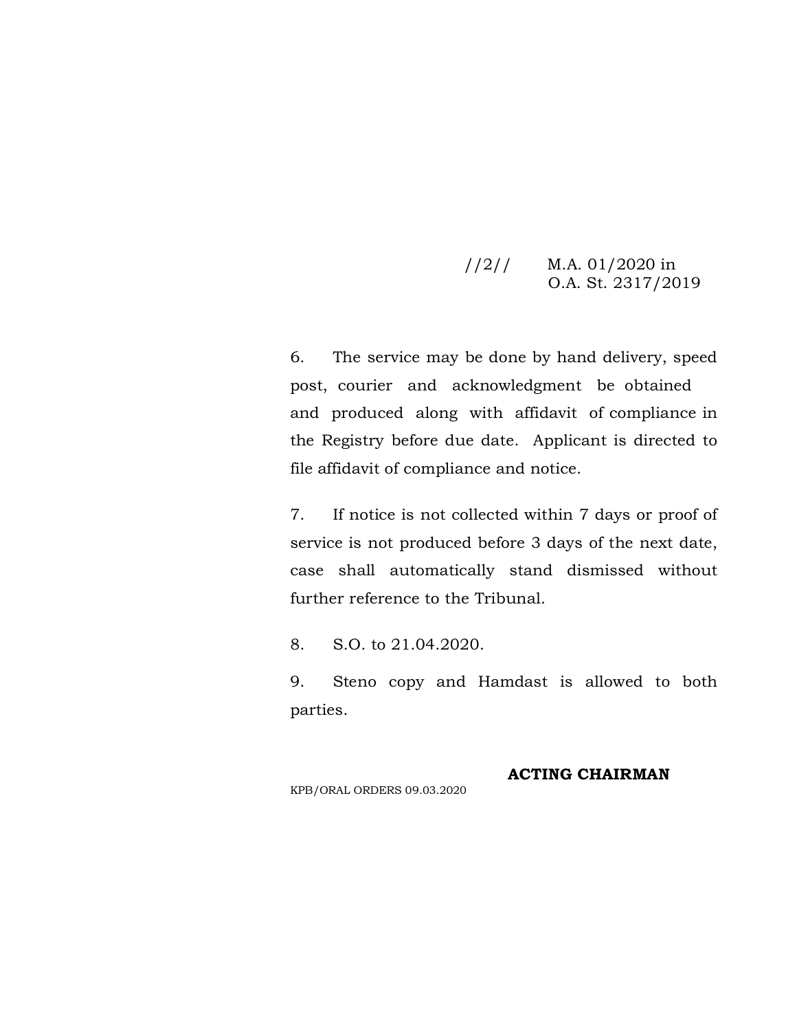//2// M.A. 01/2020 in
O.A. St. 2317/2019

6. The service may be done by hand delivery, speed post, courier and acknowledgment be obtained and produced along with affidavit of compliance in the Registry before due date. Applicant is directed to file affidavit of compliance and notice.

7. If notice is not collected within 7 days or proof of service is not produced before 3 days of the next date, case shall automatically stand dismissed without further reference to the Tribunal.

8. S.O. to 21.04.2020.

9. Steno copy and Hamdast is allowed to both parties.

**ACTING CHAIRMAN**

KPB/ORAL ORDERS 09.03.2020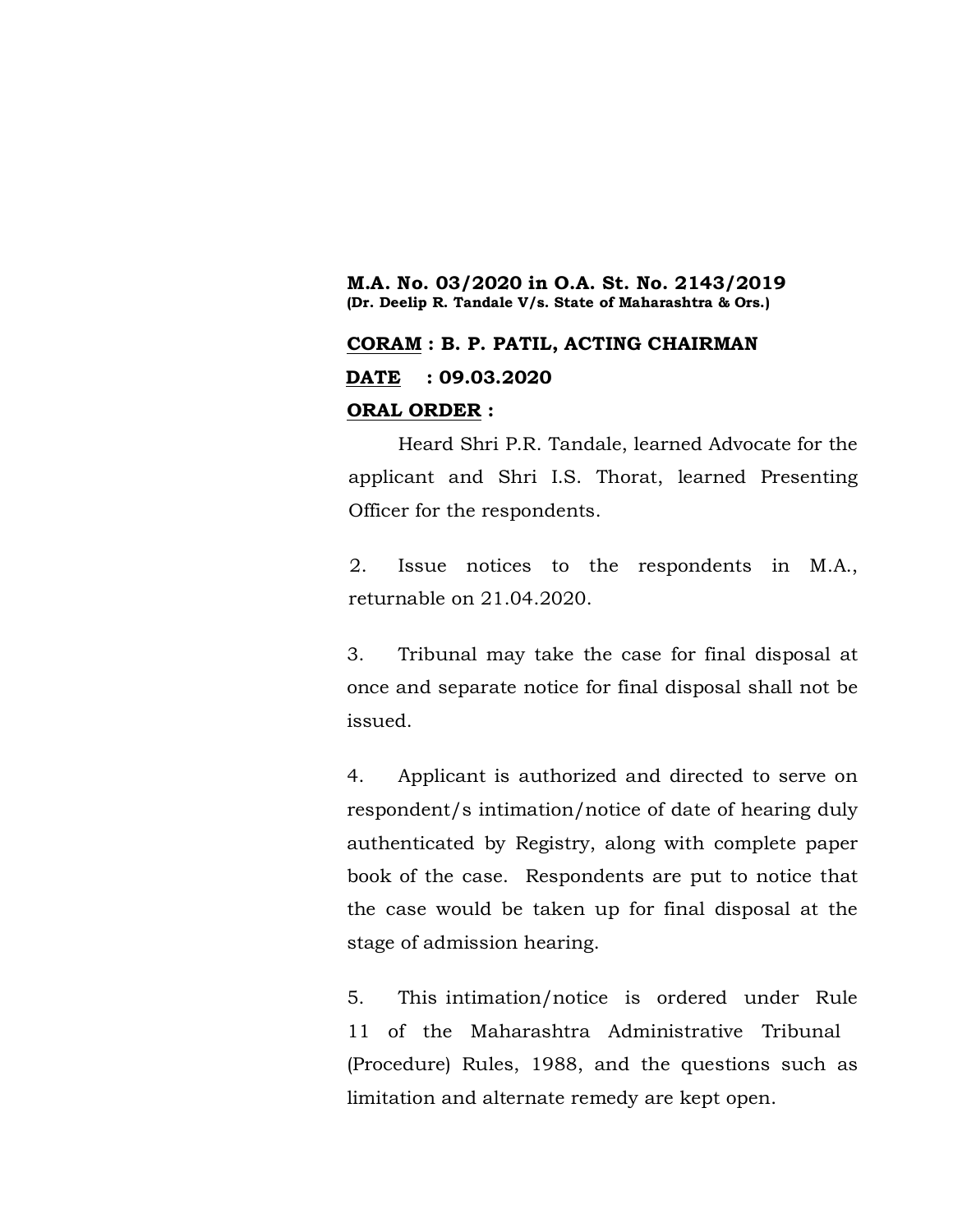**M.A. No. 03/2020 in O.A. St. No. 2143/2019**
**(Dr. Deelip R. Tandale V/s. State of Maharashtra & Ors.)**

**CORAM : B. P. PATIL, ACTING CHAIRMAN**

**DATE : 09.03.2020**

**ORAL ORDER :**

Heard Shri P.R. Tandale, learned Advocate for the applicant and Shri I.S. Thorat, learned Presenting Officer for the respondents.

2. Issue notices to the respondents in M.A., returnable on 21.04.2020.

3. Tribunal may take the case for final disposal at once and separate notice for final disposal shall not be issued.

4. Applicant is authorized and directed to serve on respondent/s intimation/notice of date of hearing duly authenticated by Registry, along with complete paper book of the case. Respondents are put to notice that the case would be taken up for final disposal at the stage of admission hearing.

5. This intimation/notice is ordered under Rule 11 of the Maharashtra Administrative Tribunal (Procedure) Rules, 1988, and the questions such as limitation and alternate remedy are kept open.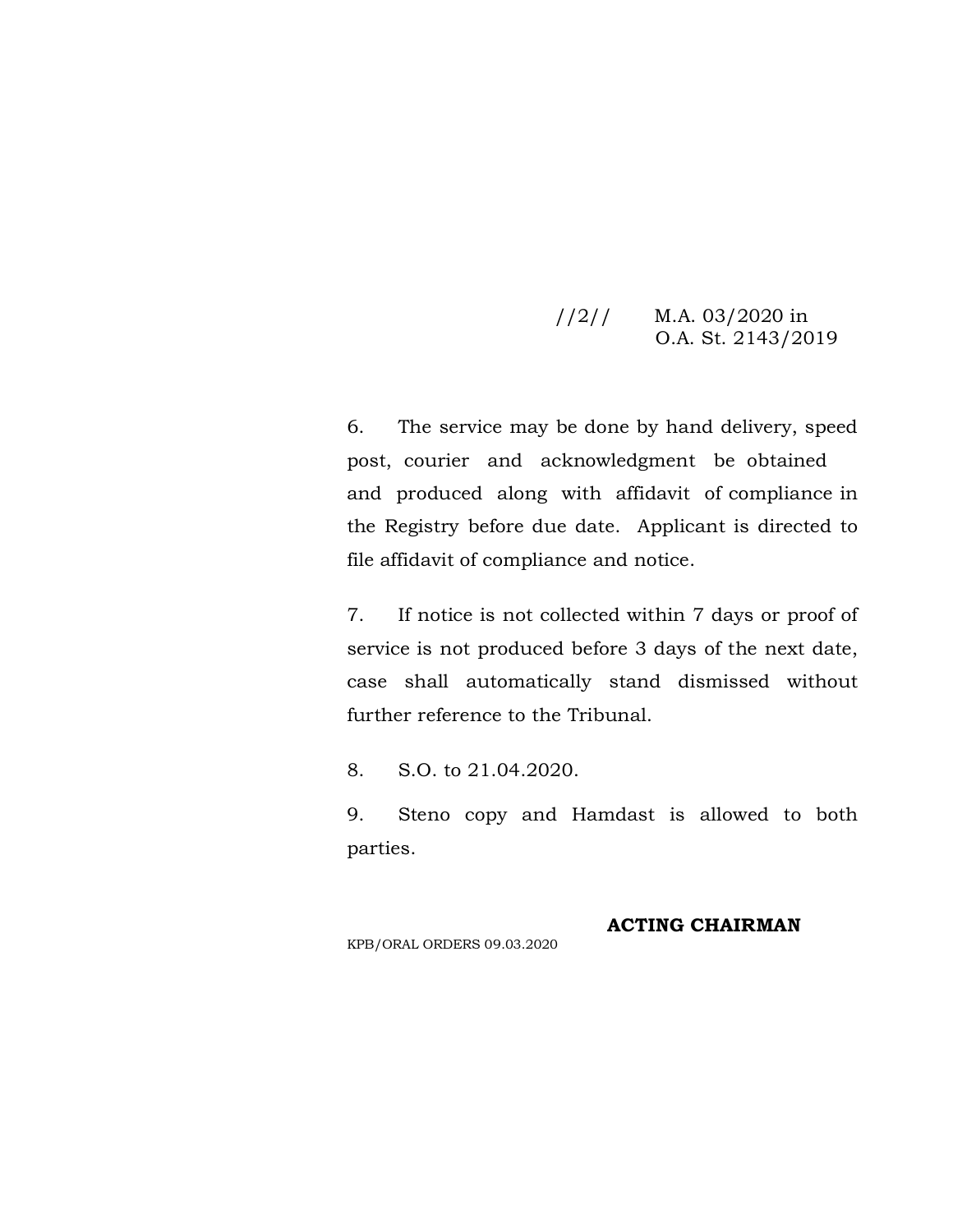//2// M.A. 03/2020 in
O.A. St. 2143/2019

6. The service may be done by hand delivery, speed post, courier and acknowledgment be obtained and produced along with affidavit of compliance in the Registry before due date. Applicant is directed to file affidavit of compliance and notice.

7. If notice is not collected within 7 days or proof of service is not produced before 3 days of the next date, case shall automatically stand dismissed without further reference to the Tribunal.

8. S.O. to 21.04.2020.

9. Steno copy and Hamdast is allowed to both parties.

**ACTING CHAIRMAN**

KPB/ORAL ORDERS 09.03.2020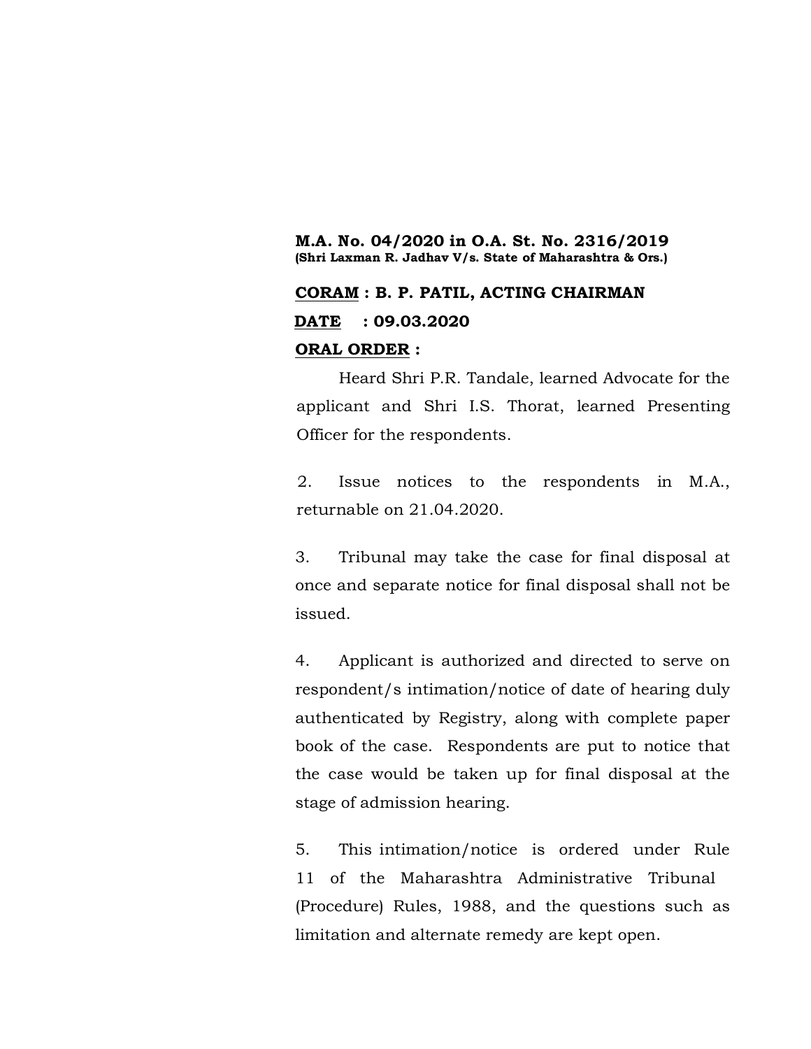**M.A. No. 04/2020 in O.A. St. No. 2316/2019**
**(Shri Laxman R. Jadhav V/s. State of Maharashtra & Ors.)**

**CORAM : B. P. PATIL, ACTING CHAIRMAN**

**DATE : 09.03.2020**

**ORAL ORDER :**

Heard Shri P.R. Tandale, learned Advocate for the applicant and Shri I.S. Thorat, learned Presenting Officer for the respondents.

2. Issue notices to the respondents in M.A., returnable on 21.04.2020.

3. Tribunal may take the case for final disposal at once and separate notice for final disposal shall not be issued.

4. Applicant is authorized and directed to serve on respondent/s intimation/notice of date of hearing duly authenticated by Registry, along with complete paper book of the case. Respondents are put to notice that the case would be taken up for final disposal at the stage of admission hearing.

5. This intimation/notice is ordered under Rule 11 of the Maharashtra Administrative Tribunal (Procedure) Rules, 1988, and the questions such as limitation and alternate remedy are kept open.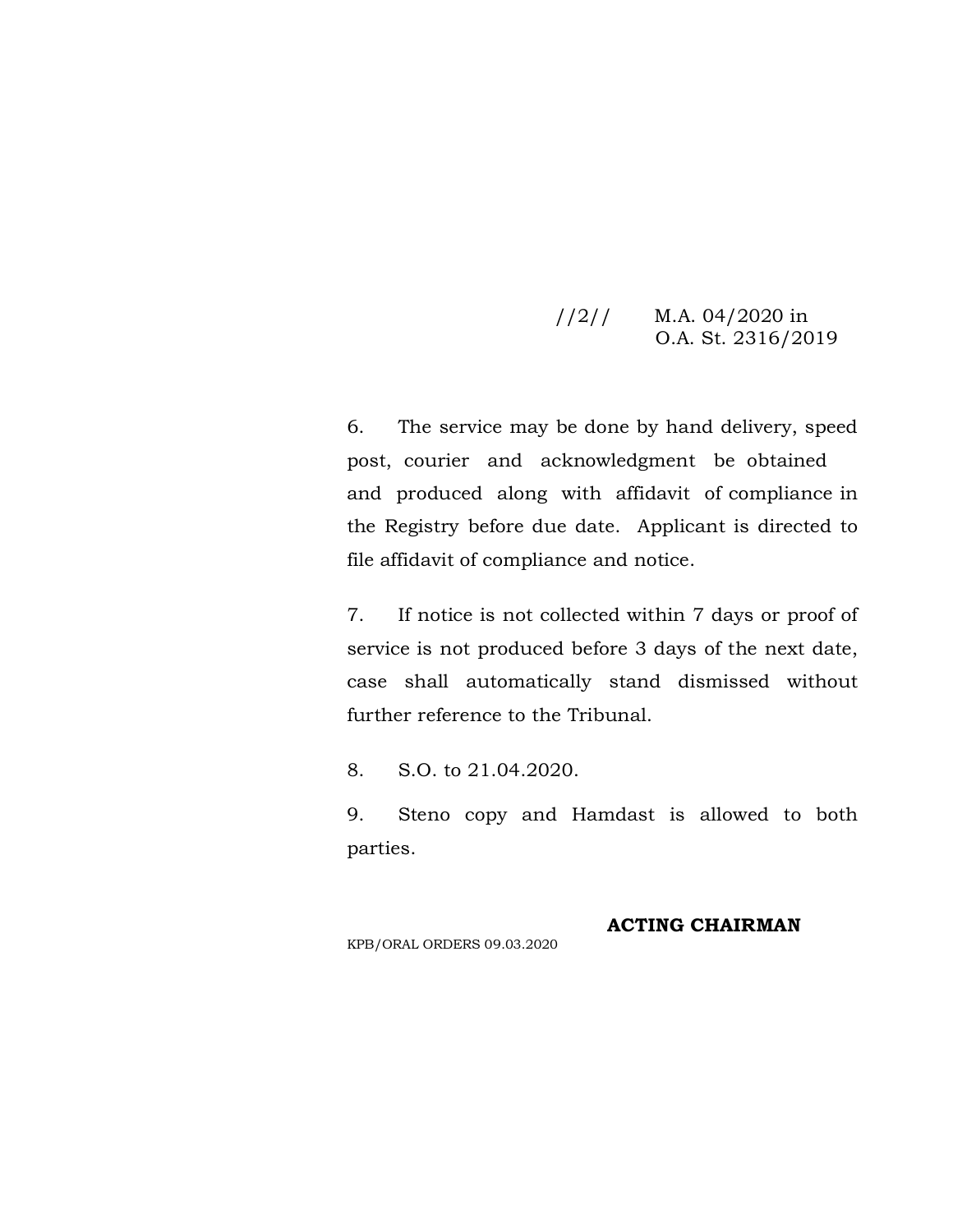//2// M.A. 04/2020 in
O.A. St. 2316/2019

6. The service may be done by hand delivery, speed post, courier and acknowledgment be obtained and produced along with affidavit of compliance in the Registry before due date. Applicant is directed to file affidavit of compliance and notice.

7. If notice is not collected within 7 days or proof of service is not produced before 3 days of the next date, case shall automatically stand dismissed without further reference to the Tribunal.

8. S.O. to 21.04.2020.

9. Steno copy and Hamdast is allowed to both parties.

**ACTING CHAIRMAN**

KPB/ORAL ORDERS 09.03.2020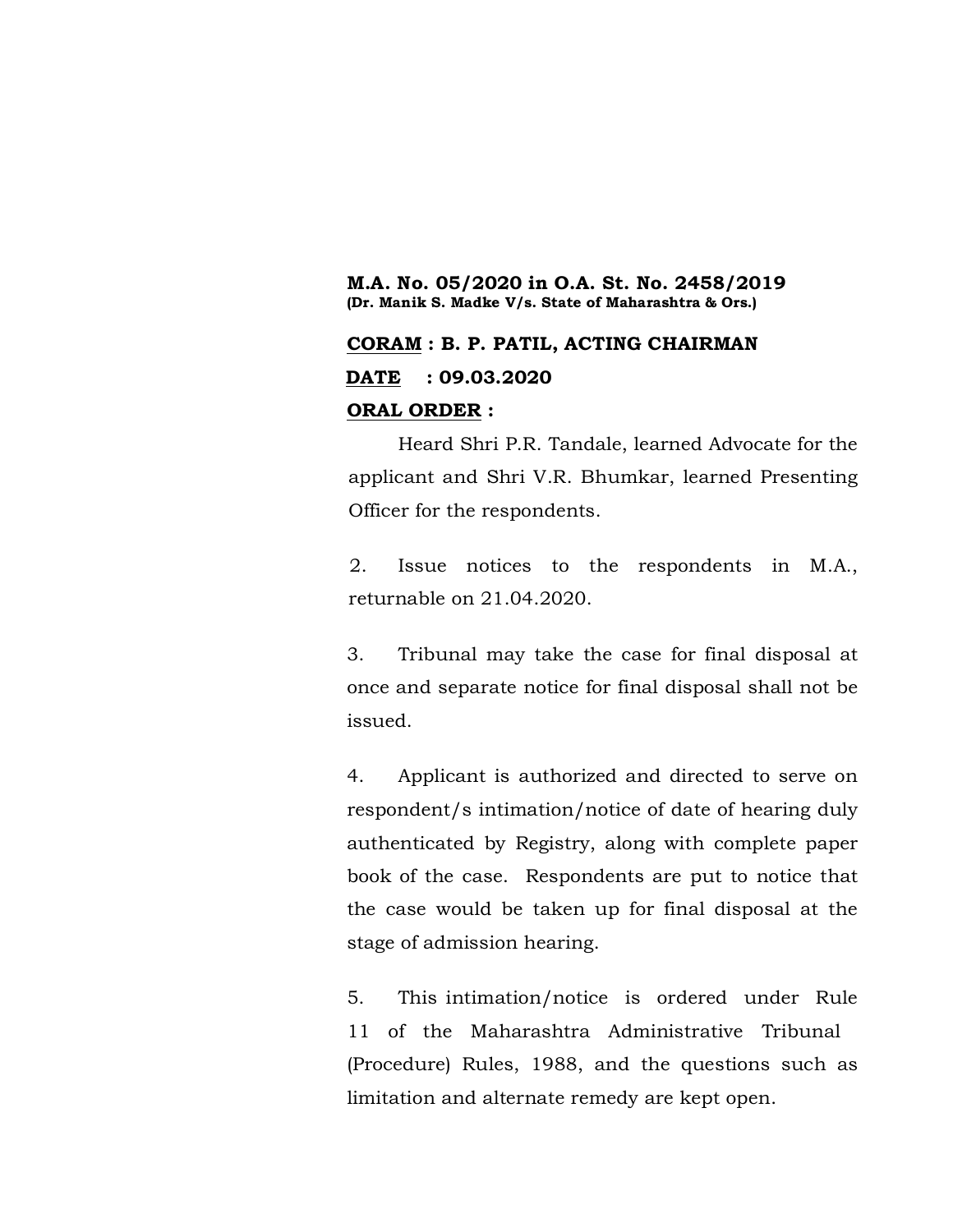**M.A. No. 05/2020 in O.A. St. No. 2458/2019**
**(Dr. Manik S. Madke V/s. State of Maharashtra & Ors.)**

**<u>CORAM</u> : B. P. PATIL, ACTING CHAIRMAN**

**<u>DATE</u> : 09.03.2020**

**<u>ORAL ORDER</u> :**

Heard Shri P.R. Tandale, learned Advocate for the applicant and Shri V.R. Bhumkar, learned Presenting Officer for the respondents.

2. Issue notices to the respondents in M.A., returnable on 21.04.2020.

3. Tribunal may take the case for final disposal at once and separate notice for final disposal shall not be issued.

4. Applicant is authorized and directed to serve on respondent/s intimation/notice of date of hearing duly authenticated by Registry, along with complete paper book of the case. Respondents are put to notice that the case would be taken up for final disposal at the stage of admission hearing.

5. This intimation/notice is ordered under Rule 11 of the Maharashtra Administrative Tribunal (Procedure) Rules, 1988, and the questions such as limitation and alternate remedy are kept open.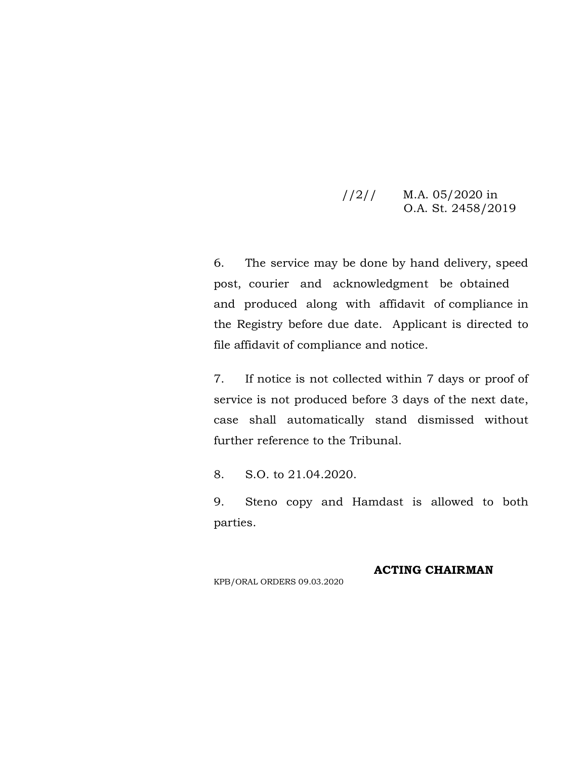//2// M.A. 05/2020 in
O.A. St. 2458/2019

6. The service may be done by hand delivery, speed post, courier and acknowledgment be obtained and produced along with affidavit of compliance in the Registry before due date. Applicant is directed to file affidavit of compliance and notice.

7. If notice is not collected within 7 days or proof of service is not produced before 3 days of the next date, case shall automatically stand dismissed without further reference to the Tribunal.

8. S.O. to 21.04.2020.

9. Steno copy and Hamdast is allowed to both parties.

**ACTING CHAIRMAN**

KPB/ORAL ORDERS 09.03.2020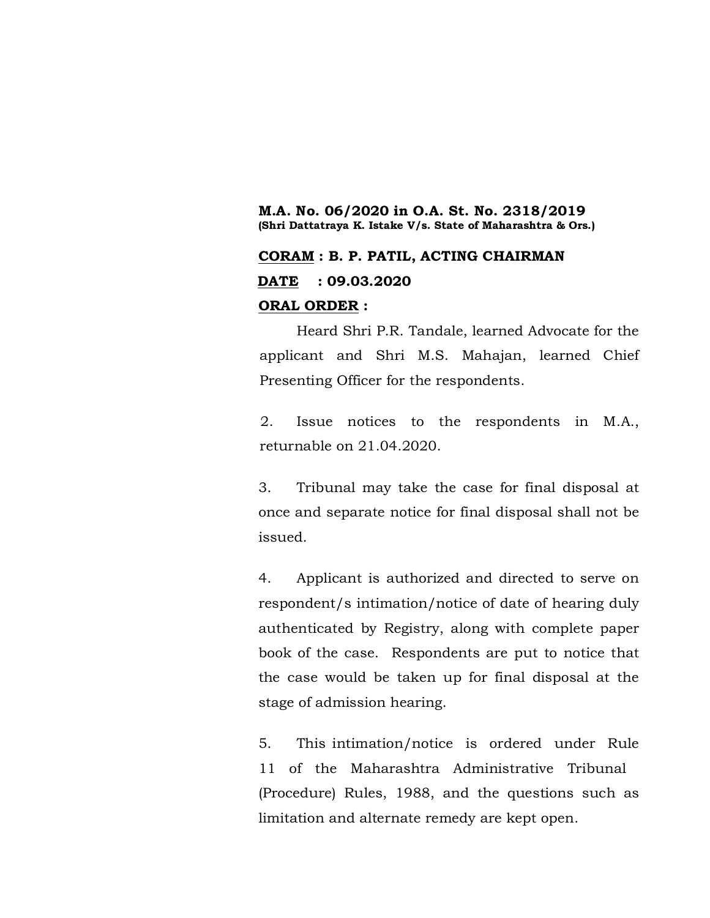**M.A. No. 06/2020 in O.A. St. No. 2318/2019**
**(Shri Dattatraya K. Istake V/s. State of Maharashtra & Ors.)**

**CORAM : B. P. PATIL, ACTING CHAIRMAN**

**DATE : 09.03.2020**

**ORAL ORDER :**

Heard Shri P.R. Tandale, learned Advocate for the applicant and Shri M.S. Mahajan, learned Chief Presenting Officer for the respondents.

2. Issue notices to the respondents in M.A., returnable on 21.04.2020.

3. Tribunal may take the case for final disposal at once and separate notice for final disposal shall not be issued.

4. Applicant is authorized and directed to serve on respondent/s intimation/notice of date of hearing duly authenticated by Registry, along with complete paper book of the case. Respondents are put to notice that the case would be taken up for final disposal at the stage of admission hearing.

5. This intimation/notice is ordered under Rule 11 of the Maharashtra Administrative Tribunal (Procedure) Rules, 1988, and the questions such as limitation and alternate remedy are kept open.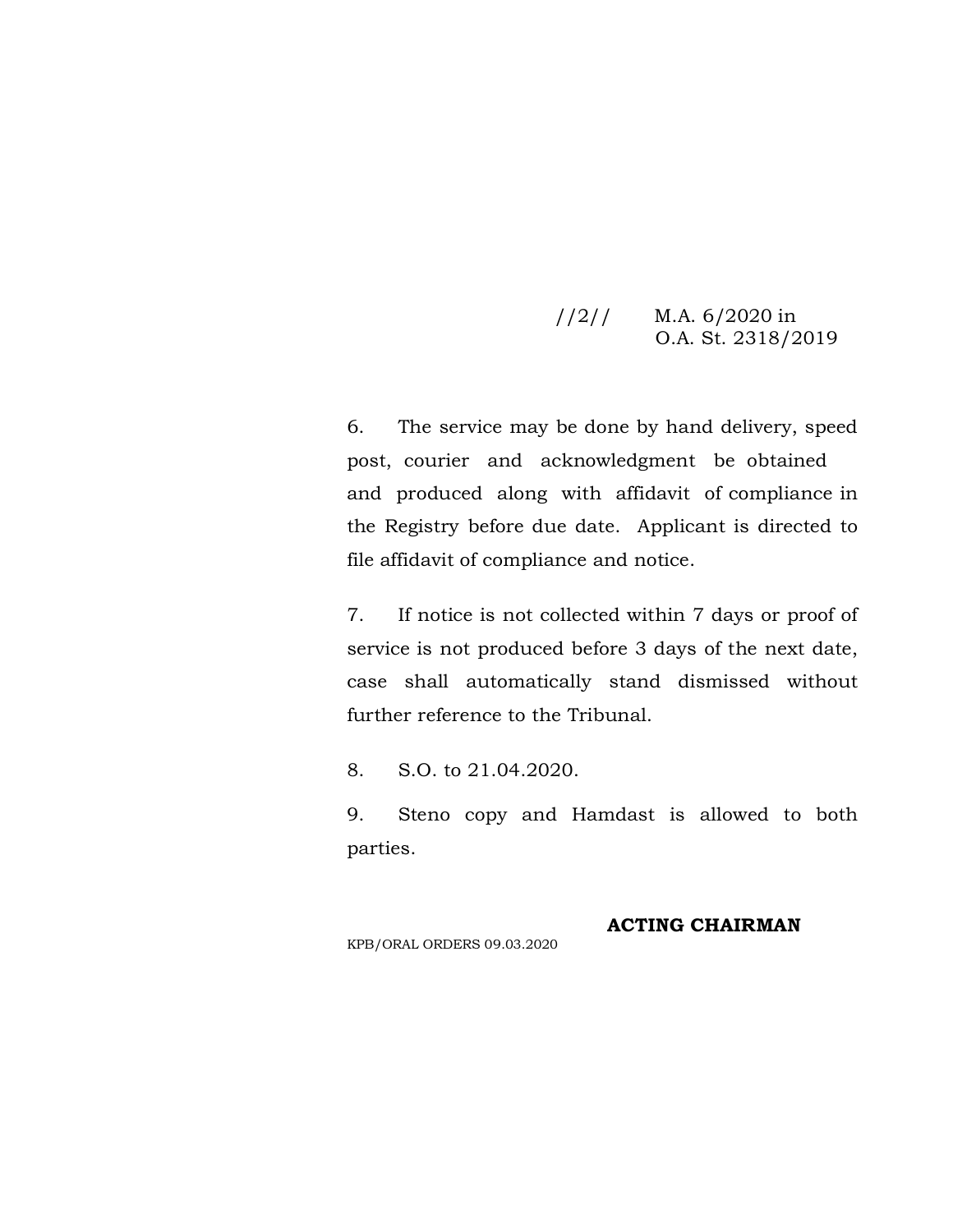//2// M.A. 6/2020 in
O.A. St. 2318/2019

6. The service may be done by hand delivery, speed post, courier and acknowledgment be obtained and produced along with affidavit of compliance in the Registry before due date. Applicant is directed to file affidavit of compliance and notice.

7. If notice is not collected within 7 days or proof of service is not produced before 3 days of the next date, case shall automatically stand dismissed without further reference to the Tribunal.

8. S.O. to 21.04.2020.

9. Steno copy and Hamdast is allowed to both parties.

**ACTING CHAIRMAN**

KPB/ORAL ORDERS 09.03.2020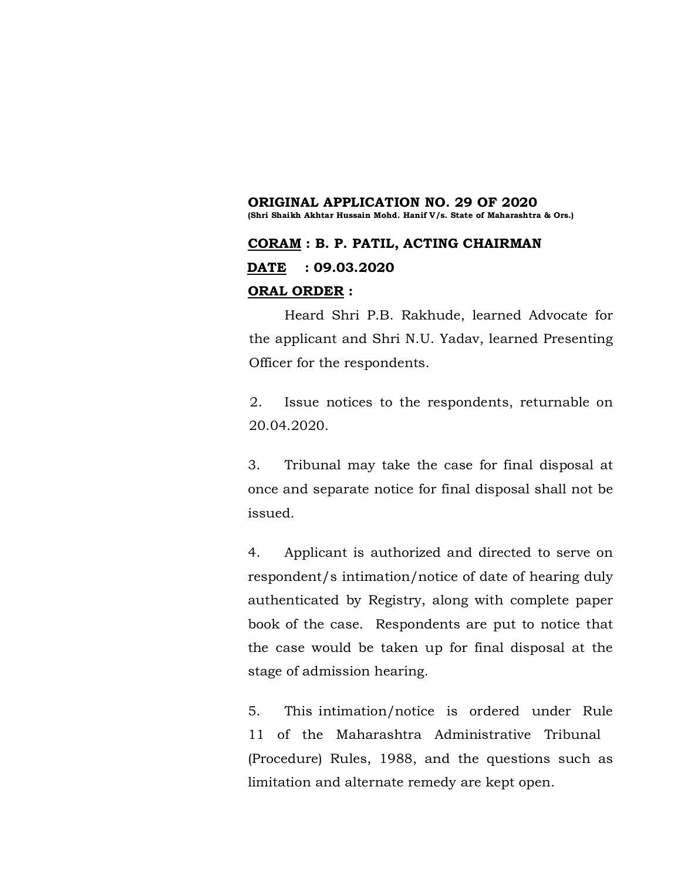**ORIGINAL APPLICATION NO. 29 OF 2020**
**(Shri Shaikh Akhtar Hussain Mohd. Hanif V/s. State of Maharashtra & Ors.)**

**CORAM : B. P. PATIL, ACTING CHAIRMAN**

**DATE : 09.03.2020**

**ORAL ORDER :**

Heard Shri P.B. Rakhude, learned Advocate for the applicant and Shri N.U. Yadav, learned Presenting Officer for the respondents.

2. Issue notices to the respondents, returnable on 20.04.2020.

3. Tribunal may take the case for final disposal at once and separate notice for final disposal shall not be issued.

4. Applicant is authorized and directed to serve on respondent/s intimation/notice of date of hearing duly authenticated by Registry, along with complete paper book of the case. Respondents are put to notice that the case would be taken up for final disposal at the stage of admission hearing.

5. This intimation/notice is ordered under Rule 11 of the Maharashtra Administrative Tribunal (Procedure) Rules, 1988, and the questions such as limitation and alternate remedy are kept open.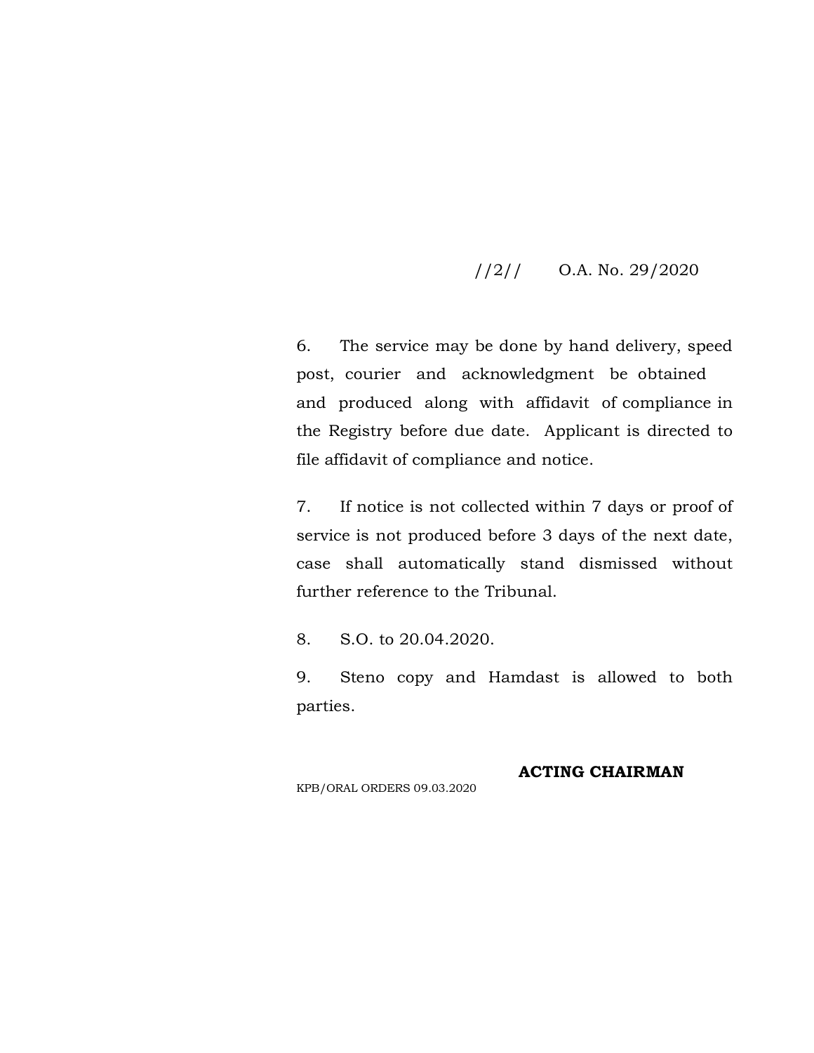//2// O.A. No. 29/2020

6. The service may be done by hand delivery, speed post, courier and acknowledgment be obtained and produced along with affidavit of compliance in the Registry before due date. Applicant is directed to file affidavit of compliance and notice.

7. If notice is not collected within 7 days or proof of service is not produced before 3 days of the next date, case shall automatically stand dismissed without further reference to the Tribunal.

8. S.O. to 20.04.2020.

9. Steno copy and Hamdast is allowed to both parties.

**ACTING CHAIRMAN**

KPB/ORAL ORDERS 09.03.2020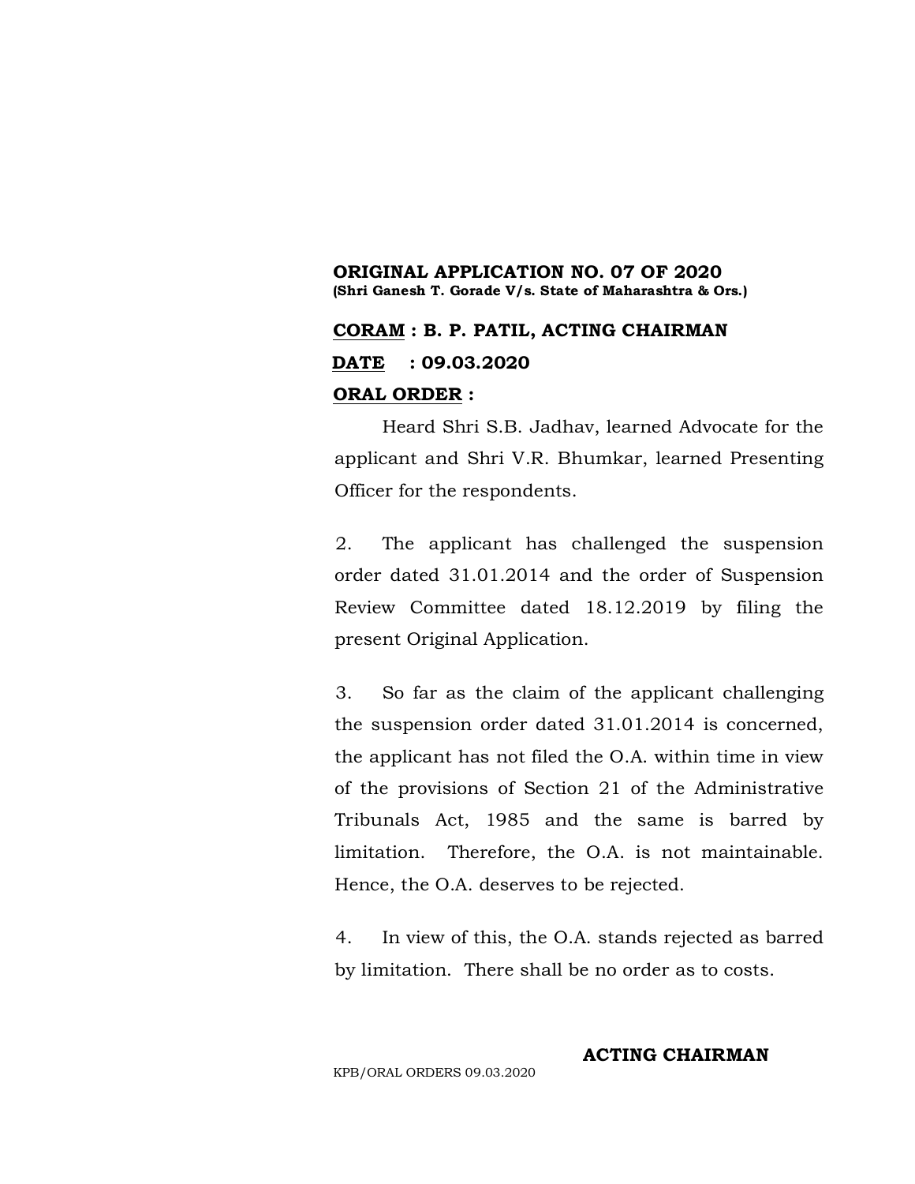**ORIGINAL APPLICATION NO. 07 OF 2020**
**(Shri Ganesh T. Gorade V/s. State of Maharashtra & Ors.)**

**CORAM : B. P. PATIL, ACTING CHAIRMAN**

**DATE : 09.03.2020**

**ORAL ORDER :**

Heard Shri S.B. Jadhav, learned Advocate for the applicant and Shri V.R. Bhumkar, learned Presenting Officer for the respondents.

2. The applicant has challenged the suspension order dated 31.01.2014 and the order of Suspension Review Committee dated 18.12.2019 by filing the present Original Application.

3. So far as the claim of the applicant challenging the suspension order dated 31.01.2014 is concerned, the applicant has not filed the O.A. within time in view of the provisions of Section 21 of the Administrative Tribunals Act, 1985 and the same is barred by limitation. Therefore, the O.A. is not maintainable. Hence, the O.A. deserves to be rejected.

4. In view of this, the O.A. stands rejected as barred by limitation. There shall be no order as to costs.

**ACTING CHAIRMAN**

KPB/ORAL ORDERS 09.03.2020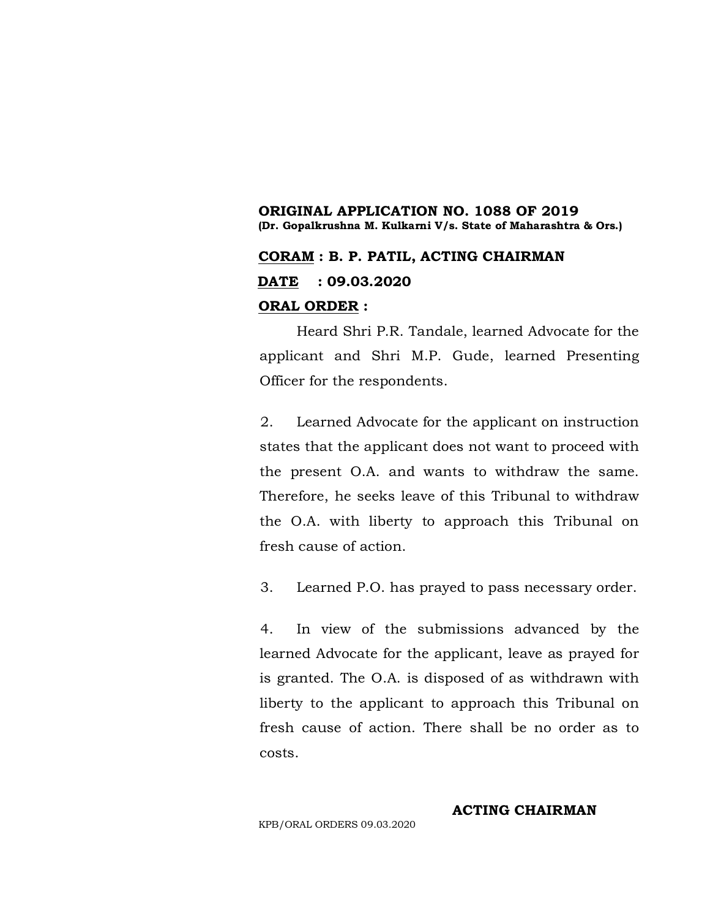**ORIGINAL APPLICATION NO. 1088 OF 2019**
**(Dr. Gopalkrushna M. Kulkarni V/s. State of Maharashtra & Ors.)**

**CORAM : B. P. PATIL, ACTING CHAIRMAN**

**DATE : 09.03.2020**

**ORAL ORDER :**

Heard Shri P.R. Tandale, learned Advocate for the applicant and Shri M.P. Gude, learned Presenting Officer for the respondents.

2. Learned Advocate for the applicant on instruction states that the applicant does not want to proceed with the present O.A. and wants to withdraw the same. Therefore, he seeks leave of this Tribunal to withdraw the O.A. with liberty to approach this Tribunal on fresh cause of action.

3. Learned P.O. has prayed to pass necessary order.

4. In view of the submissions advanced by the learned Advocate for the applicant, leave as prayed for is granted. The O.A. is disposed of as withdrawn with liberty to the applicant to approach this Tribunal on fresh cause of action. There shall be no order as to costs.

**ACTING CHAIRMAN**

KPB/ORAL ORDERS 09.03.2020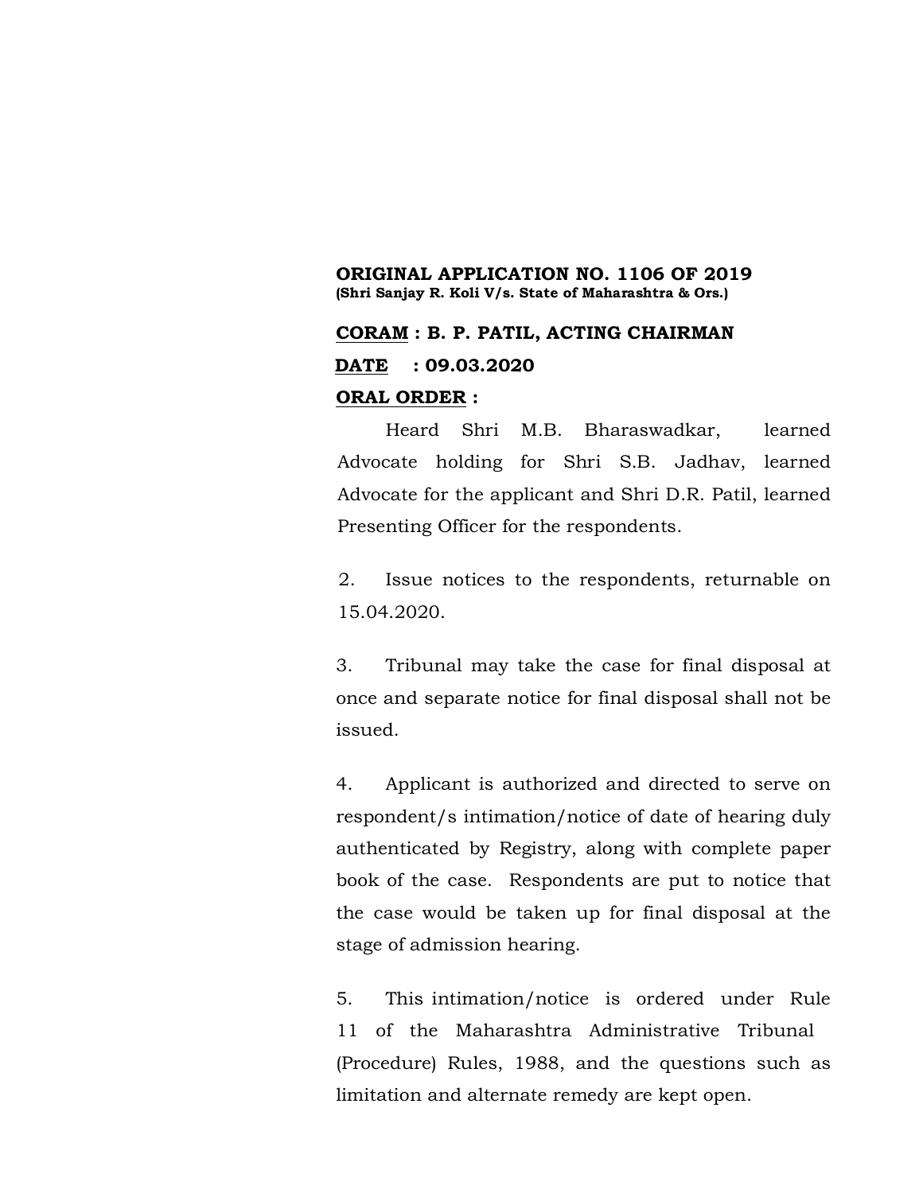**ORIGINAL APPLICATION NO. 1106 OF 2019**
**(Shri Sanjay R. Koli V/s. State of Maharashtra & Ors.)**

**CORAM : B. P. PATIL, ACTING CHAIRMAN**

**DATE : 09.03.2020**

**ORAL ORDER :**

Heard Shri M.B. Bharaswadkar, learned Advocate holding for Shri S.B. Jadhav, learned Advocate for the applicant and Shri D.R. Patil, learned Presenting Officer for the respondents.

2. Issue notices to the respondents, returnable on 15.04.2020.

3. Tribunal may take the case for final disposal at once and separate notice for final disposal shall not be issued.

4. Applicant is authorized and directed to serve on respondent/s intimation/notice of date of hearing duly authenticated by Registry, along with complete paper book of the case. Respondents are put to notice that the case would be taken up for final disposal at the stage of admission hearing.

5. This intimation/notice is ordered under Rule 11 of the Maharashtra Administrative Tribunal (Procedure) Rules, 1988, and the questions such as limitation and alternate remedy are kept open.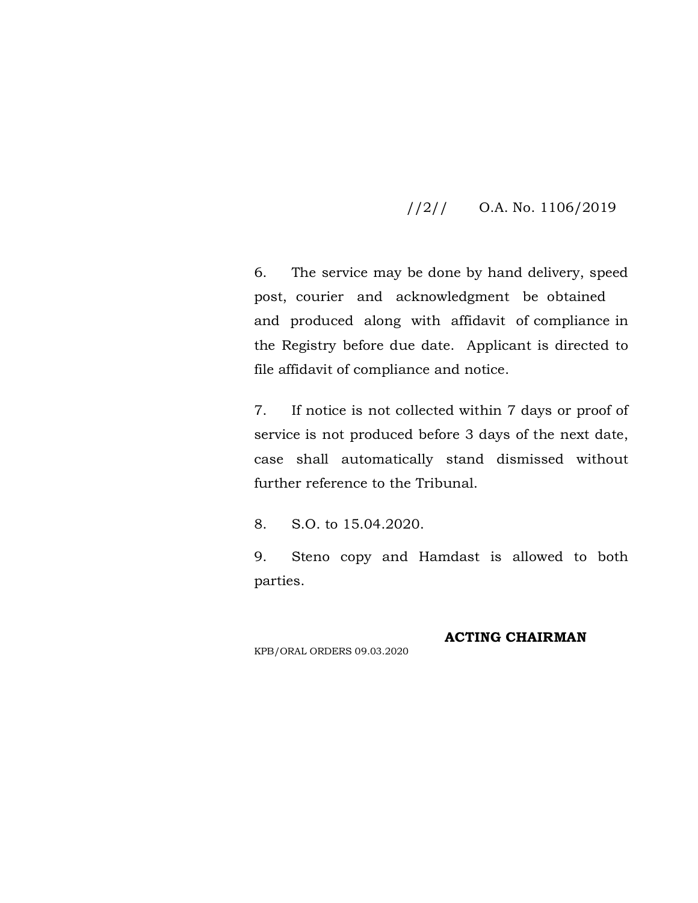//2// O.A. No. 1106/2019

6. The service may be done by hand delivery, speed post, courier and acknowledgment be obtained and produced along with affidavit of compliance in the Registry before due date. Applicant is directed to file affidavit of compliance and notice.

7. If notice is not collected within 7 days or proof of service is not produced before 3 days of the next date, case shall automatically stand dismissed without further reference to the Tribunal.

8. S.O. to 15.04.2020.

9. Steno copy and Hamdast is allowed to both parties.

**ACTING CHAIRMAN**

KPB/ORAL ORDERS 09.03.2020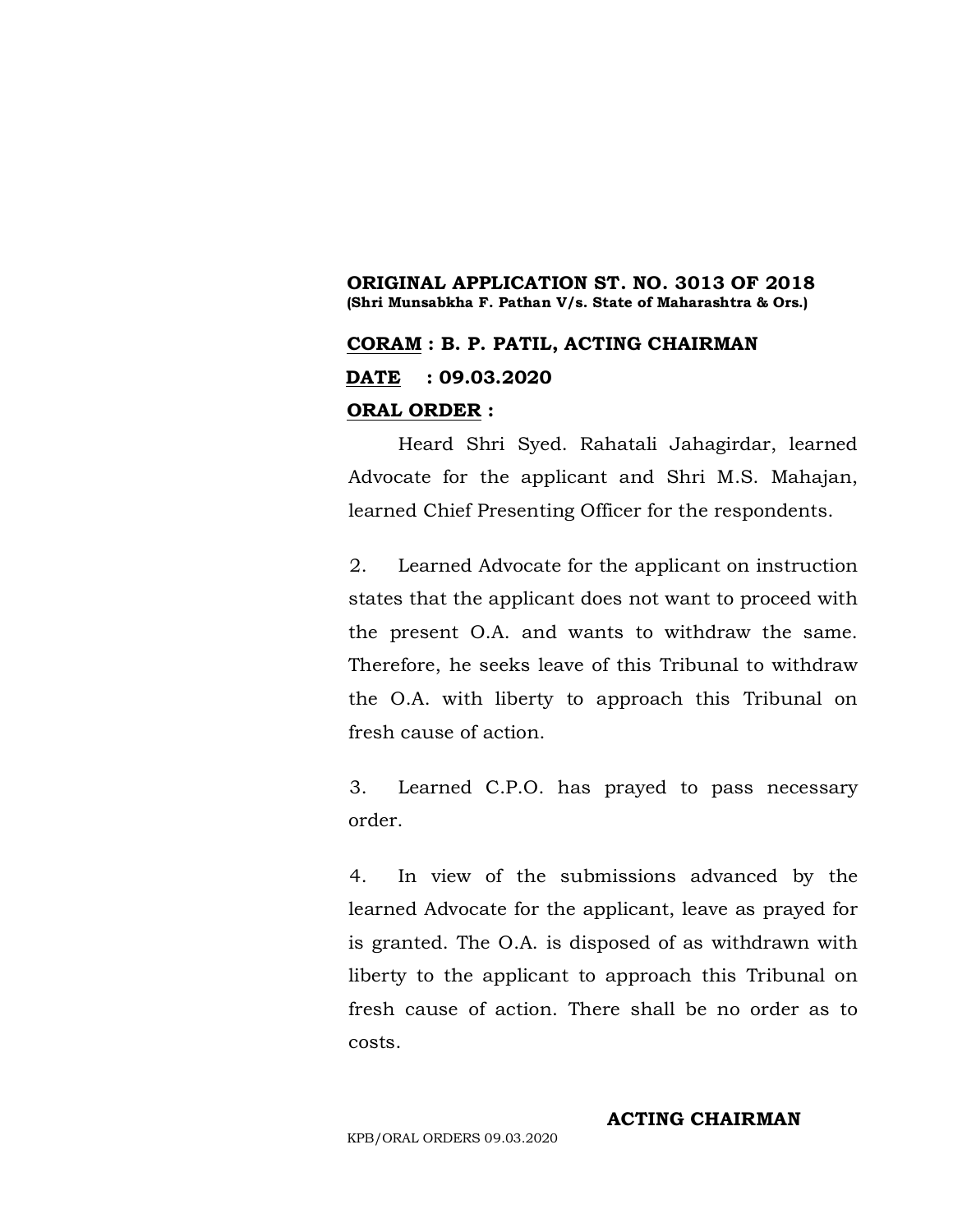**ORIGINAL APPLICATION ST. NO. 3013 OF 2018**
**(Shri Munsabkha F. Pathan V/s. State of Maharashtra & Ors.)**

**CORAM : B. P. PATIL, ACTING CHAIRMAN**

**DATE : 09.03.2020**

**ORAL ORDER :**

Heard Shri Syed. Rahatali Jahagirdar, learned Advocate for the applicant and Shri M.S. Mahajan, learned Chief Presenting Officer for the respondents.

2. Learned Advocate for the applicant on instruction states that the applicant does not want to proceed with the present O.A. and wants to withdraw the same. Therefore, he seeks leave of this Tribunal to withdraw the O.A. with liberty to approach this Tribunal on fresh cause of action.

3. Learned C.P.O. has prayed to pass necessary order.

4. In view of the submissions advanced by the learned Advocate for the applicant, leave as prayed for is granted. The O.A. is disposed of as withdrawn with liberty to the applicant to approach this Tribunal on fresh cause of action. There shall be no order as to costs.

**ACTING CHAIRMAN**

KPB/ORAL ORDERS 09.03.2020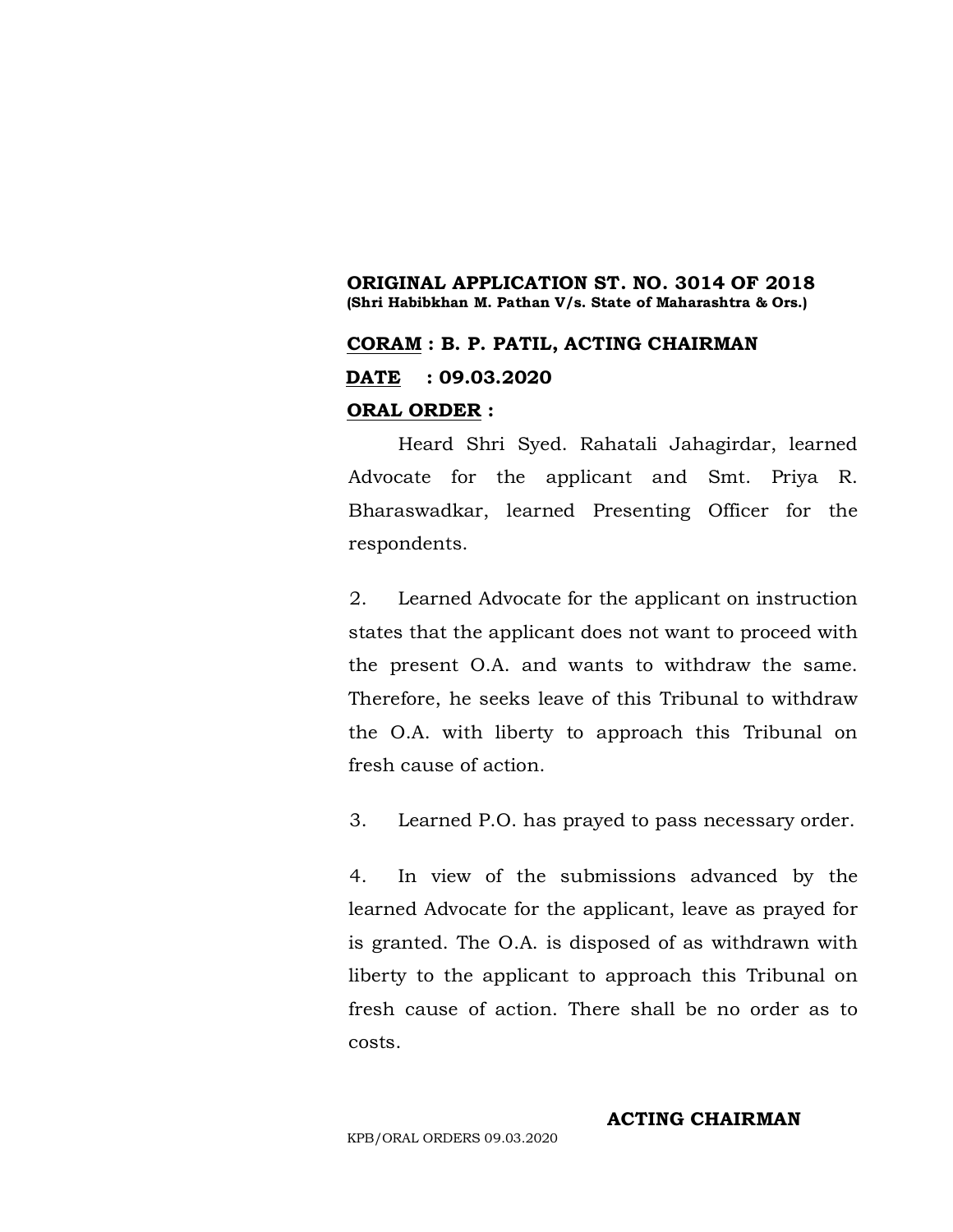**ORIGINAL APPLICATION ST. NO. 3014 OF 2018**
**(Shri Habibkhan M. Pathan V/s. State of Maharashtra & Ors.)**

**CORAM : B. P. PATIL, ACTING CHAIRMAN**

**DATE : 09.03.2020**

**ORAL ORDER :**

Heard Shri Syed. Rahatali Jahagirdar, learned Advocate for the applicant and Smt. Priya R. Bharaswadkar, learned Presenting Officer for the respondents.

2. Learned Advocate for the applicant on instruction states that the applicant does not want to proceed with the present O.A. and wants to withdraw the same. Therefore, he seeks leave of this Tribunal to withdraw the O.A. with liberty to approach this Tribunal on fresh cause of action.

3. Learned P.O. has prayed to pass necessary order.

4. In view of the submissions advanced by the learned Advocate for the applicant, leave as prayed for is granted. The O.A. is disposed of as withdrawn with liberty to the applicant to approach this Tribunal on fresh cause of action. There shall be no order as to costs.

**ACTING CHAIRMAN**

KPB/ORAL ORDERS 09.03.2020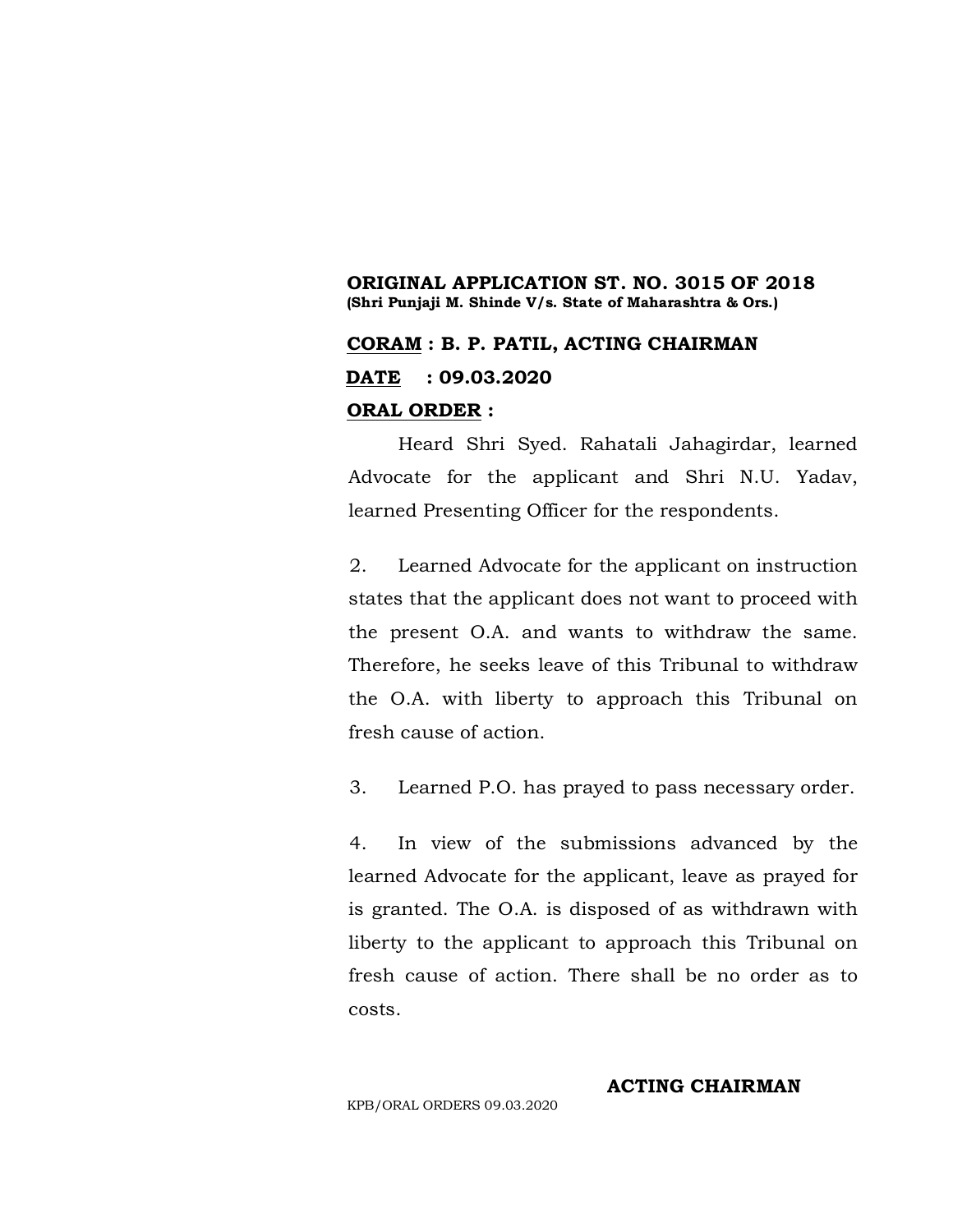**ORIGINAL APPLICATION ST. NO. 3015 OF 2018**
**(Shri Punjaji M. Shinde V/s. State of Maharashtra & Ors.)**

**CORAM : B. P. PATIL, ACTING CHAIRMAN**

**DATE : 09.03.2020**

**ORAL ORDER :**

Heard Shri Syed. Rahatali Jahagirdar, learned Advocate for the applicant and Shri N.U. Yadav, learned Presenting Officer for the respondents.

2. Learned Advocate for the applicant on instruction states that the applicant does not want to proceed with the present O.A. and wants to withdraw the same. Therefore, he seeks leave of this Tribunal to withdraw the O.A. with liberty to approach this Tribunal on fresh cause of action.

3. Learned P.O. has prayed to pass necessary order.

4. In view of the submissions advanced by the learned Advocate for the applicant, leave as prayed for is granted. The O.A. is disposed of as withdrawn with liberty to the applicant to approach this Tribunal on fresh cause of action. There shall be no order as to costs.

**ACTING CHAIRMAN**

KPB/ORAL ORDERS 09.03.2020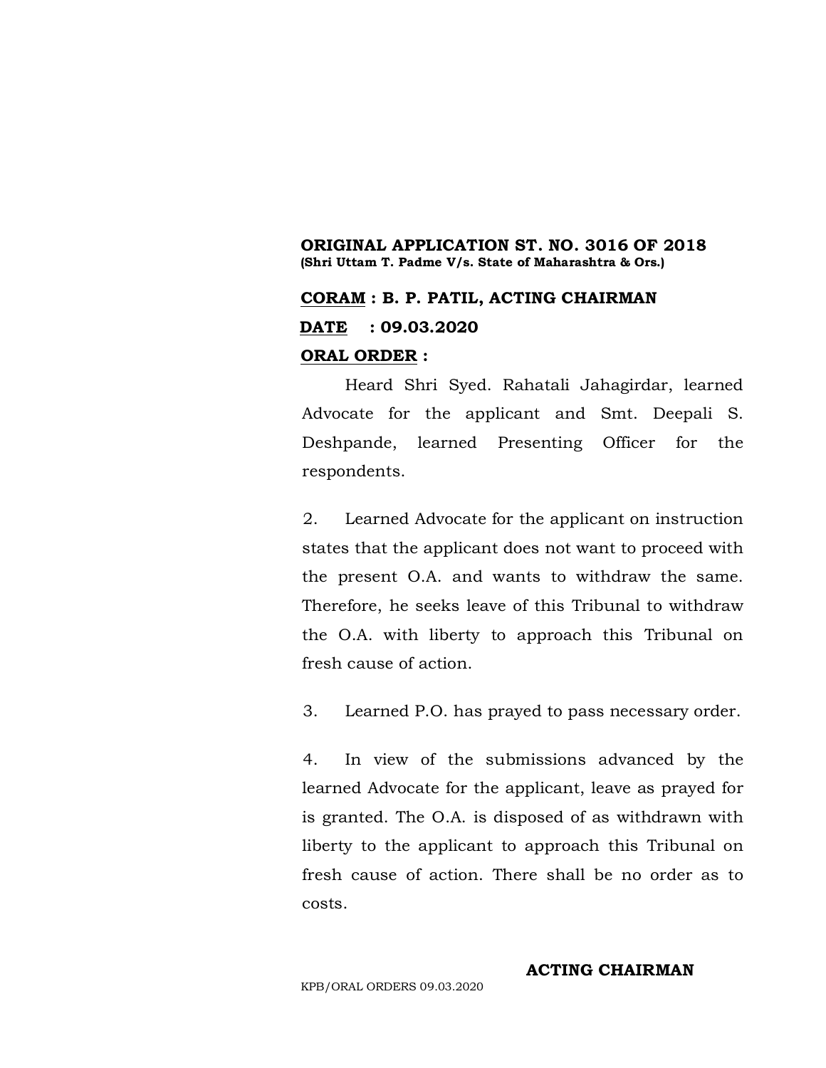**ORIGINAL APPLICATION ST. NO. 3016 OF 2018**
**(Shri Uttam T. Padme V/s. State of Maharashtra & Ors.)**

**CORAM : B. P. PATIL, ACTING CHAIRMAN**

**DATE : 09.03.2020**

**ORAL ORDER :**

Heard Shri Syed. Rahatali Jahagirdar, learned Advocate for the applicant and Smt. Deepali S. Deshpande, learned Presenting Officer for the respondents.

2. Learned Advocate for the applicant on instruction states that the applicant does not want to proceed with the present O.A. and wants to withdraw the same. Therefore, he seeks leave of this Tribunal to withdraw the O.A. with liberty to approach this Tribunal on fresh cause of action.

3. Learned P.O. has prayed to pass necessary order.

4. In view of the submissions advanced by the learned Advocate for the applicant, leave as prayed for is granted. The O.A. is disposed of as withdrawn with liberty to the applicant to approach this Tribunal on fresh cause of action. There shall be no order as to costs.

**ACTING CHAIRMAN**

KPB/ORAL ORDERS 09.03.2020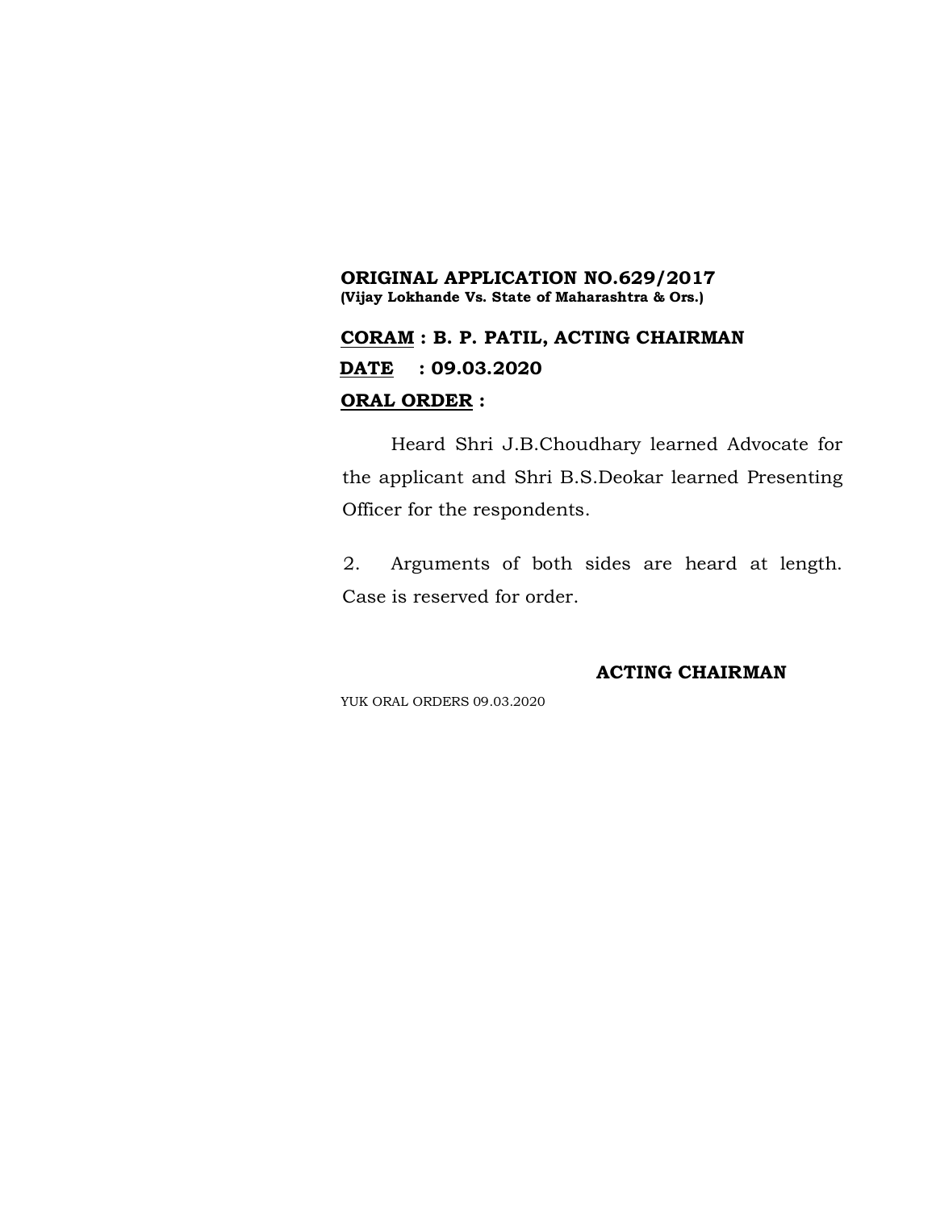**ORIGINAL APPLICATION NO.629/2017**
**(Vijay Lokhande Vs. State of Maharashtra & Ors.)**

**CORAM : B. P. PATIL, ACTING CHAIRMAN**

**DATE : 09.03.2020**

**ORAL ORDER :**

Heard Shri J.B.Choudhary learned Advocate for the applicant and Shri B.S.Deokar learned Presenting Officer for the respondents.

2. Arguments of both sides are heard at length. Case is reserved for order.

**ACTING CHAIRMAN**

YUK ORAL ORDERS 09.03.2020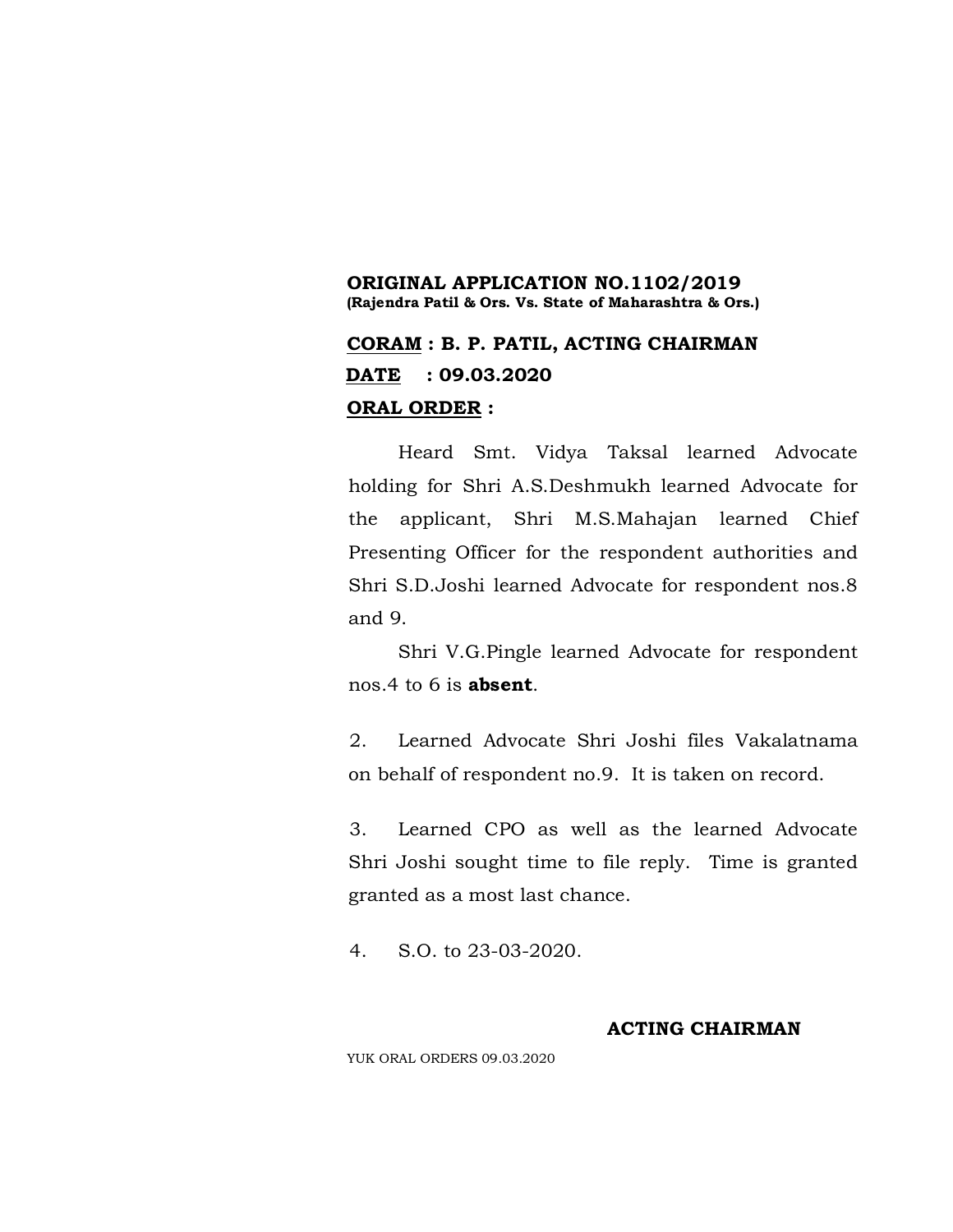**ORIGINAL APPLICATION NO.1102/2019**
**(Rajendra Patil & Ors. Vs. State of Maharashtra & Ors.)**

**CORAM : B. P. PATIL, ACTING CHAIRMAN**

**DATE : 09.03.2020**

**ORAL ORDER :**

Heard Smt. Vidya Taksal learned Advocate holding for Shri A.S.Deshmukh learned Advocate for the applicant, Shri M.S.Mahajan learned Chief Presenting Officer for the respondent authorities and Shri S.D.Joshi learned Advocate for respondent nos.8 and 9.

Shri V.G.Pingle learned Advocate for respondent nos.4 to 6 is **absent**.

2. Learned Advocate Shri Joshi files Vakalatnama on behalf of respondent no.9. It is taken on record.

3. Learned CPO as well as the learned Advocate Shri Joshi sought time to file reply. Time is granted granted as a most last chance.

4. S.O. to 23-03-2020.

**ACTING CHAIRMAN**

YUK ORAL ORDERS 09.03.2020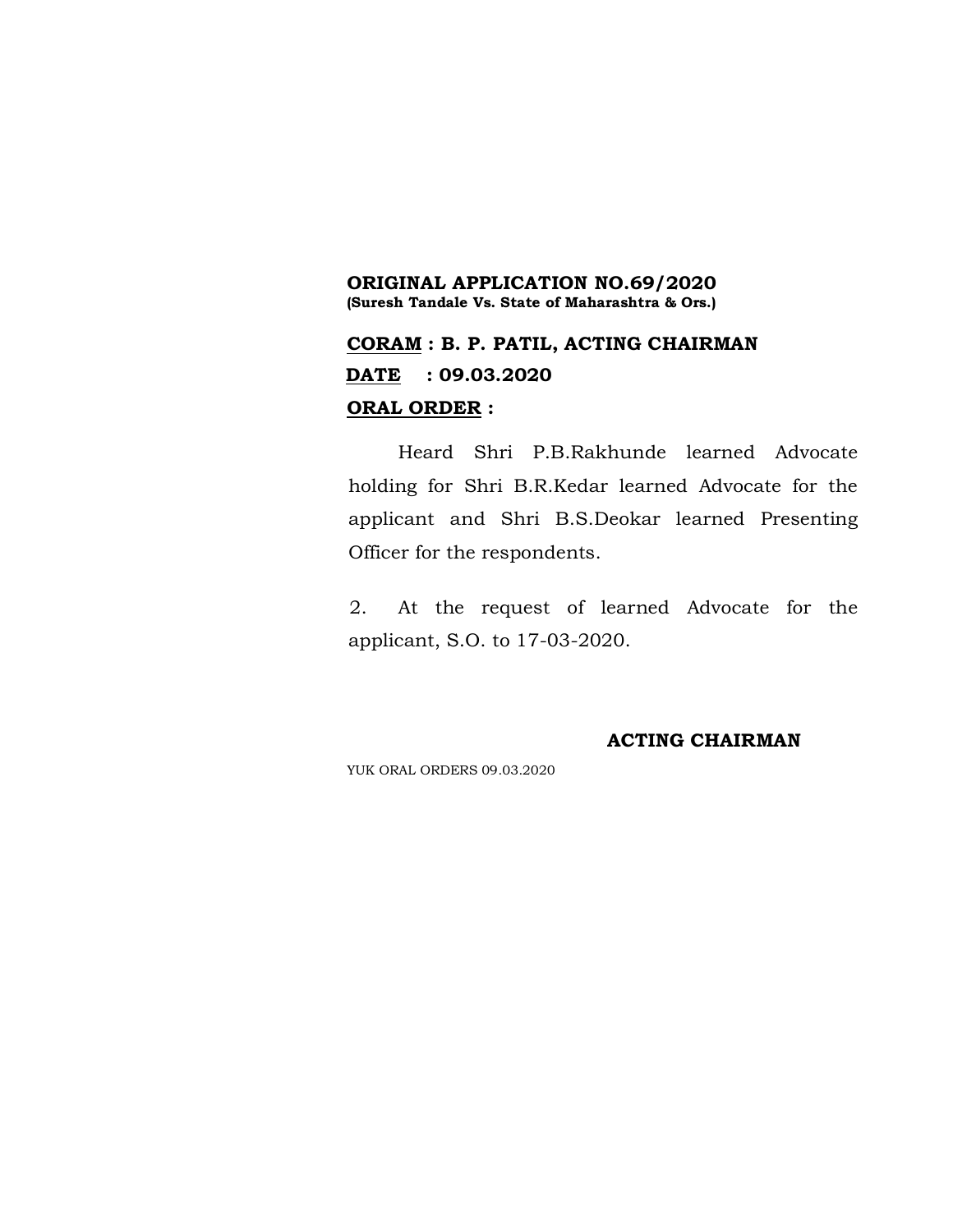**ORIGINAL APPLICATION NO.69/2020**
**(Suresh Tandale Vs. State of Maharashtra & Ors.)**

**CORAM : B. P. PATIL, ACTING CHAIRMAN**

**DATE : 09.03.2020**

**ORAL ORDER :**

Heard Shri P.B.Rakhunde learned Advocate holding for Shri B.R.Kedar learned Advocate for the applicant and Shri B.S.Deokar learned Presenting Officer for the respondents.

2. At the request of learned Advocate for the applicant, S.O. to 17-03-2020.

**ACTING CHAIRMAN**

YUK ORAL ORDERS 09.03.2020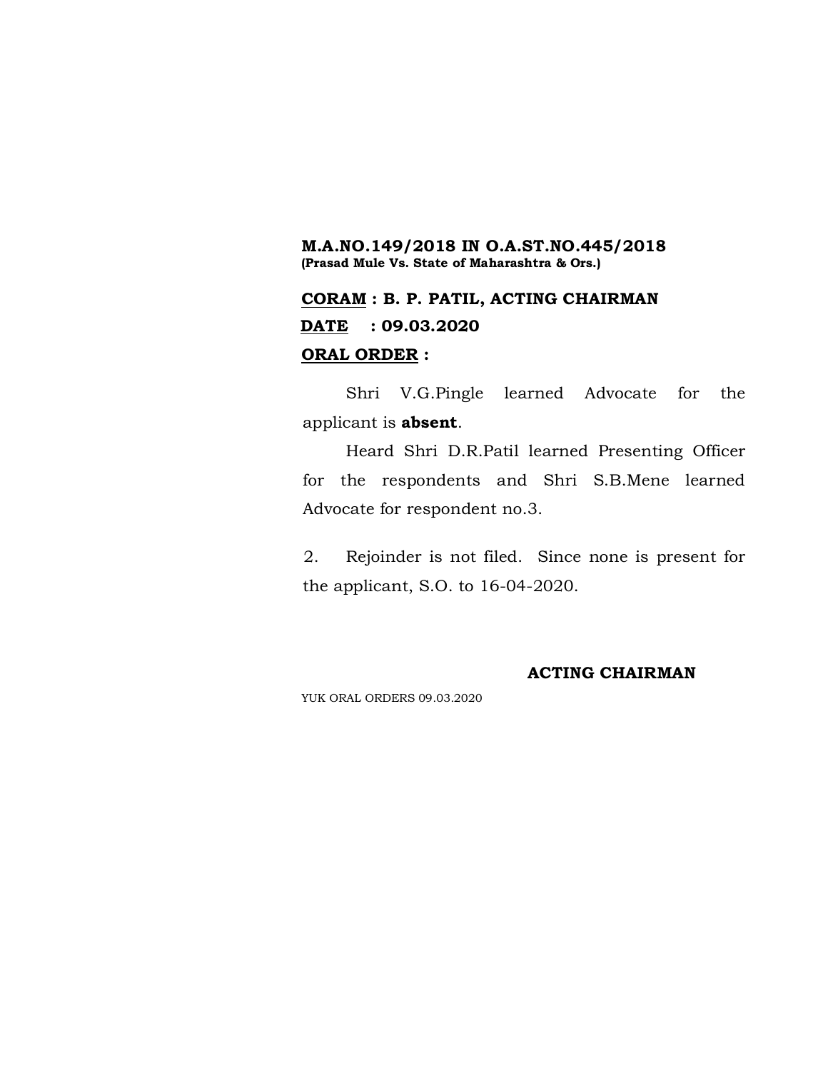**M.A.NO.149/2018 IN O.A.ST.NO.445/2018**
**(Prasad Mule Vs. State of Maharashtra & Ors.)**

**<u>CORAM</u> : B. P. PATIL, ACTING CHAIRMAN**

**<u>DATE</u> : 09.03.2020**

**<u>ORAL ORDER</u> :**

Shri V.G.Pingle learned Advocate for the applicant is **absent**.

Heard Shri D.R.Patil learned Presenting Officer for the respondents and Shri S.B.Mene learned Advocate for respondent no.3.

2. Rejoinder is not filed. Since none is present for the applicant, S.O. to 16-04-2020.

**ACTING CHAIRMAN**

YUK ORAL ORDERS 09.03.2020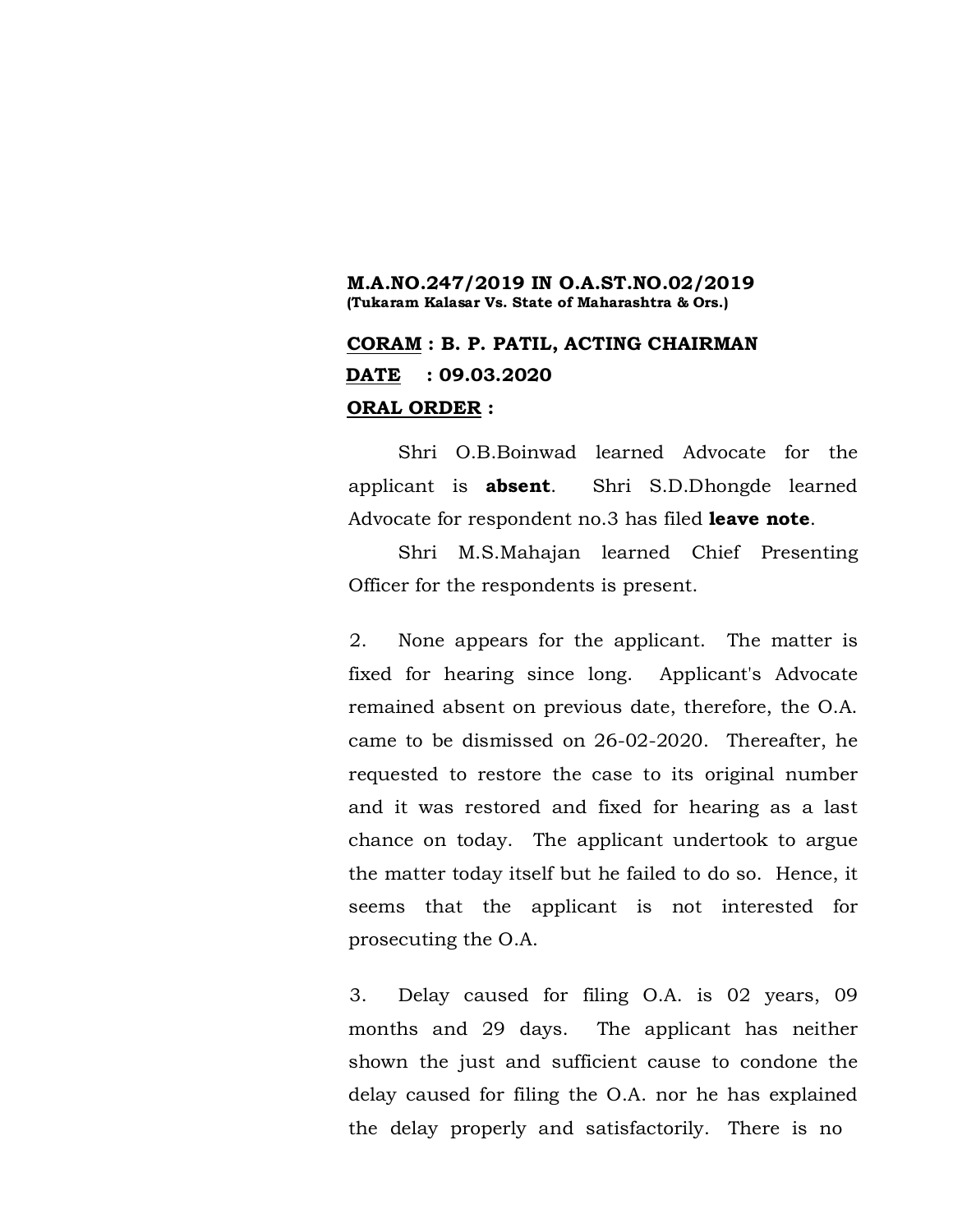**M.A.NO.247/2019 IN O.A.ST.NO.02/2019**
**(Tukaram Kalasar Vs. State of Maharashtra & Ors.)**

**CORAM : B. P. PATIL, ACTING CHAIRMAN**
**DATE : 09.03.2020**
**ORAL ORDER :**

Shri O.B.Boinwad learned Advocate for the applicant is **absent**. Shri S.D.Dhongde learned Advocate for respondent no.3 has filed **leave note**.

Shri M.S.Mahajan learned Chief Presenting Officer for the respondents is present.

2. None appears for the applicant. The matter is fixed for hearing since long. Applicant's Advocate remained absent on previous date, therefore, the O.A. came to be dismissed on 26-02-2020. Thereafter, he requested to restore the case to its original number and it was restored and fixed for hearing as a last chance on today. The applicant undertook to argue the matter today itself but he failed to do so. Hence, it seems that the applicant is not interested for prosecuting the O.A.

3. Delay caused for filing O.A. is 02 years, 09 months and 29 days. The applicant has neither shown the just and sufficient cause to condone the delay caused for filing the O.A. nor he has explained the delay properly and satisfactorily. There is no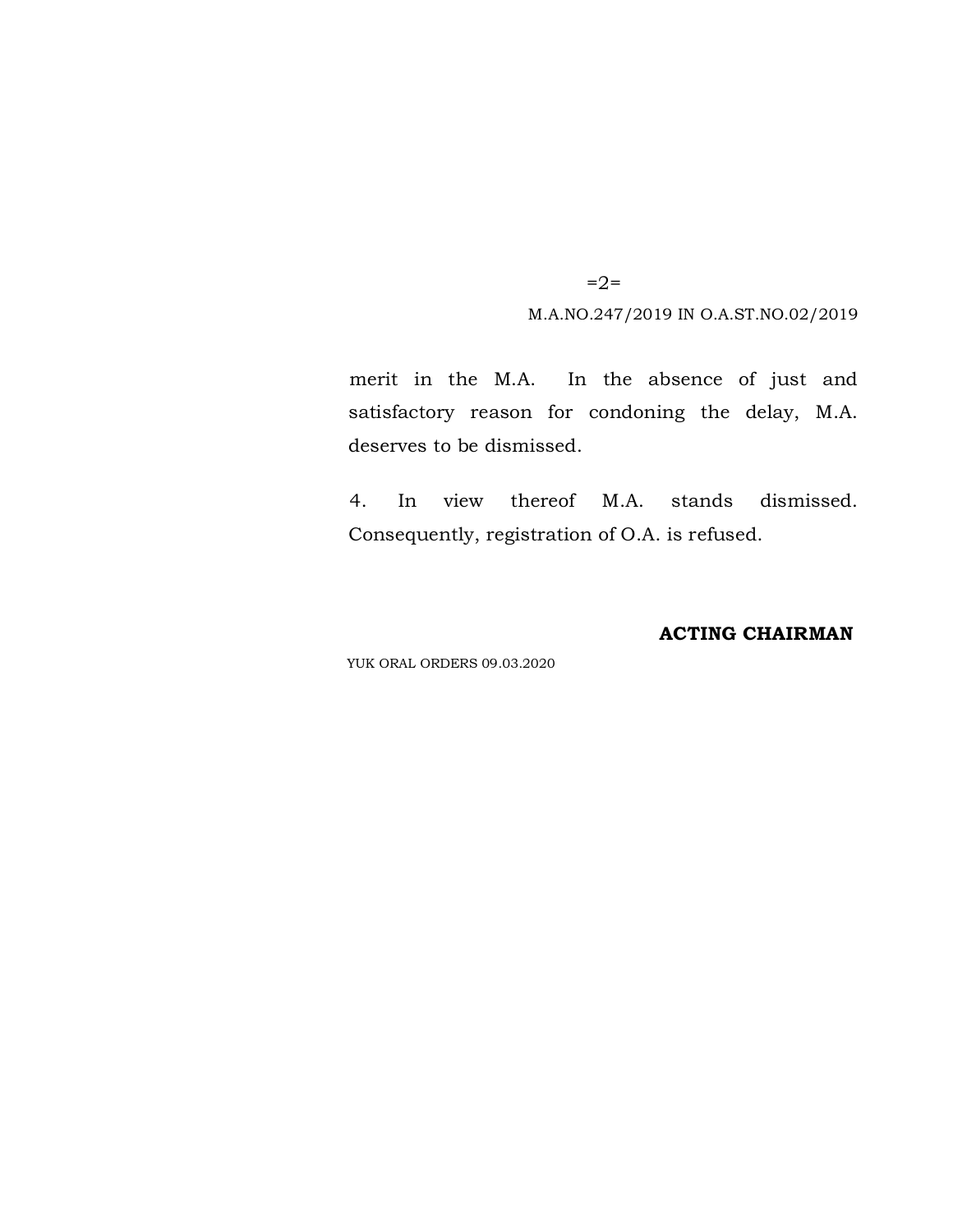merit in the M.A. In the absence of just and satisfactory reason for condoning the delay, M.A. deserves to be dismissed.

4. In view thereof M.A. stands dismissed. Consequently, registration of O.A. is refused.

**ACTING CHAIRMAN**

YUK ORAL ORDERS 09.03.2020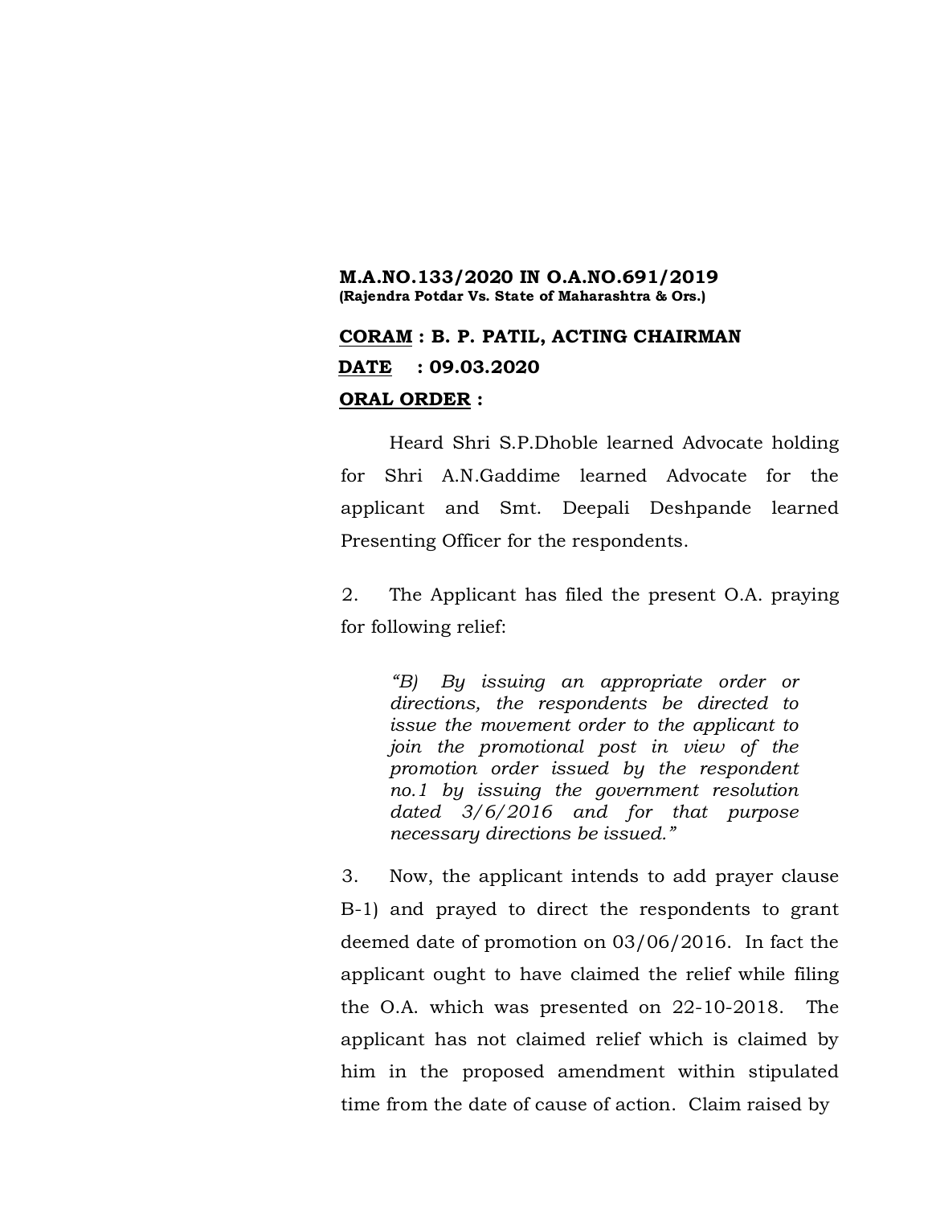**M.A.NO.133/2020 IN O.A.NO.691/2019**
**(Rajendra Potdar Vs. State of Maharashtra & Ors.)**

**<u>CORAM</u> : B. P. PATIL, ACTING CHAIRMAN**

**<u>DATE</u> : 09.03.2020**

**<u>ORAL ORDER</u> :**

Heard Shri S.P.Dhoble learned Advocate holding for Shri A.N.Gaddime learned Advocate for the applicant and Smt. Deepali Deshpande learned Presenting Officer for the respondents.

2. The Applicant has filed the present O.A. praying for following relief:

> *"B) By issuing an appropriate order or directions, the respondents be directed to issue the movement order to the applicant to join the promotional post in view of the promotion order issued by the respondent no.1 by issuing the government resolution dated 3/6/2016 and for that purpose necessary directions be issued."*

3. Now, the applicant intends to add prayer clause B-1) and prayed to direct the respondents to grant deemed date of promotion on 03/06/2016. In fact the applicant ought to have claimed the relief while filing the O.A. which was presented on 22-10-2018. The applicant has not claimed relief which is claimed by him in the proposed amendment within stipulated time from the date of cause of action. Claim raised by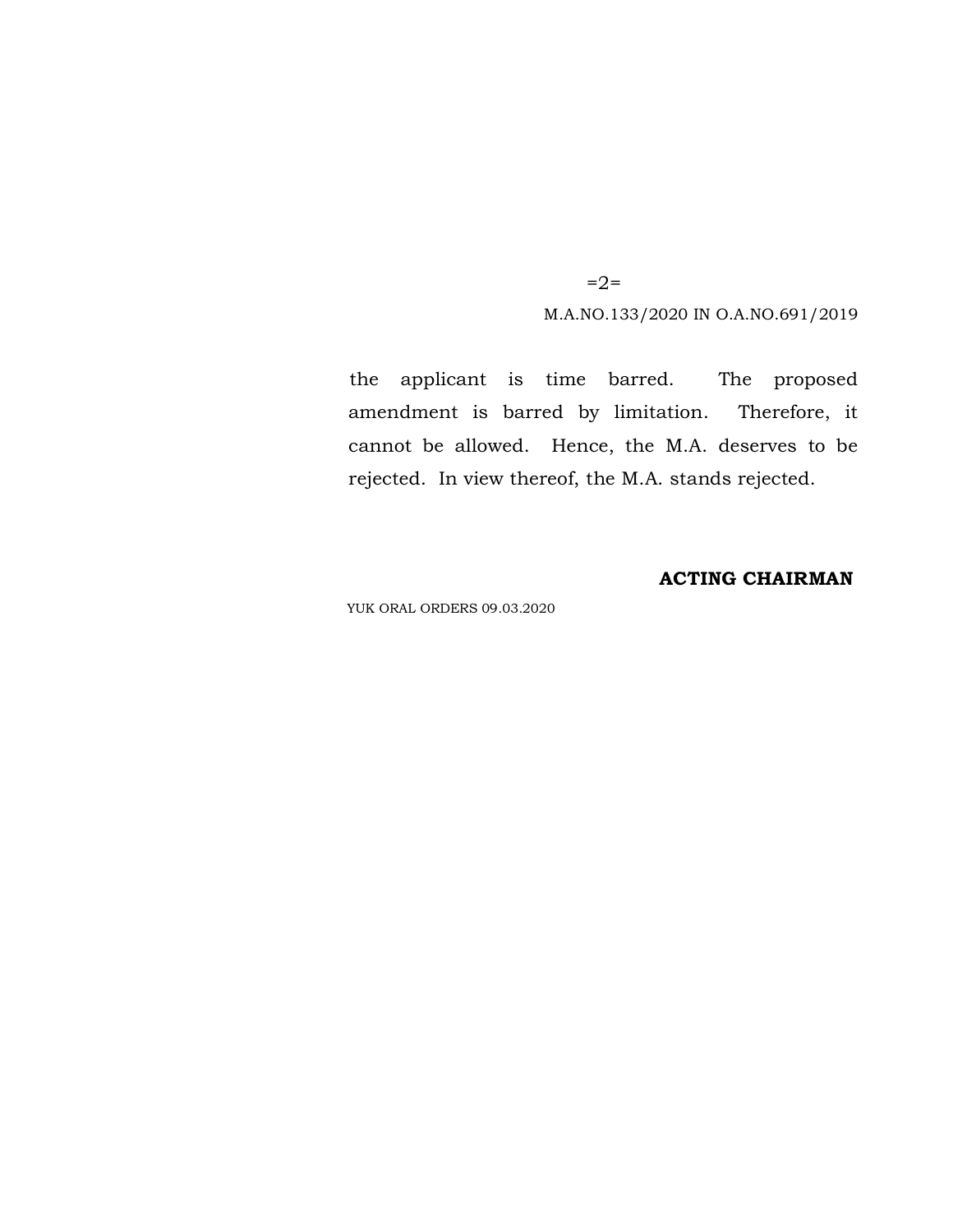M.A.NO.133/2020 IN O.A.NO.691/2019

the applicant is time barred. The proposed amendment is barred by limitation. Therefore, it cannot be allowed. Hence, the M.A. deserves to be rejected. In view thereof, the M.A. stands rejected.

**ACTING CHAIRMAN**

YUK ORAL ORDERS 09.03.2020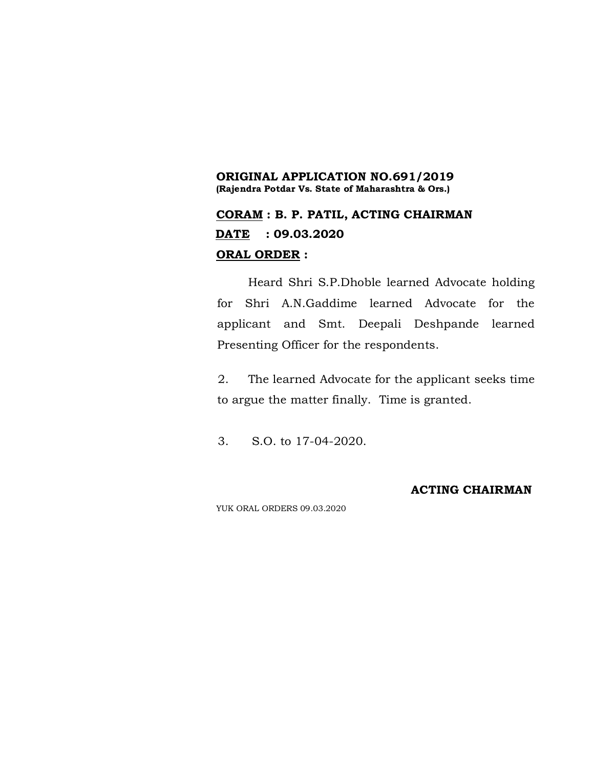**ORIGINAL APPLICATION NO.691/2019**
**(Rajendra Potdar Vs. State of Maharashtra & Ors.)**

**CORAM : B. P. PATIL, ACTING CHAIRMAN**

**DATE : 09.03.2020**

**ORAL ORDER :**

Heard Shri S.P.Dhoble learned Advocate holding for Shri A.N.Gaddime learned Advocate for the applicant and Smt. Deepali Deshpande learned Presenting Officer for the respondents.

2. The learned Advocate for the applicant seeks time to argue the matter finally. Time is granted.

3. S.O. to 17-04-2020.

**ACTING CHAIRMAN**

YUK ORAL ORDERS 09.03.2020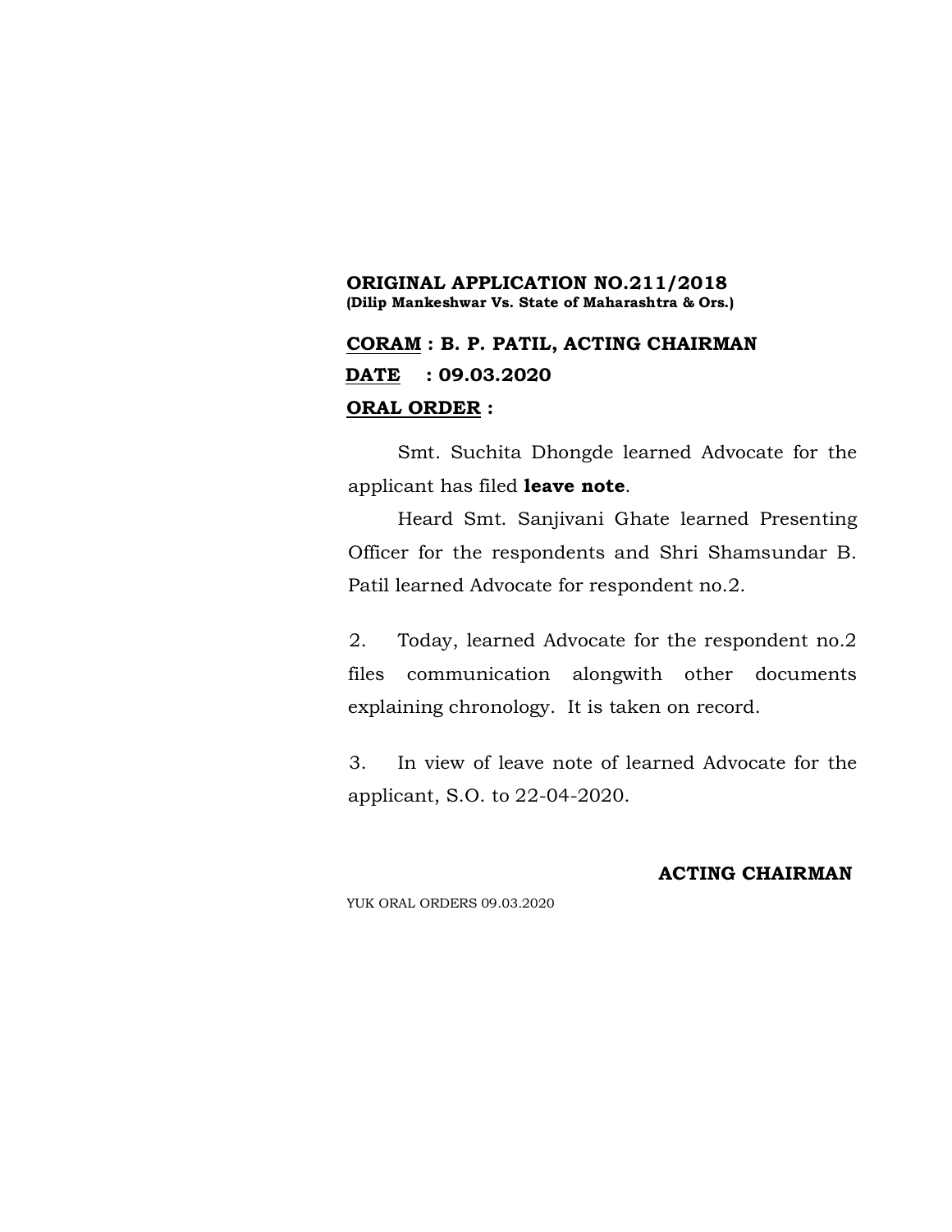**ORIGINAL APPLICATION NO.211/2018**
**(Dilip Mankeshwar Vs. State of Maharashtra & Ors.)**

**CORAM : B. P. PATIL, ACTING CHAIRMAN**

**DATE : 09.03.2020**

**ORAL ORDER :**

Smt. Suchita Dhongde learned Advocate for the applicant has filed **leave note**.

Heard Smt. Sanjivani Ghate learned Presenting Officer for the respondents and Shri Shamsundar B. Patil learned Advocate for respondent no.2.

2. Today, learned Advocate for the respondent no.2 files communication alongwith other documents explaining chronology. It is taken on record.

3. In view of leave note of learned Advocate for the applicant, S.O. to 22-04-2020.

**ACTING CHAIRMAN**

YUK ORAL ORDERS 09.03.2020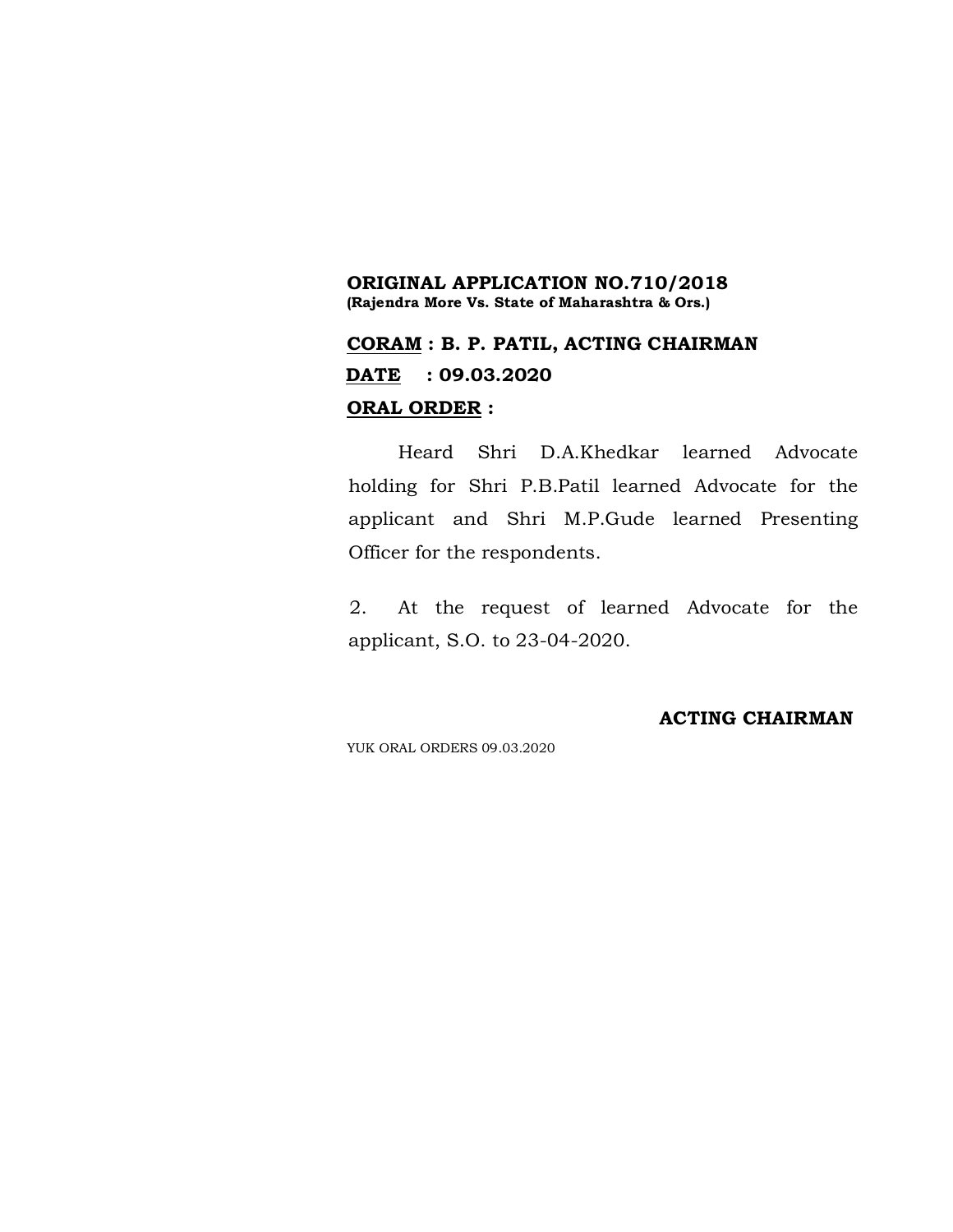**ORIGINAL APPLICATION NO.710/2018**
**(Rajendra More Vs. State of Maharashtra & Ors.)**

**CORAM : B. P. PATIL, ACTING CHAIRMAN**

**DATE : 09.03.2020**

**ORAL ORDER :**

Heard Shri D.A.Khedkar learned Advocate holding for Shri P.B.Patil learned Advocate for the applicant and Shri M.P.Gude learned Presenting Officer for the respondents.

2. At the request of learned Advocate for the applicant, S.O. to 23-04-2020.

**ACTING CHAIRMAN**

YUK ORAL ORDERS 09.03.2020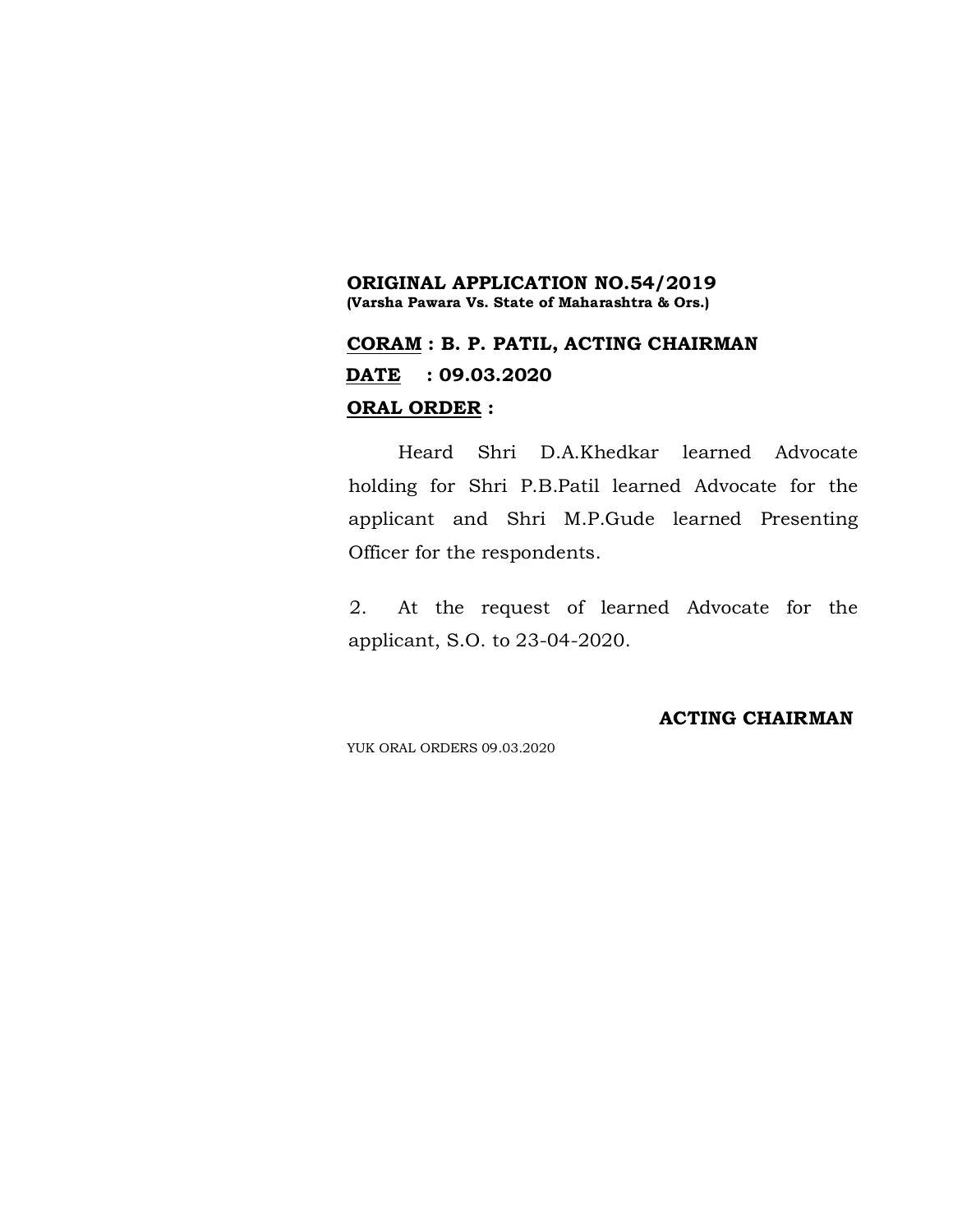**ORIGINAL APPLICATION NO.54/2019**
**(Varsha Pawara Vs. State of Maharashtra & Ors.)**

**CORAM : B. P. PATIL, ACTING CHAIRMAN**

**DATE : 09.03.2020**

**ORAL ORDER :**

Heard Shri D.A.Khedkar learned Advocate holding for Shri P.B.Patil learned Advocate for the applicant and Shri M.P.Gude learned Presenting Officer for the respondents.

2. At the request of learned Advocate for the applicant, S.O. to 23-04-2020.

**ACTING CHAIRMAN**

YUK ORAL ORDERS 09.03.2020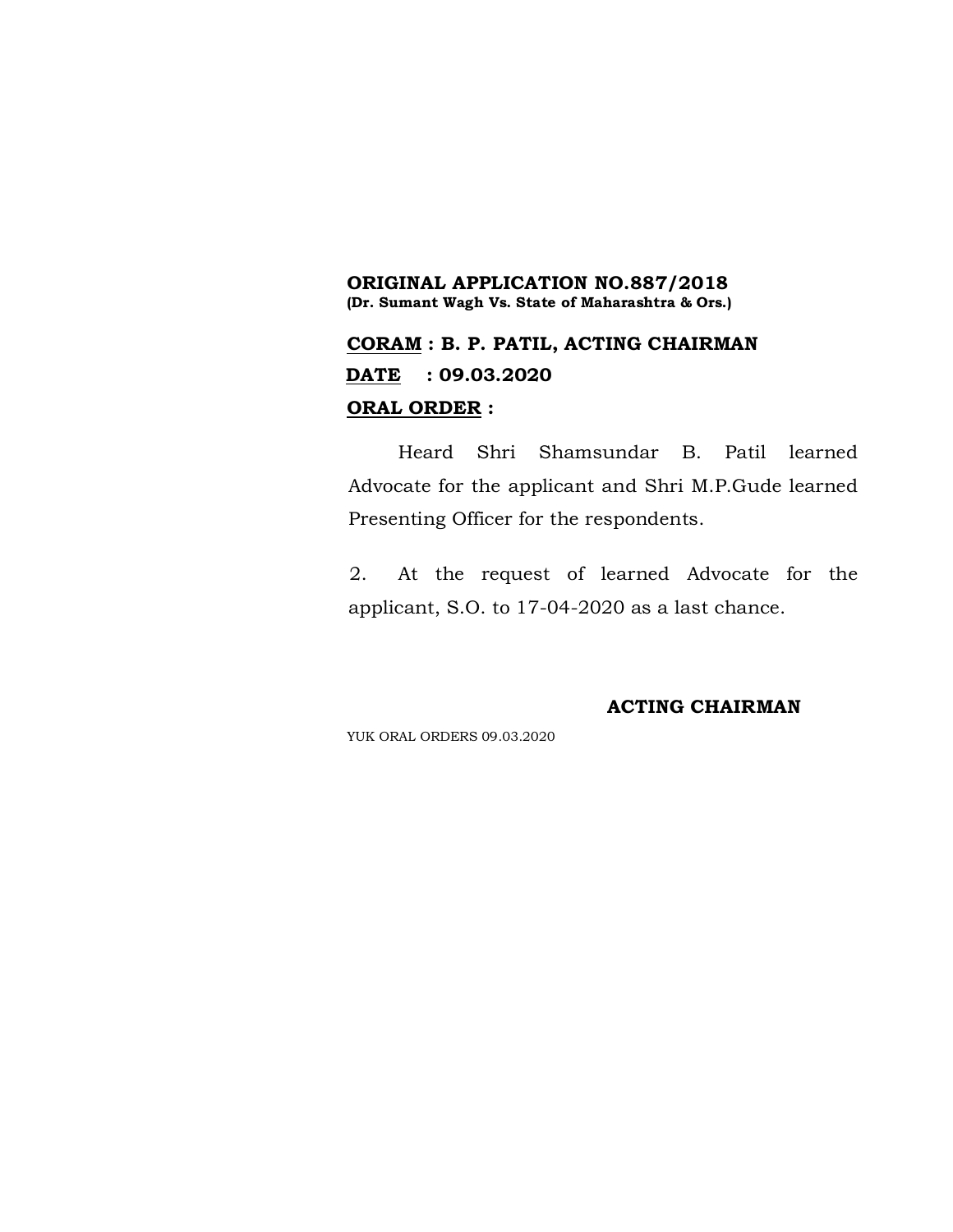**ORIGINAL APPLICATION NO.887/2018**
**(Dr. Sumant Wagh Vs. State of Maharashtra & Ors.)**

**CORAM : B. P. PATIL, ACTING CHAIRMAN**

**DATE : 09.03.2020**

**ORAL ORDER :**

Heard Shri Shamsundar B. Patil learned Advocate for the applicant and Shri M.P.Gude learned Presenting Officer for the respondents.

2. At the request of learned Advocate for the applicant, S.O. to 17-04-2020 as a last chance.

**ACTING CHAIRMAN**

YUK ORAL ORDERS 09.03.2020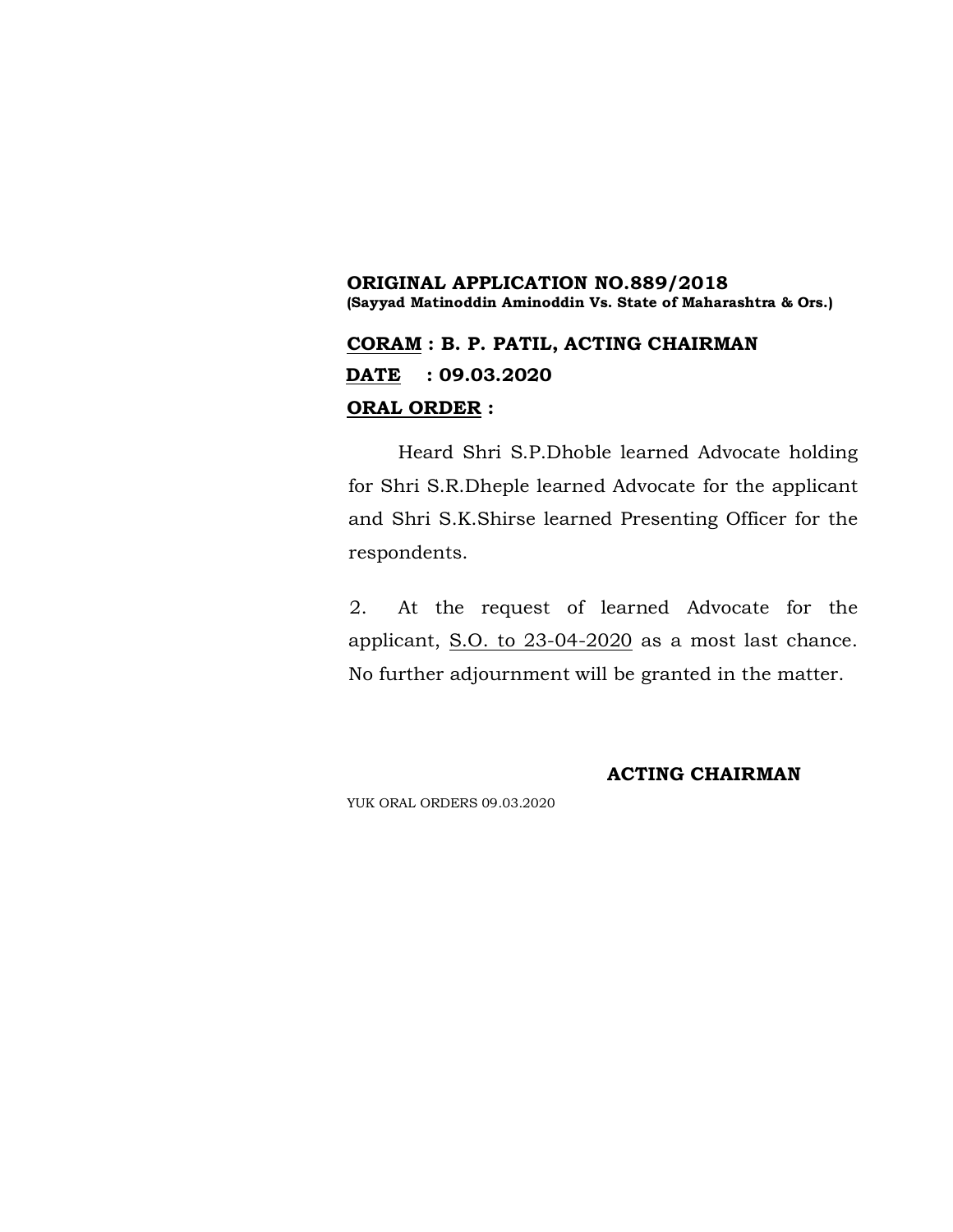**ORIGINAL APPLICATION NO.889/2018**
**(Sayyad Matinoddin Aminoddin Vs. State of Maharashtra & Ors.)**

**CORAM : B. P. PATIL, ACTING CHAIRMAN**

**DATE : 09.03.2020**

**ORAL ORDER :**

Heard Shri S.P.Dhoble learned Advocate holding for Shri S.R.Dheple learned Advocate for the applicant and Shri S.K.Shirse learned Presenting Officer for the respondents.

2. At the request of learned Advocate for the applicant, S.O. to 23-04-2020 as a most last chance. No further adjournment will be granted in the matter.

**ACTING CHAIRMAN**

YUK ORAL ORDERS 09.03.2020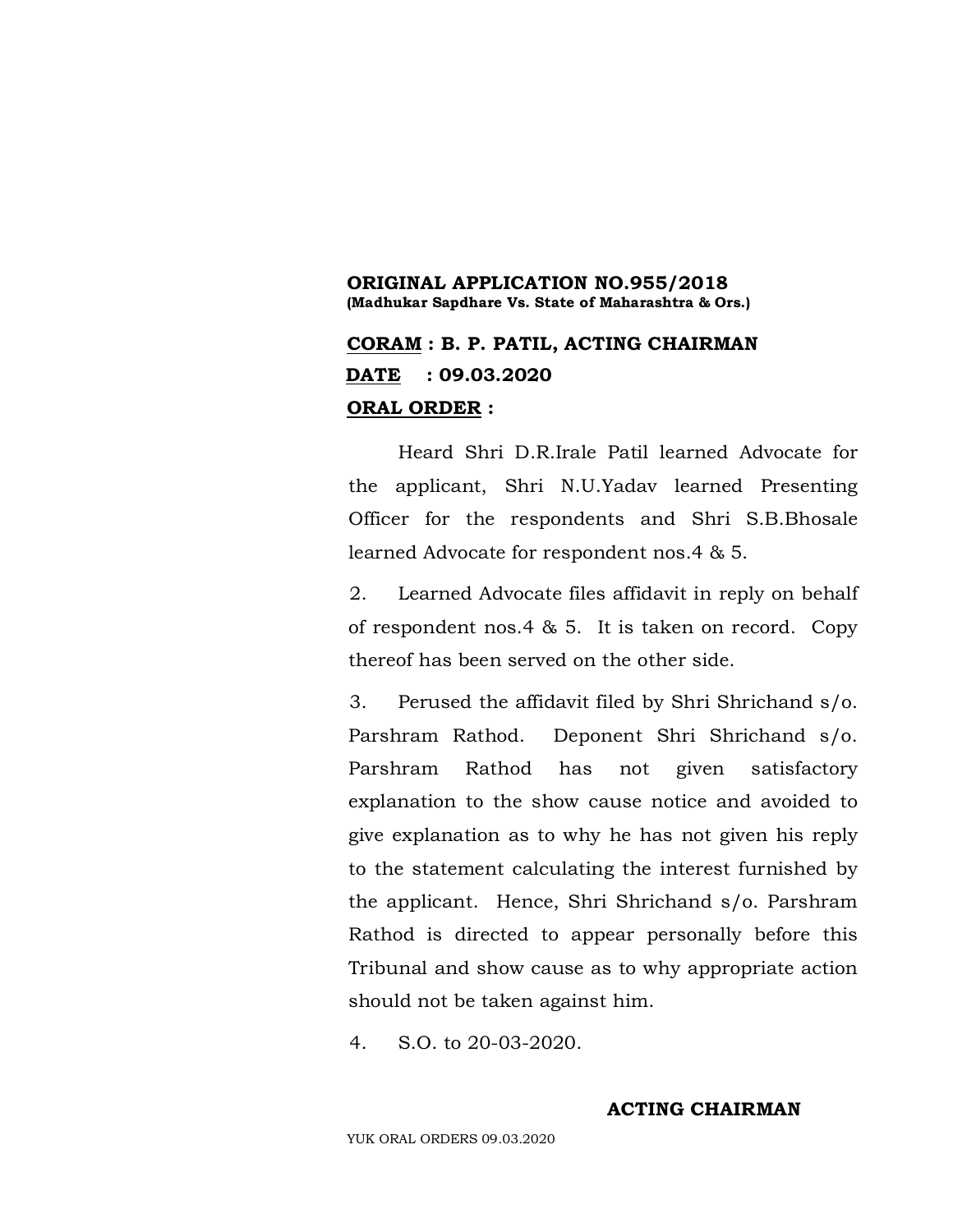**ORIGINAL APPLICATION NO.955/2018**
**(Madhukar Sapdhare Vs. State of Maharashtra & Ors.)**

**CORAM : B. P. PATIL, ACTING CHAIRMAN**
**DATE : 09.03.2020**
**ORAL ORDER :**

Heard Shri D.R.Irale Patil learned Advocate for the applicant, Shri N.U.Yadav learned Presenting Officer for the respondents and Shri S.B.Bhosale learned Advocate for respondent nos.4 & 5.

2. Learned Advocate files affidavit in reply on behalf of respondent nos.4 & 5. It is taken on record. Copy thereof has been served on the other side.

3. Perused the affidavit filed by Shri Shrichand s/o. Parshram Rathod. Deponent Shri Shrichand s/o. Parshram Rathod has not given satisfactory explanation to the show cause notice and avoided to give explanation as to why he has not given his reply to the statement calculating the interest furnished by the applicant. Hence, Shri Shrichand s/o. Parshram Rathod is directed to appear personally before this Tribunal and show cause as to why appropriate action should not be taken against him.

4. S.O. to 20-03-2020.

**ACTING CHAIRMAN**

YUK ORAL ORDERS 09.03.2020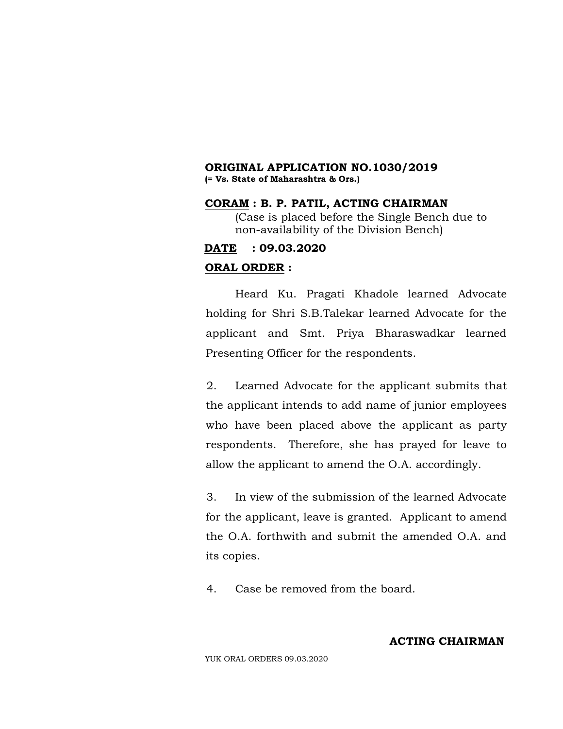**ORIGINAL APPLICATION NO.1030/2019**
**(= Vs. State of Maharashtra & Ors.)**

**CORAM : B. P. PATIL, ACTING CHAIRMAN**
(Case is placed before the Single Bench due to non-availability of the Division Bench)

**DATE : 09.03.2020**

**ORAL ORDER :**

Heard Ku. Pragati Khadole learned Advocate holding for Shri S.B.Talekar learned Advocate for the applicant and Smt. Priya Bharaswadkar learned Presenting Officer for the respondents.

2. Learned Advocate for the applicant submits that the applicant intends to add name of junior employees who have been placed above the applicant as party respondents. Therefore, she has prayed for leave to allow the applicant to amend the O.A. accordingly.

3. In view of the submission of the learned Advocate for the applicant, leave is granted. Applicant to amend the O.A. forthwith and submit the amended O.A. and its copies.

4. Case be removed from the board.

**ACTING CHAIRMAN**

YUK ORAL ORDERS 09.03.2020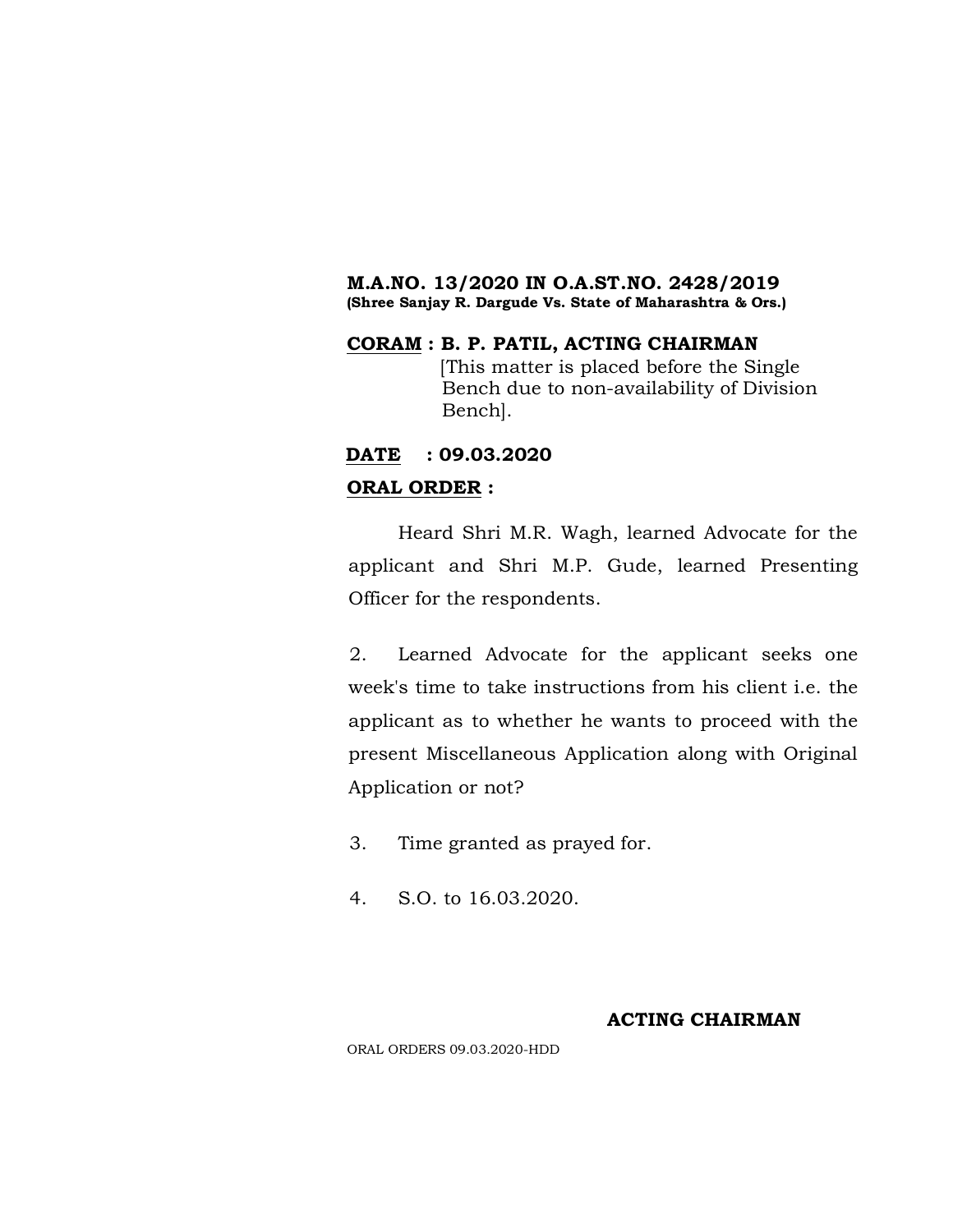**M.A.NO. 13/2020 IN O.A.ST.NO. 2428/2019**
**(Shree Sanjay R. Dargude Vs. State of Maharashtra & Ors.)**

**CORAM : B. P. PATIL, ACTING CHAIRMAN**
[This matter is placed before the Single Bench due to non-availability of Division Bench].

**DATE : 09.03.2020**

**ORAL ORDER :**

Heard Shri M.R. Wagh, learned Advocate for the applicant and Shri M.P. Gude, learned Presenting Officer for the respondents.

2. Learned Advocate for the applicant seeks one week's time to take instructions from his client i.e. the applicant as to whether he wants to proceed with the present Miscellaneous Application along with Original Application or not?

3. Time granted as prayed for.

4. S.O. to 16.03.2020.

**ACTING CHAIRMAN**

ORAL ORDERS 09.03.2020-HDD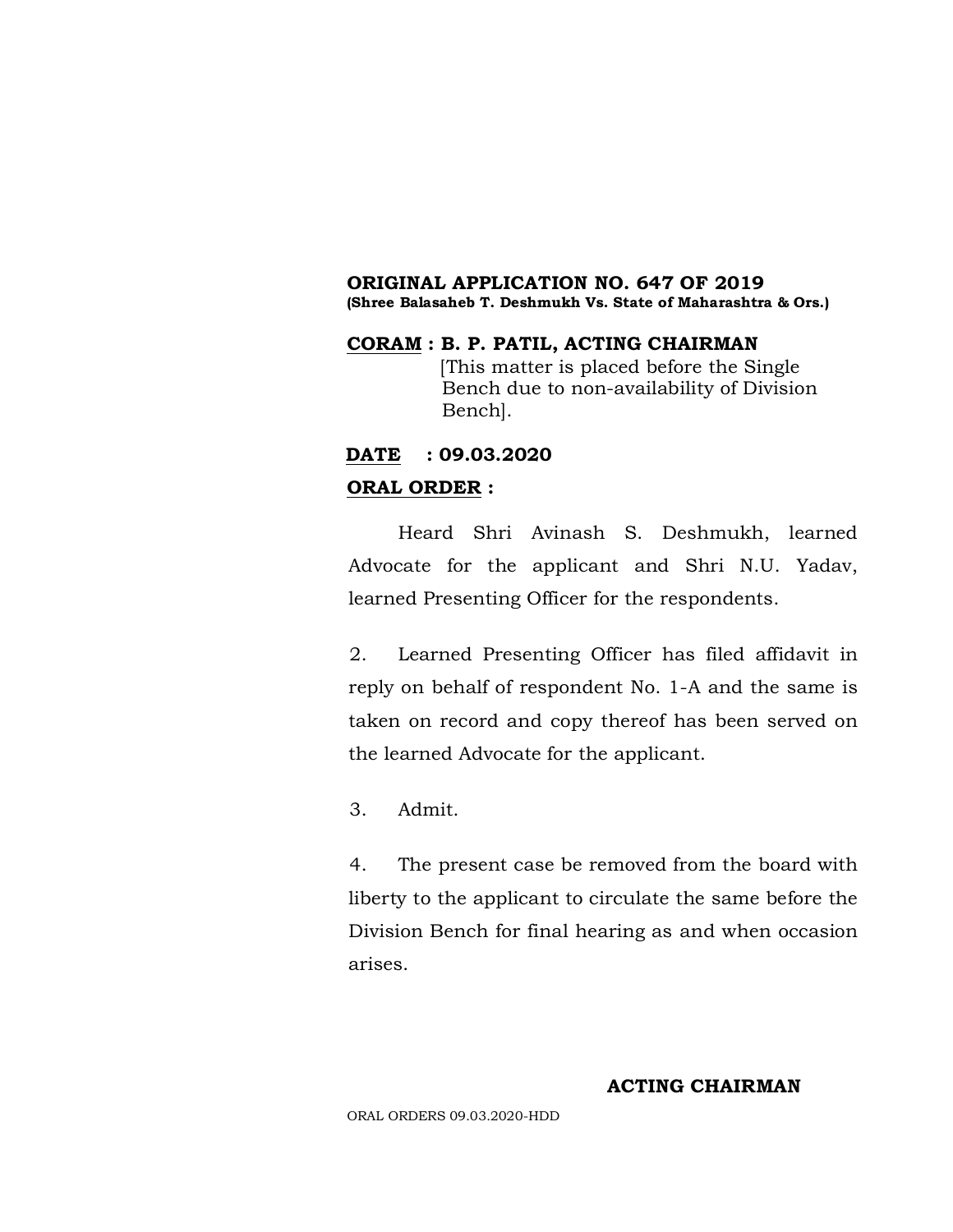**ORIGINAL APPLICATION NO. 647 OF 2019**
**(Shree Balasaheb T. Deshmukh Vs. State of Maharashtra & Ors.)**

**CORAM : B. P. PATIL, ACTING CHAIRMAN**
[This matter is placed before the Single Bench due to non-availability of Division Bench].

**DATE : 09.03.2020**

**ORAL ORDER :**

Heard Shri Avinash S. Deshmukh, learned Advocate for the applicant and Shri N.U. Yadav, learned Presenting Officer for the respondents.

2. Learned Presenting Officer has filed affidavit in reply on behalf of respondent No. 1-A and the same is taken on record and copy thereof has been served on the learned Advocate for the applicant.

3. Admit.

4. The present case be removed from the board with liberty to the applicant to circulate the same before the Division Bench for final hearing as and when occasion arises.

**ACTING CHAIRMAN**

ORAL ORDERS 09.03.2020-HDD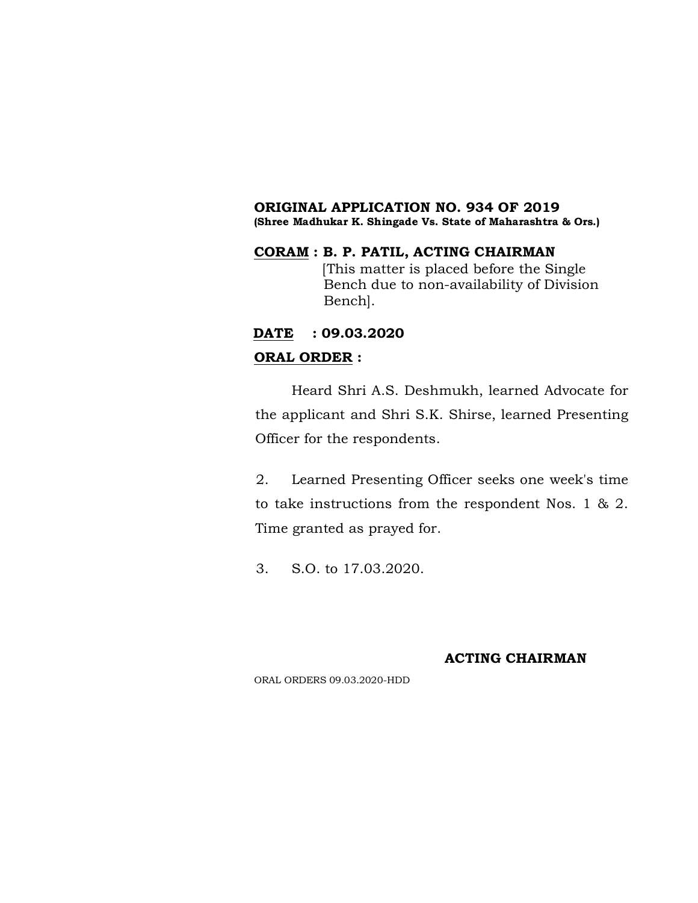**ORIGINAL APPLICATION NO. 934 OF 2019**
**(Shree Madhukar K. Shingade Vs. State of Maharashtra & Ors.)**

**CORAM : B. P. PATIL, ACTING CHAIRMAN**
[This matter is placed before the Single Bench due to non-availability of Division Bench].

**DATE : 09.03.2020**

**ORAL ORDER :**

Heard Shri A.S. Deshmukh, learned Advocate for the applicant and Shri S.K. Shirse, learned Presenting Officer for the respondents.

2. Learned Presenting Officer seeks one week's time to take instructions from the respondent Nos. 1 & 2. Time granted as prayed for.

3. S.O. to 17.03.2020.

**ACTING CHAIRMAN**

ORAL ORDERS 09.03.2020-HDD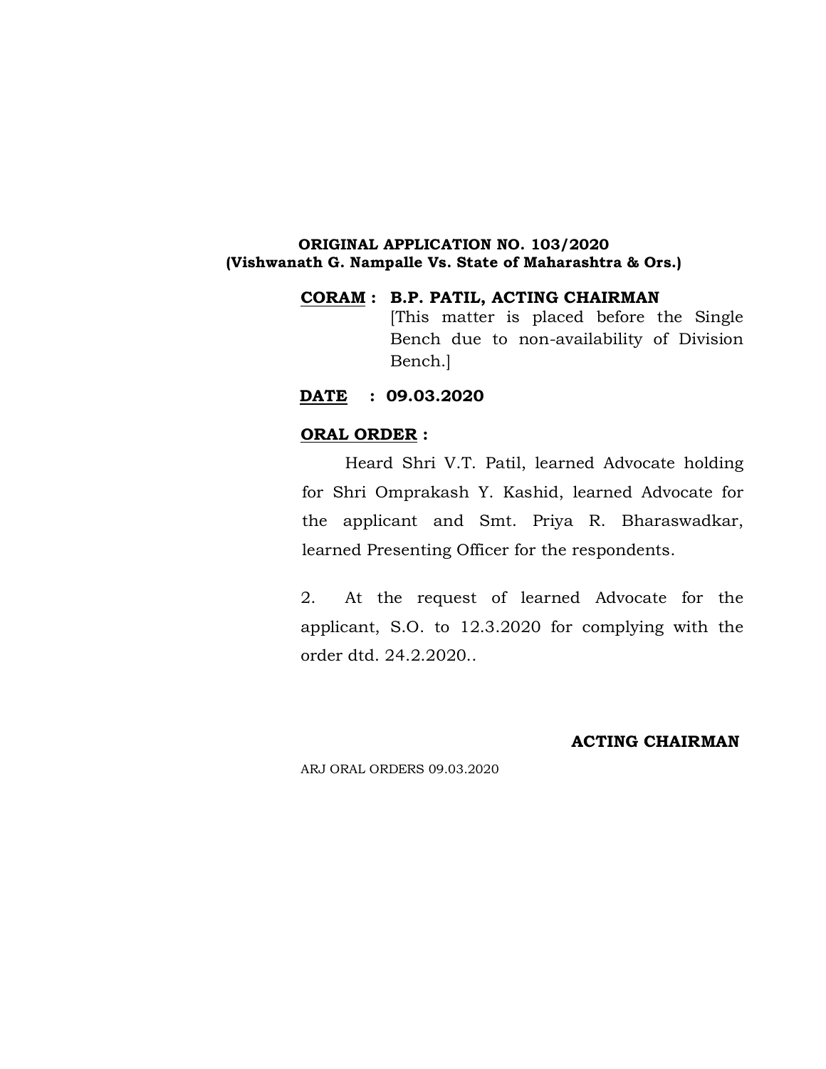**ORIGINAL APPLICATION NO. 103/2020**
**(Vishwanath G. Nampalle Vs. State of Maharashtra & Ors.)**

**CORAM : B.P. PATIL, ACTING CHAIRMAN**
[This matter is placed before the Single Bench due to non-availability of Division Bench.]

**DATE : 09.03.2020**

**ORAL ORDER :**

Heard Shri V.T. Patil, learned Advocate holding for Shri Omprakash Y. Kashid, learned Advocate for the applicant and Smt. Priya R. Bharaswadkar, learned Presenting Officer for the respondents.

2. At the request of learned Advocate for the applicant, S.O. to 12.3.2020 for complying with the order dtd. 24.2.2020..

**ACTING CHAIRMAN**

ARJ ORAL ORDERS 09.03.2020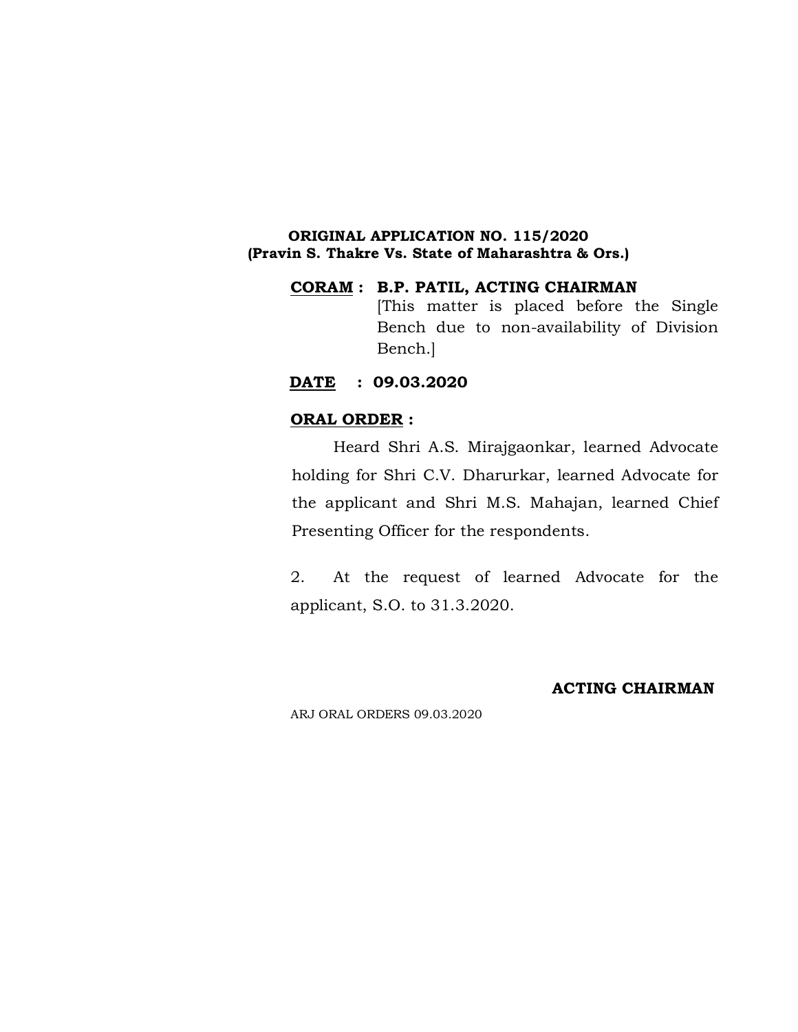**ORIGINAL APPLICATION NO. 115/2020**
**(Pravin S. Thakre Vs. State of Maharashtra & Ors.)**

**CORAM : B.P. PATIL, ACTING CHAIRMAN**
[This matter is placed before the Single Bench due to non-availability of Division Bench.]

**DATE : 09.03.2020**

**ORAL ORDER :**

Heard Shri A.S. Mirajgaonkar, learned Advocate holding for Shri C.V. Dharurkar, learned Advocate for the applicant and Shri M.S. Mahajan, learned Chief Presenting Officer for the respondents.

2. At the request of learned Advocate for the applicant, S.O. to 31.3.2020.

**ACTING CHAIRMAN**

ARJ ORAL ORDERS 09.03.2020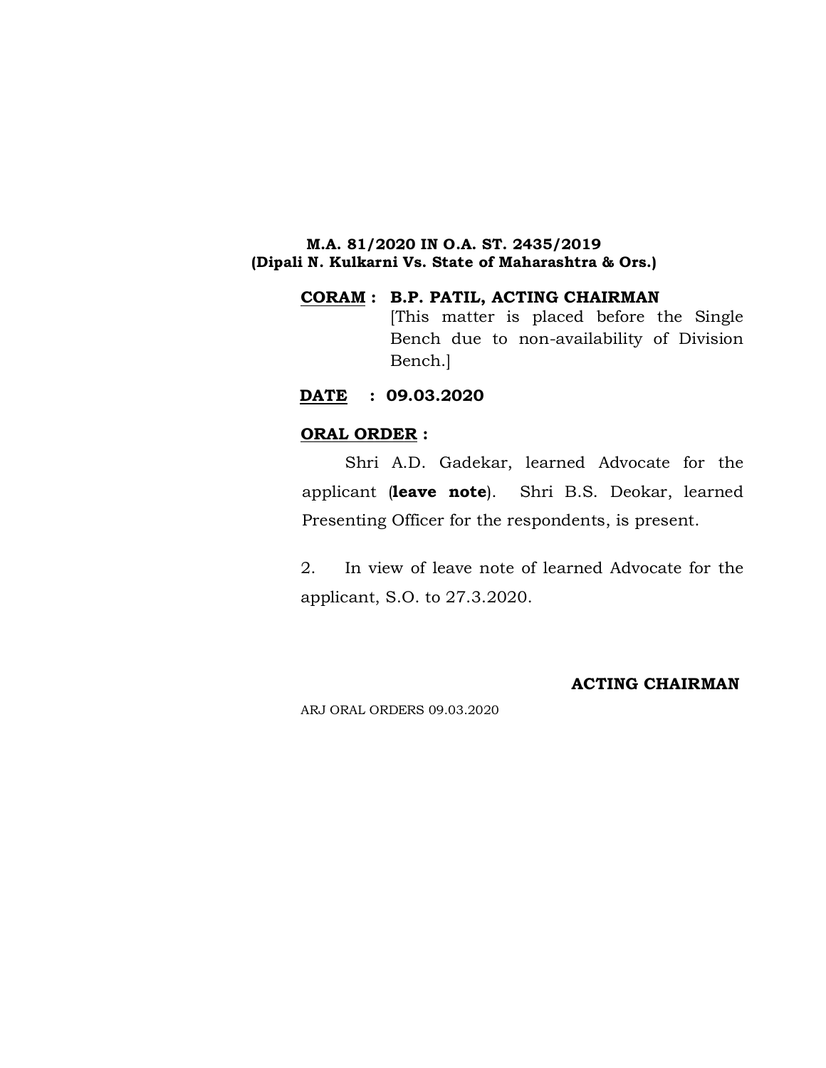**M.A. 81/2020 IN O.A. ST. 2435/2019**
**(Dipali N. Kulkarni Vs. State of Maharashtra & Ors.)**

**CORAM : B.P. PATIL, ACTING CHAIRMAN**
[This matter is placed before the Single Bench due to non-availability of Division Bench.]

**DATE : 09.03.2020**

**ORAL ORDER :**

Shri A.D. Gadekar, learned Advocate for the applicant (**leave note**). Shri B.S. Deokar, learned Presenting Officer for the respondents, is present.

2. In view of leave note of learned Advocate for the applicant, S.O. to 27.3.2020.

**ACTING CHAIRMAN**

ARJ ORAL ORDERS 09.03.2020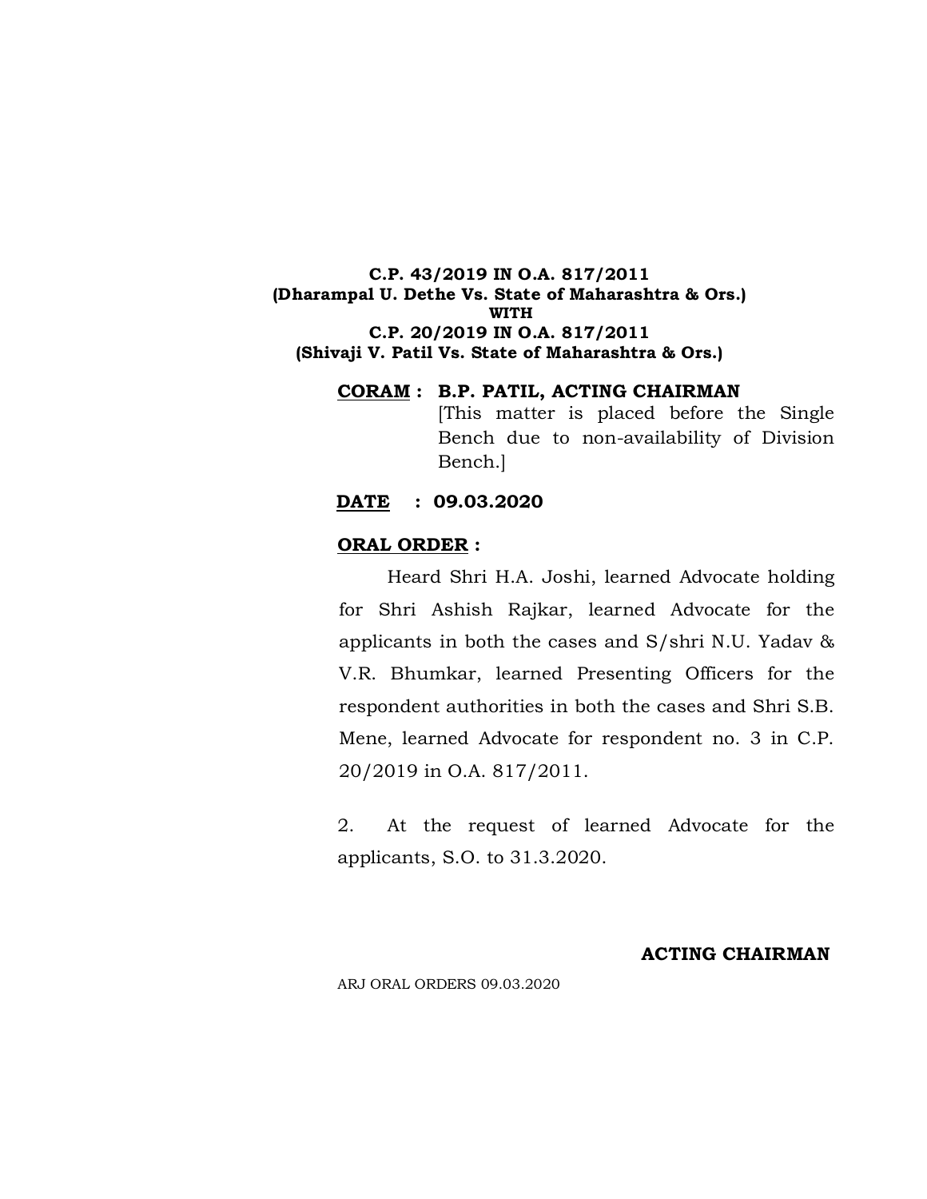**C.P. 43/2019 IN O.A. 817/2011**
**(Dharampal U. Dethe Vs. State of Maharashtra & Ors.)**
**WITH**
**C.P. 20/2019 IN O.A. 817/2011**
**(Shivaji V. Patil Vs. State of Maharashtra & Ors.)**

**CORAM : B.P. PATIL, ACTING CHAIRMAN**
[This matter is placed before the Single Bench due to non-availability of Division Bench.]

**DATE : 09.03.2020**

**ORAL ORDER :**

Heard Shri H.A. Joshi, learned Advocate holding for Shri Ashish Rajkar, learned Advocate for the applicants in both the cases and S/shri N.U. Yadav & V.R. Bhumkar, learned Presenting Officers for the respondent authorities in both the cases and Shri S.B. Mene, learned Advocate for respondent no. 3 in C.P. 20/2019 in O.A. 817/2011.

2. At the request of learned Advocate for the applicants, S.O. to 31.3.2020.

**ACTING CHAIRMAN**

ARJ ORAL ORDERS 09.03.2020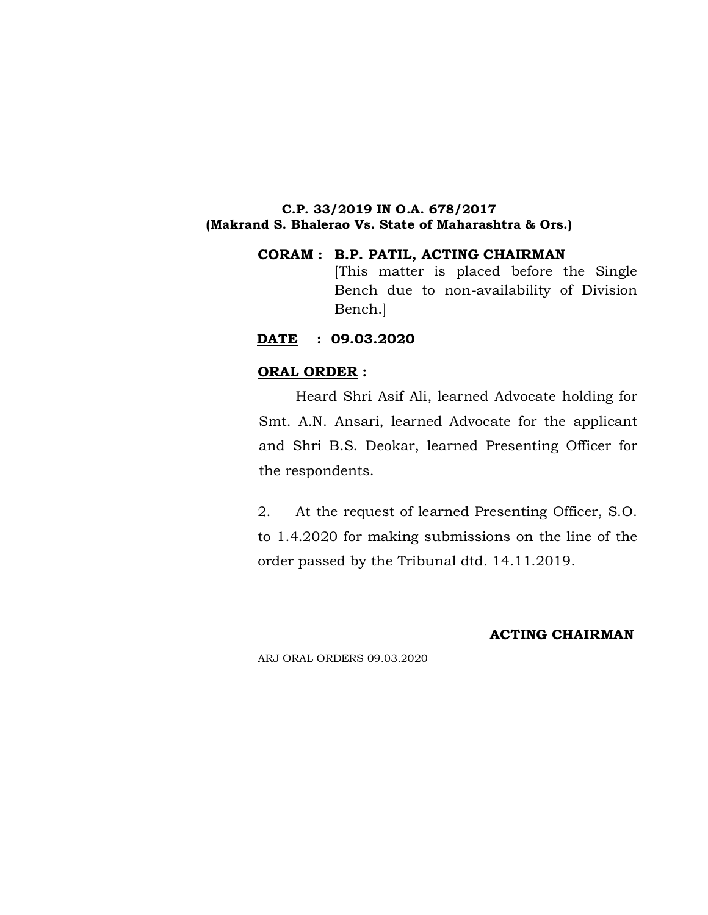**C.P. 33/2019 IN O.A. 678/2017**
**(Makrand S. Bhalerao Vs. State of Maharashtra & Ors.)**

**CORAM : B.P. PATIL, ACTING CHAIRMAN**
[This matter is placed before the Single Bench due to non-availability of Division Bench.]

**DATE : 09.03.2020**

**ORAL ORDER :**

Heard Shri Asif Ali, learned Advocate holding for Smt. A.N. Ansari, learned Advocate for the applicant and Shri B.S. Deokar, learned Presenting Officer for the respondents.

2. At the request of learned Presenting Officer, S.O. to 1.4.2020 for making submissions on the line of the order passed by the Tribunal dtd. 14.11.2019.

**ACTING CHAIRMAN**

ARJ ORAL ORDERS 09.03.2020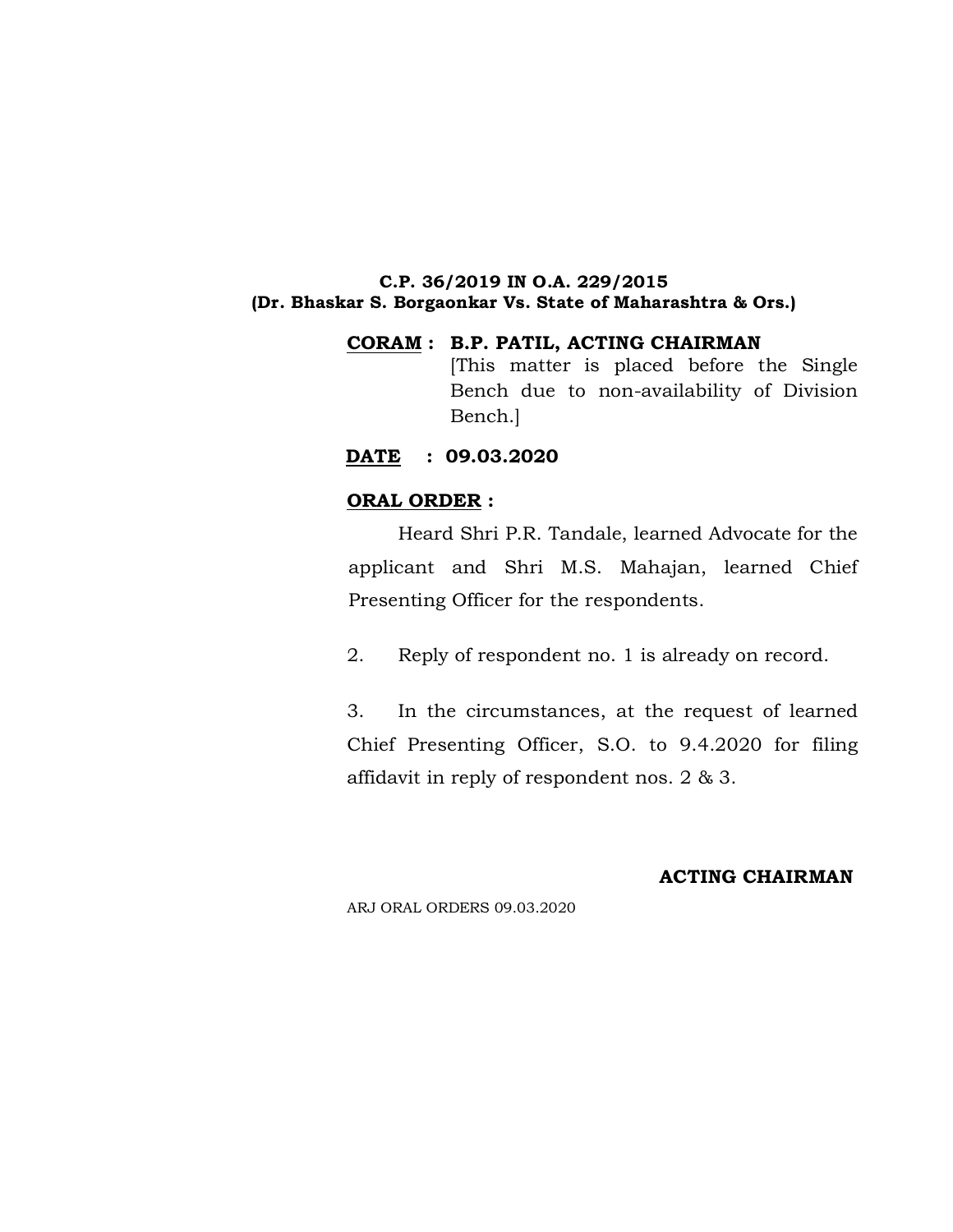**C.P. 36/2019 IN O.A. 229/2015**
**(Dr. Bhaskar S. Borgaonkar Vs. State of Maharashtra & Ors.)**

**CORAM : B.P. PATIL, ACTING CHAIRMAN**
[This matter is placed before the Single Bench due to non-availability of Division Bench.]

**DATE : 09.03.2020**

**ORAL ORDER :**

Heard Shri P.R. Tandale, learned Advocate for the applicant and Shri M.S. Mahajan, learned Chief Presenting Officer for the respondents.

2. Reply of respondent no. 1 is already on record.

3. In the circumstances, at the request of learned Chief Presenting Officer, S.O. to 9.4.2020 for filing affidavit in reply of respondent nos. 2 & 3.

**ACTING CHAIRMAN**

ARJ ORAL ORDERS 09.03.2020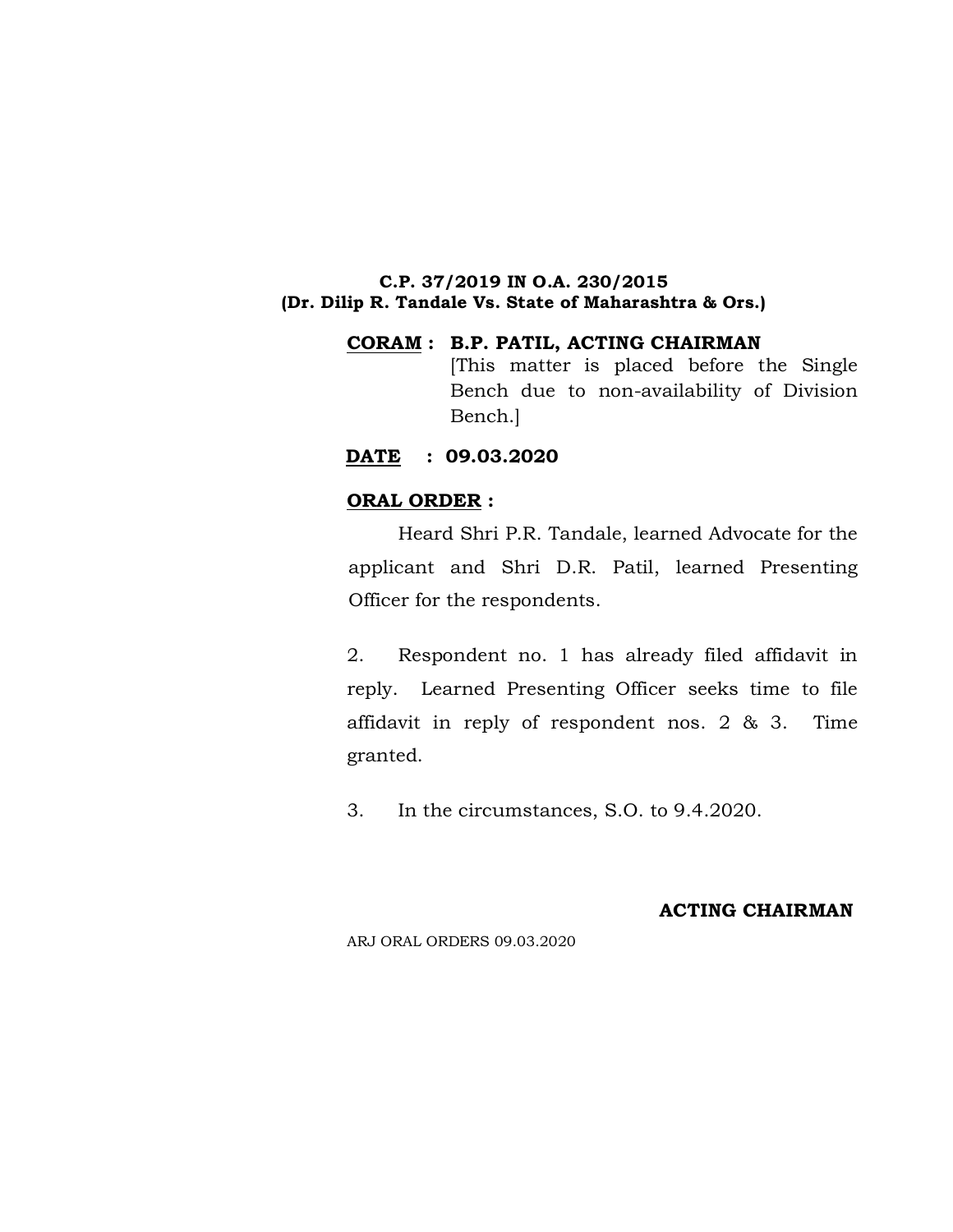**C.P. 37/2019 IN O.A. 230/2015**
**(Dr. Dilip R. Tandale Vs. State of Maharashtra & Ors.)**

**CORAM : B.P. PATIL, ACTING CHAIRMAN**
[This matter is placed before the Single Bench due to non-availability of Division Bench.]

**DATE : 09.03.2020**

**ORAL ORDER :**

Heard Shri P.R. Tandale, learned Advocate for the applicant and Shri D.R. Patil, learned Presenting Officer for the respondents.

2. Respondent no. 1 has already filed affidavit in reply. Learned Presenting Officer seeks time to file affidavit in reply of respondent nos. 2 & 3. Time granted.

3. In the circumstances, S.O. to 9.4.2020.

**ACTING CHAIRMAN**

ARJ ORAL ORDERS 09.03.2020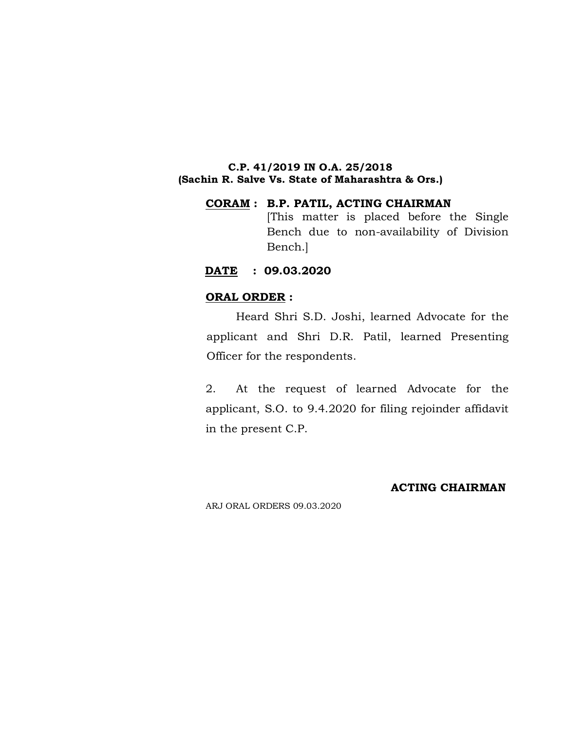**C.P. 41/2019 IN O.A. 25/2018**
**(Sachin R. Salve Vs. State of Maharashtra & Ors.)**

**CORAM : B.P. PATIL, ACTING CHAIRMAN**
[This matter is placed before the Single Bench due to non-availability of Division Bench.]

**DATE : 09.03.2020**

**ORAL ORDER :**

Heard Shri S.D. Joshi, learned Advocate for the applicant and Shri D.R. Patil, learned Presenting Officer for the respondents.

2. At the request of learned Advocate for the applicant, S.O. to 9.4.2020 for filing rejoinder affidavit in the present C.P.

**ACTING CHAIRMAN**

ARJ ORAL ORDERS 09.03.2020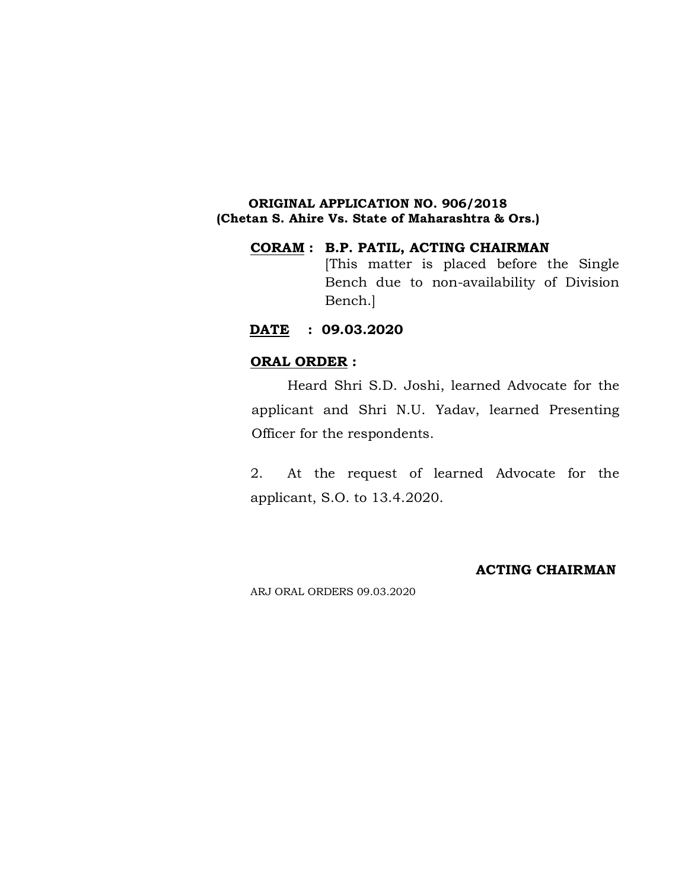**ORIGINAL APPLICATION NO. 906/2018**
**(Chetan S. Ahire Vs. State of Maharashtra & Ors.)**

**CORAM : B.P. PATIL, ACTING CHAIRMAN**
[This matter is placed before the Single Bench due to non-availability of Division Bench.]

**DATE : 09.03.2020**

**ORAL ORDER :**

Heard Shri S.D. Joshi, learned Advocate for the applicant and Shri N.U. Yadav, learned Presenting Officer for the respondents.

2. At the request of learned Advocate for the applicant, S.O. to 13.4.2020.

**ACTING CHAIRMAN**

ARJ ORAL ORDERS 09.03.2020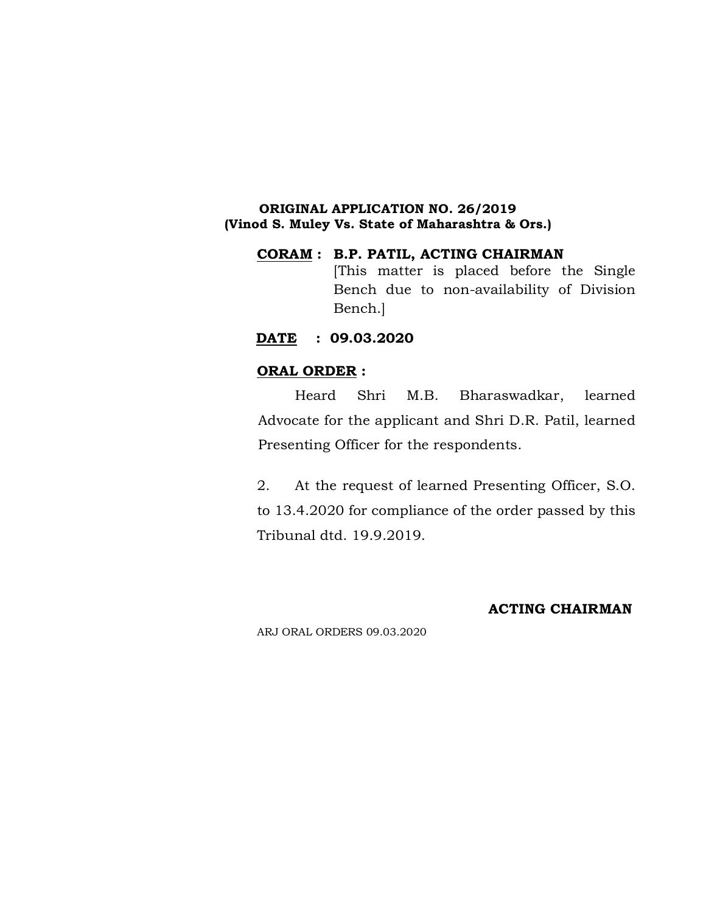**ORIGINAL APPLICATION NO. 26/2019**
**(Vinod S. Muley Vs. State of Maharashtra & Ors.)**

**CORAM : B.P. PATIL, ACTING CHAIRMAN**
[This matter is placed before the Single Bench due to non-availability of Division Bench.]

**DATE : 09.03.2020**

**ORAL ORDER :**

Heard Shri M.B. Bharaswadkar, learned Advocate for the applicant and Shri D.R. Patil, learned Presenting Officer for the respondents.

2. At the request of learned Presenting Officer, S.O. to 13.4.2020 for compliance of the order passed by this Tribunal dtd. 19.9.2019.

**ACTING CHAIRMAN**

ARJ ORAL ORDERS 09.03.2020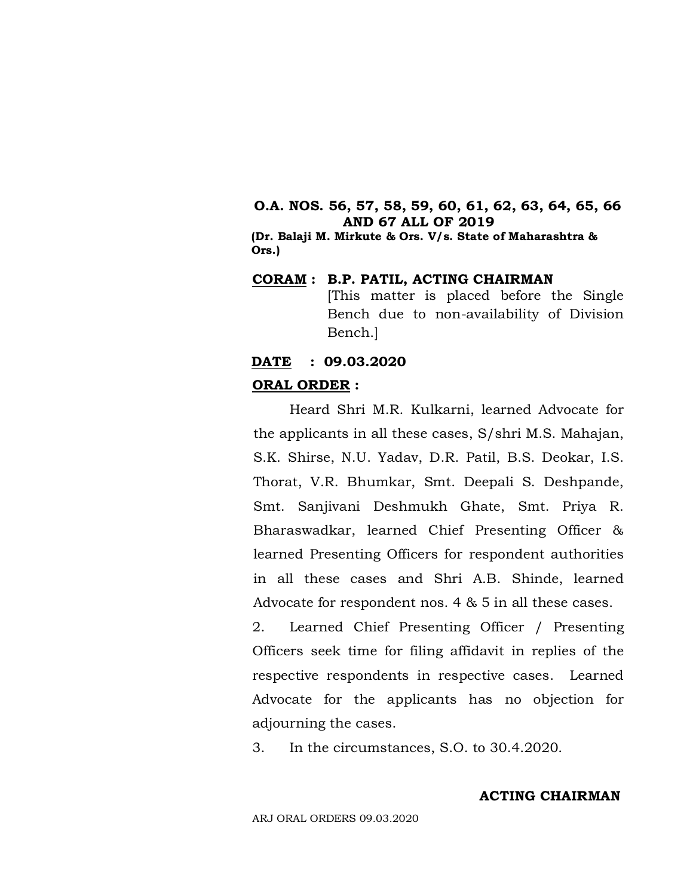**O.A. NOS. 56, 57, 58, 59, 60, 61, 62, 63, 64, 65, 66 AND 67 ALL OF 2019**
**(Dr. Balaji M. Mirkute & Ors. V/s. State of Maharashtra & Ors.)**

**CORAM : B.P. PATIL, ACTING CHAIRMAN**
[This matter is placed before the Single Bench due to non-availability of Division Bench.]

**DATE : 09.03.2020**

**ORAL ORDER :**

Heard Shri M.R. Kulkarni, learned Advocate for the applicants in all these cases, S/shri M.S. Mahajan, S.K. Shirse, N.U. Yadav, D.R. Patil, B.S. Deokar, I.S. Thorat, V.R. Bhumkar, Smt. Deepali S. Deshpande, Smt. Sanjivani Deshmukh Ghate, Smt. Priya R. Bharaswadkar, learned Chief Presenting Officer & learned Presenting Officers for respondent authorities in all these cases and Shri A.B. Shinde, learned Advocate for respondent nos. 4 & 5 in all these cases.

2. Learned Chief Presenting Officer / Presenting Officers seek time for filing affidavit in replies of the respective respondents in respective cases. Learned Advocate for the applicants has no objection for adjourning the cases.

3. In the circumstances, S.O. to 30.4.2020.

**ACTING CHAIRMAN**

ARJ ORAL ORDERS 09.03.2020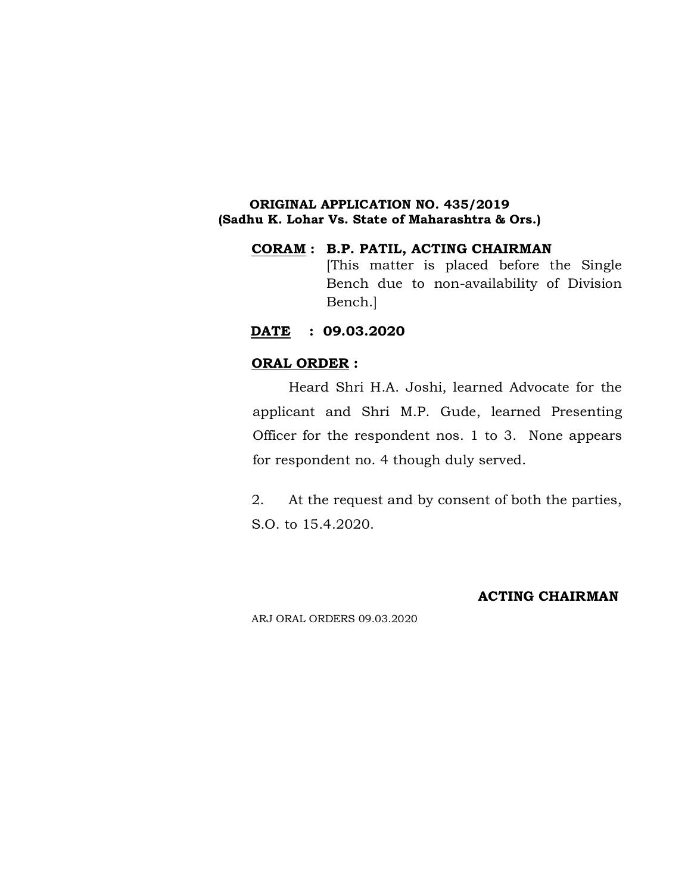**ORIGINAL APPLICATION NO. 435/2019**
**(Sadhu K. Lohar Vs. State of Maharashtra & Ors.)**

**CORAM : B.P. PATIL, ACTING CHAIRMAN**
[This matter is placed before the Single Bench due to non-availability of Division Bench.]

**DATE : 09.03.2020**

**ORAL ORDER :**

Heard Shri H.A. Joshi, learned Advocate for the applicant and Shri M.P. Gude, learned Presenting Officer for the respondent nos. 1 to 3. None appears for respondent no. 4 though duly served.

2. At the request and by consent of both the parties, S.O. to 15.4.2020.

**ACTING CHAIRMAN**

ARJ ORAL ORDERS 09.03.2020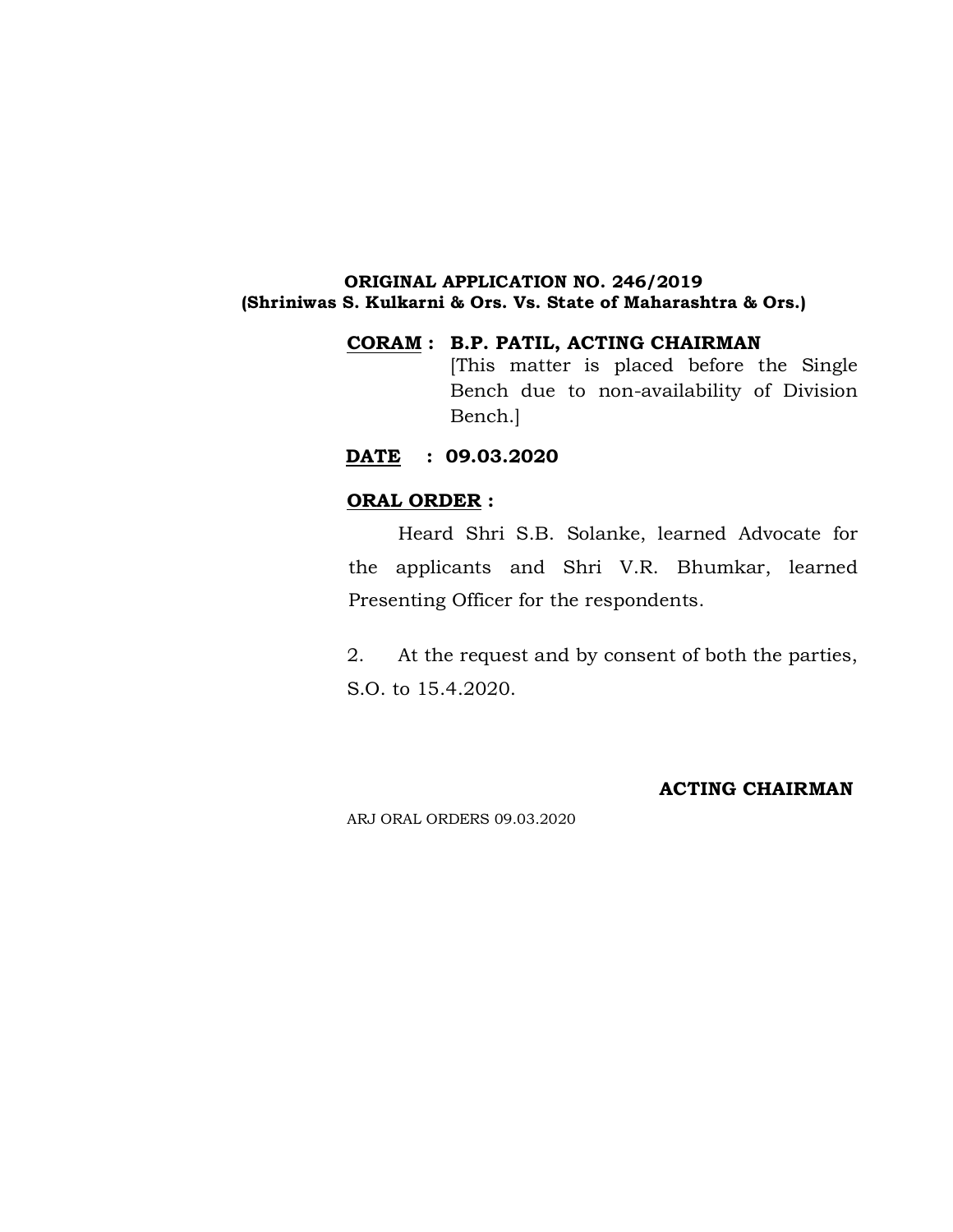**ORIGINAL APPLICATION NO. 246/2019**
**(Shriniwas S. Kulkarni & Ors. Vs. State of Maharashtra & Ors.)**

**CORAM : B.P. PATIL, ACTING CHAIRMAN**
[This matter is placed before the Single Bench due to non-availability of Division Bench.]

**DATE : 09.03.2020**

**ORAL ORDER :**

Heard Shri S.B. Solanke, learned Advocate for the applicants and Shri V.R. Bhumkar, learned Presenting Officer for the respondents.

2. At the request and by consent of both the parties, S.O. to 15.4.2020.

**ACTING CHAIRMAN**

ARJ ORAL ORDERS 09.03.2020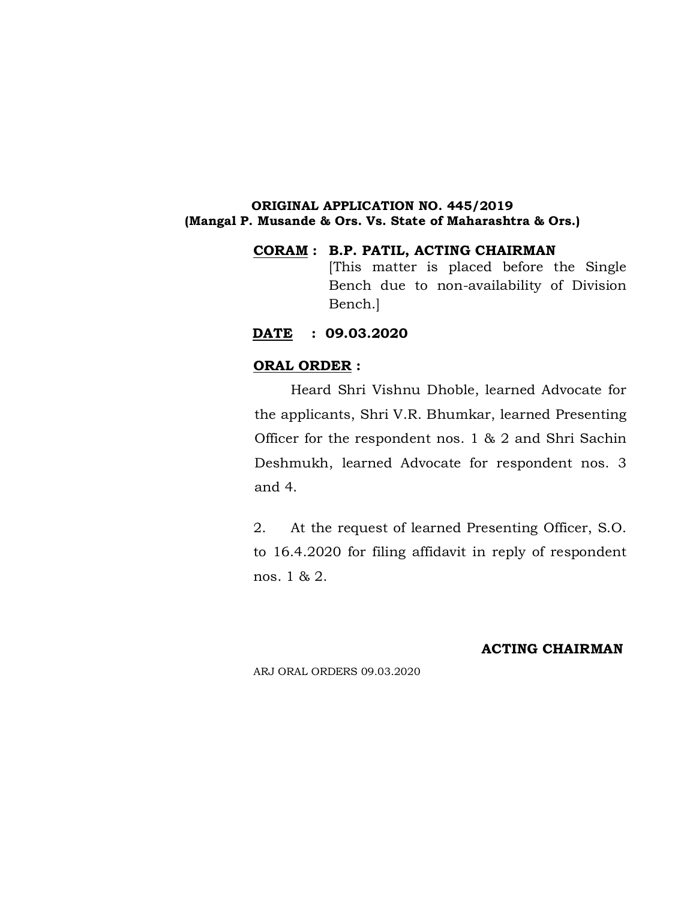**ORIGINAL APPLICATION NO. 445/2019**
**(Mangal P. Musande & Ors. Vs. State of Maharashtra & Ors.)**

**CORAM : B.P. PATIL, ACTING CHAIRMAN**
[This matter is placed before the Single Bench due to non-availability of Division Bench.]

**DATE : 09.03.2020**

**ORAL ORDER :**

Heard Shri Vishnu Dhoble, learned Advocate for the applicants, Shri V.R. Bhumkar, learned Presenting Officer for the respondent nos. 1 & 2 and Shri Sachin Deshmukh, learned Advocate for respondent nos. 3 and 4.

2. At the request of learned Presenting Officer, S.O. to 16.4.2020 for filing affidavit in reply of respondent nos. 1 & 2.

**ACTING CHAIRMAN**

ARJ ORAL ORDERS 09.03.2020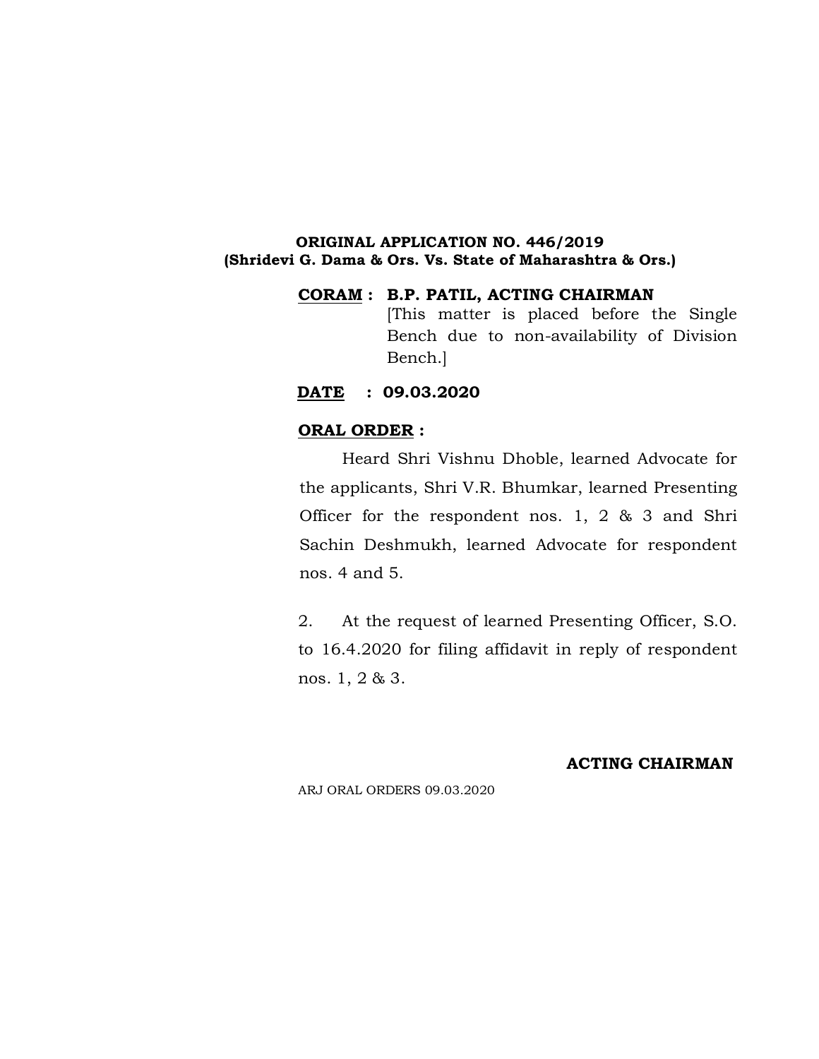**ORIGINAL APPLICATION NO. 446/2019**
**(Shridevi G. Dama & Ors. Vs. State of Maharashtra & Ors.)**

**CORAM : B.P. PATIL, ACTING CHAIRMAN**
[This matter is placed before the Single Bench due to non-availability of Division Bench.]

**DATE : 09.03.2020**

**ORAL ORDER :**

Heard Shri Vishnu Dhoble, learned Advocate for the applicants, Shri V.R. Bhumkar, learned Presenting Officer for the respondent nos. 1, 2 & 3 and Shri Sachin Deshmukh, learned Advocate for respondent nos. 4 and 5.

2. At the request of learned Presenting Officer, S.O. to 16.4.2020 for filing affidavit in reply of respondent nos. 1, 2 & 3.

**ACTING CHAIRMAN**

ARJ ORAL ORDERS 09.03.2020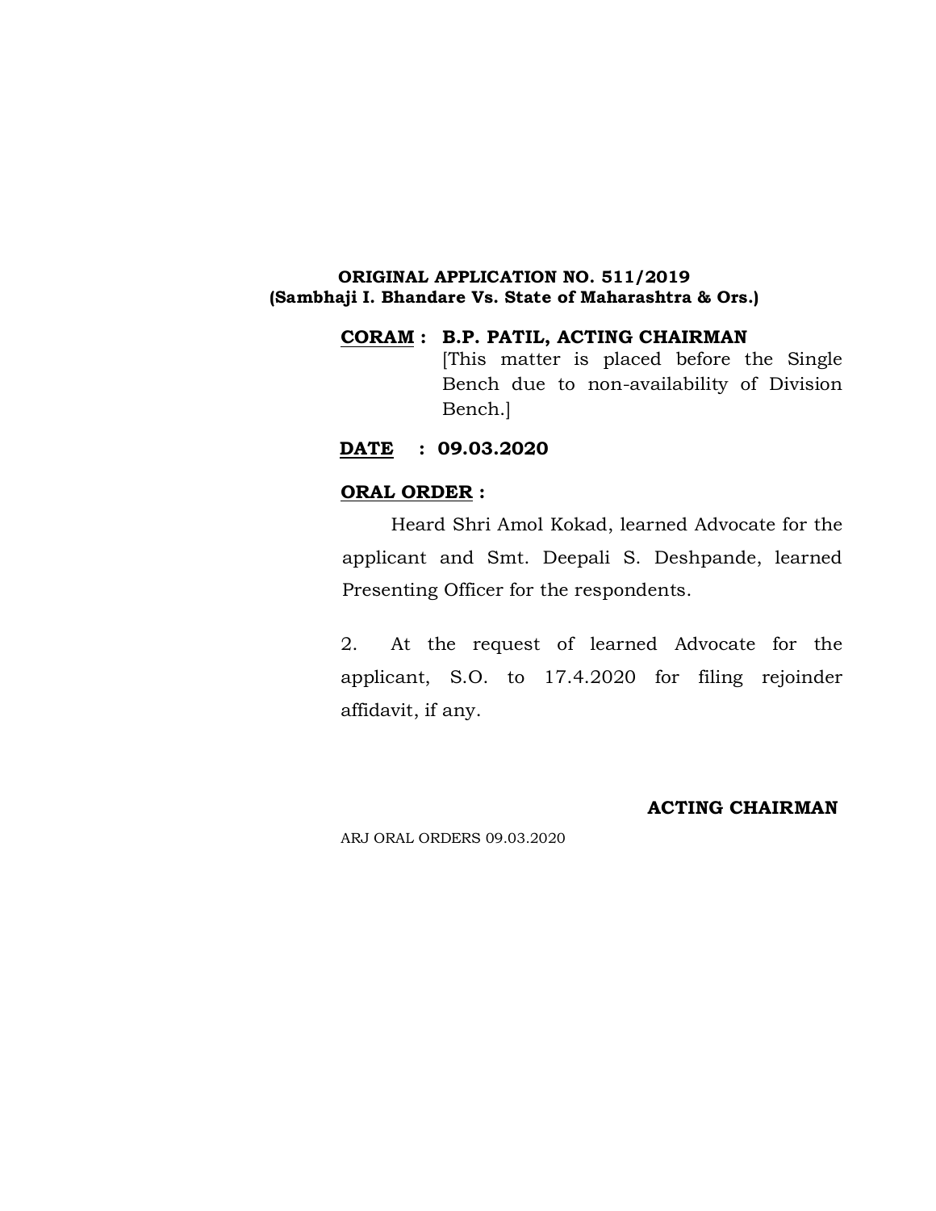**ORIGINAL APPLICATION NO. 511/2019**
**(Sambhaji I. Bhandare Vs. State of Maharashtra & Ors.)**

**CORAM : B.P. PATIL, ACTING CHAIRMAN**
[This matter is placed before the Single Bench due to non-availability of Division Bench.]

**DATE : 09.03.2020**

**ORAL ORDER :**

Heard Shri Amol Kokad, learned Advocate for the applicant and Smt. Deepali S. Deshpande, learned Presenting Officer for the respondents.

2. At the request of learned Advocate for the applicant, S.O. to 17.4.2020 for filing rejoinder affidavit, if any.

**ACTING CHAIRMAN**

ARJ ORAL ORDERS 09.03.2020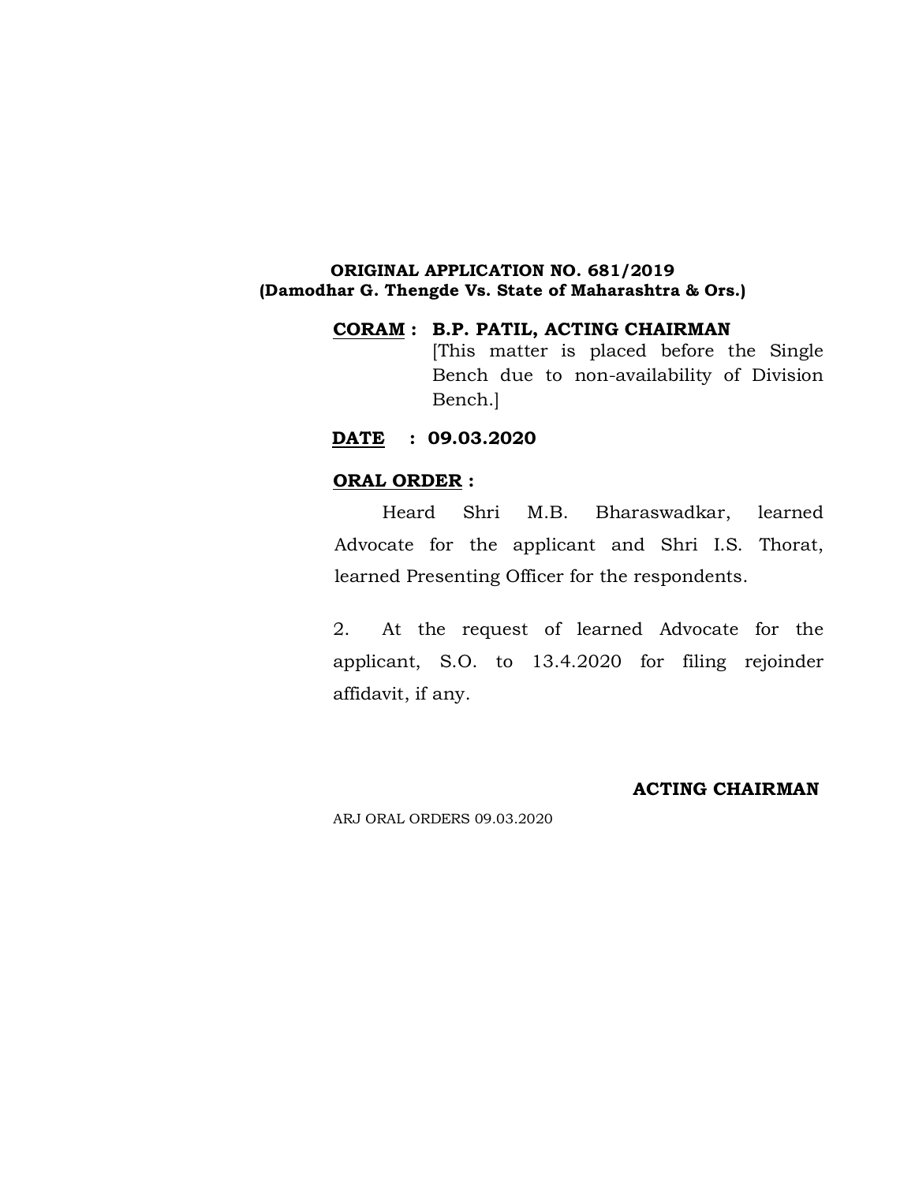**ORIGINAL APPLICATION NO. 681/2019**
**(Damodhar G. Thengde Vs. State of Maharashtra & Ors.)**

**CORAM : B.P. PATIL, ACTING CHAIRMAN**
[This matter is placed before the Single Bench due to non-availability of Division Bench.]

**DATE : 09.03.2020**

**ORAL ORDER :**

Heard Shri M.B. Bharaswadkar, learned Advocate for the applicant and Shri I.S. Thorat, learned Presenting Officer for the respondents.

2. At the request of learned Advocate for the applicant, S.O. to 13.4.2020 for filing rejoinder affidavit, if any.

**ACTING CHAIRMAN**

ARJ ORAL ORDERS 09.03.2020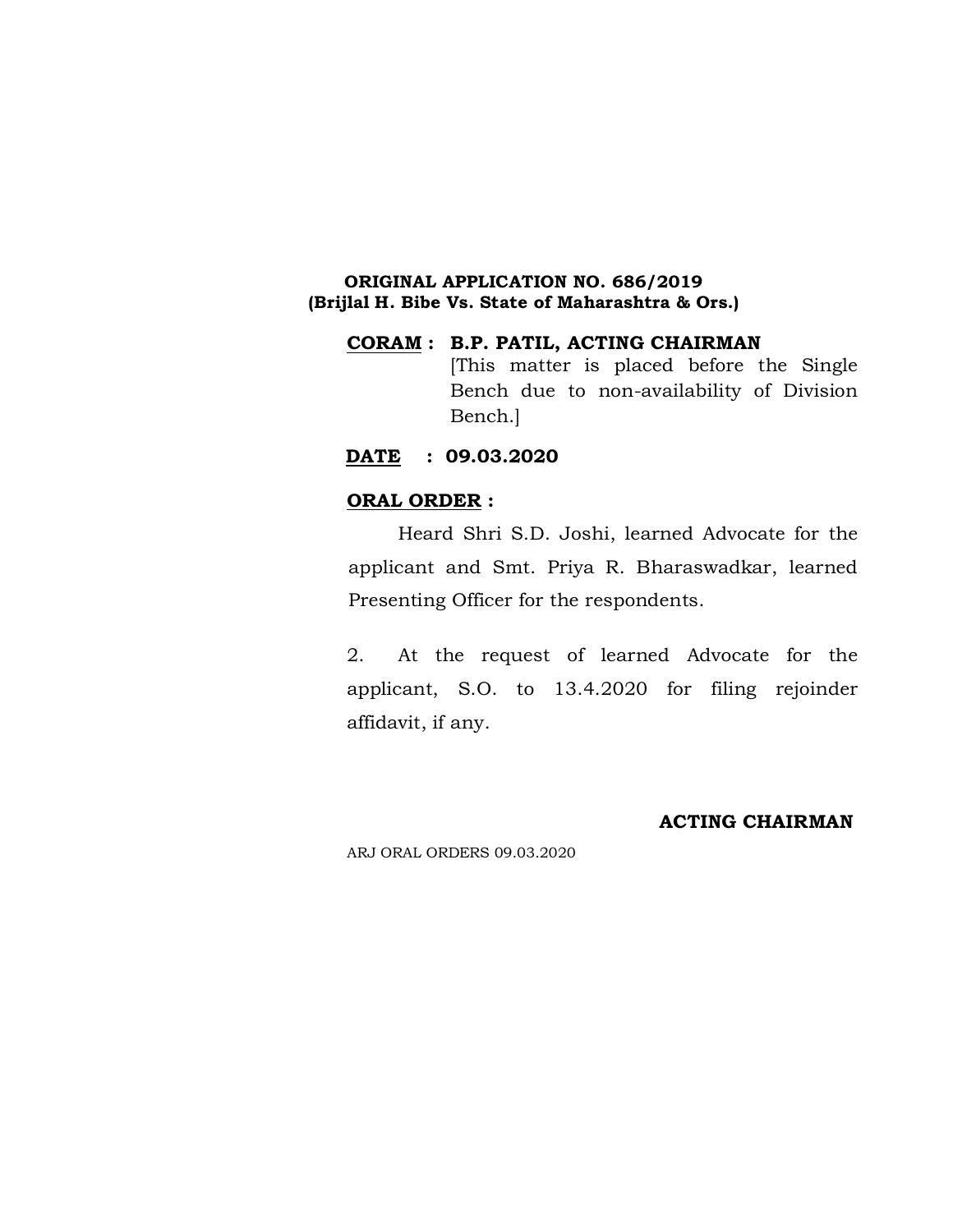**ORIGINAL APPLICATION NO. 686/2019**
**(Brijlal H. Bibe Vs. State of Maharashtra & Ors.)**

**CORAM : B.P. PATIL, ACTING CHAIRMAN**
[This matter is placed before the Single Bench due to non-availability of Division Bench.]

**DATE : 09.03.2020**

**ORAL ORDER :**

Heard Shri S.D. Joshi, learned Advocate for the applicant and Smt. Priya R. Bharaswadkar, learned Presenting Officer for the respondents.

2. At the request of learned Advocate for the applicant, S.O. to 13.4.2020 for filing rejoinder affidavit, if any.

**ACTING CHAIRMAN**

ARJ ORAL ORDERS 09.03.2020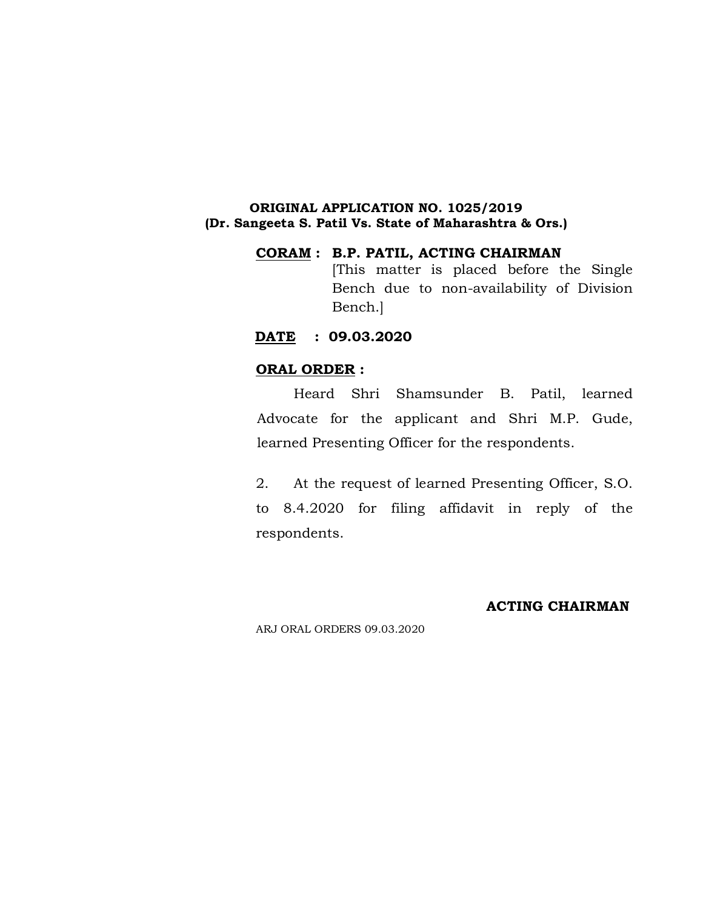**ORIGINAL APPLICATION NO. 1025/2019**
**(Dr. Sangeeta S. Patil Vs. State of Maharashtra & Ors.)**

**CORAM : B.P. PATIL, ACTING CHAIRMAN**
[This matter is placed before the Single Bench due to non-availability of Division Bench.]

**DATE : 09.03.2020**

**ORAL ORDER :**

Heard Shri Shamsunder B. Patil, learned Advocate for the applicant and Shri M.P. Gude, learned Presenting Officer for the respondents.

2. At the request of learned Presenting Officer, S.O. to 8.4.2020 for filing affidavit in reply of the respondents.

**ACTING CHAIRMAN**

ARJ ORAL ORDERS 09.03.2020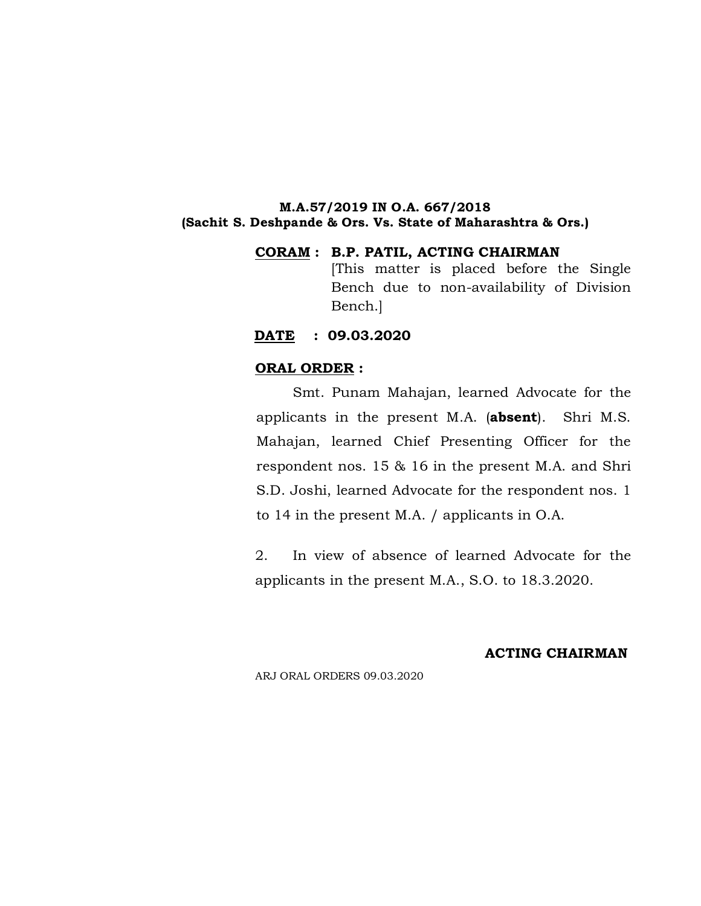**M.A.57/2019 IN O.A. 667/2018**
**(Sachit S. Deshpande & Ors. Vs. State of Maharashtra & Ors.)**

**CORAM : B.P. PATIL, ACTING CHAIRMAN**
[This matter is placed before the Single Bench due to non-availability of Division Bench.]

**DATE : 09.03.2020**

**ORAL ORDER :**

Smt. Punam Mahajan, learned Advocate for the applicants in the present M.A. (**absent**). Shri M.S. Mahajan, learned Chief Presenting Officer for the respondent nos. 15 & 16 in the present M.A. and Shri S.D. Joshi, learned Advocate for the respondent nos. 1 to 14 in the present M.A. / applicants in O.A.

2. In view of absence of learned Advocate for the applicants in the present M.A., S.O. to 18.3.2020.

**ACTING CHAIRMAN**

ARJ ORAL ORDERS 09.03.2020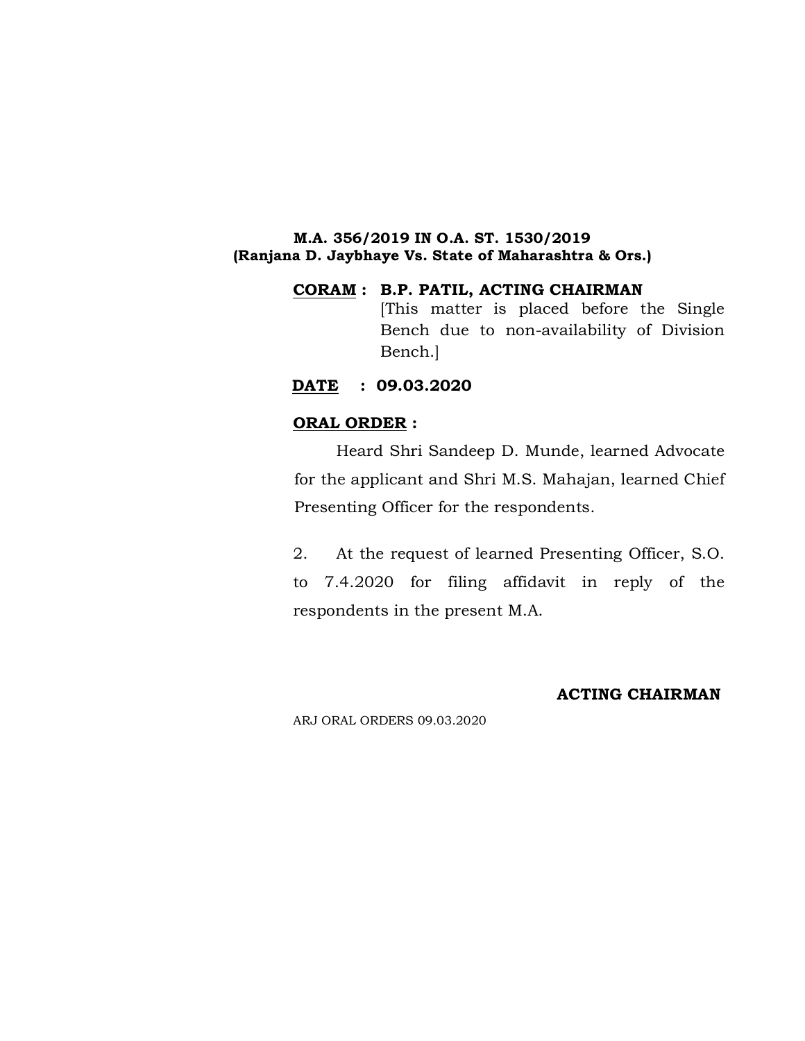**M.A. 356/2019 IN O.A. ST. 1530/2019**
**(Ranjana D. Jaybhaye Vs. State of Maharashtra & Ors.)**

**CORAM : B.P. PATIL, ACTING CHAIRMAN**
[This matter is placed before the Single Bench due to non-availability of Division Bench.]

**DATE : 09.03.2020**

**ORAL ORDER :**

Heard Shri Sandeep D. Munde, learned Advocate for the applicant and Shri M.S. Mahajan, learned Chief Presenting Officer for the respondents.

2. At the request of learned Presenting Officer, S.O. to 7.4.2020 for filing affidavit in reply of the respondents in the present M.A.

**ACTING CHAIRMAN**

ARJ ORAL ORDERS 09.03.2020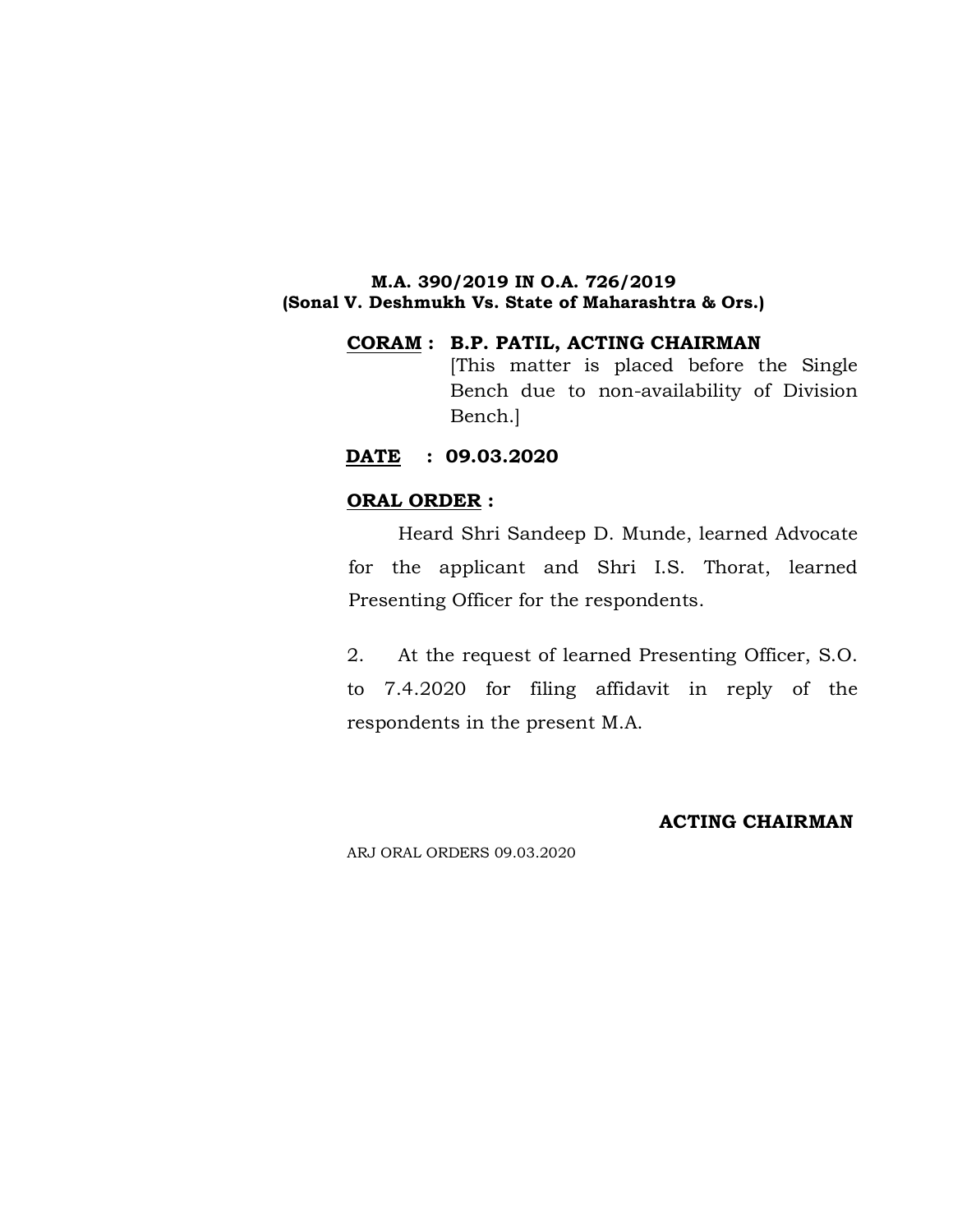**M.A. 390/2019 IN O.A. 726/2019**
**(Sonal V. Deshmukh Vs. State of Maharashtra & Ors.)**

**CORAM : B.P. PATIL, ACTING CHAIRMAN**
[This matter is placed before the Single Bench due to non-availability of Division Bench.]

**DATE : 09.03.2020**

**ORAL ORDER :**

Heard Shri Sandeep D. Munde, learned Advocate for the applicant and Shri I.S. Thorat, learned Presenting Officer for the respondents.

2. At the request of learned Presenting Officer, S.O. to 7.4.2020 for filing affidavit in reply of the respondents in the present M.A.

**ACTING CHAIRMAN**

ARJ ORAL ORDERS 09.03.2020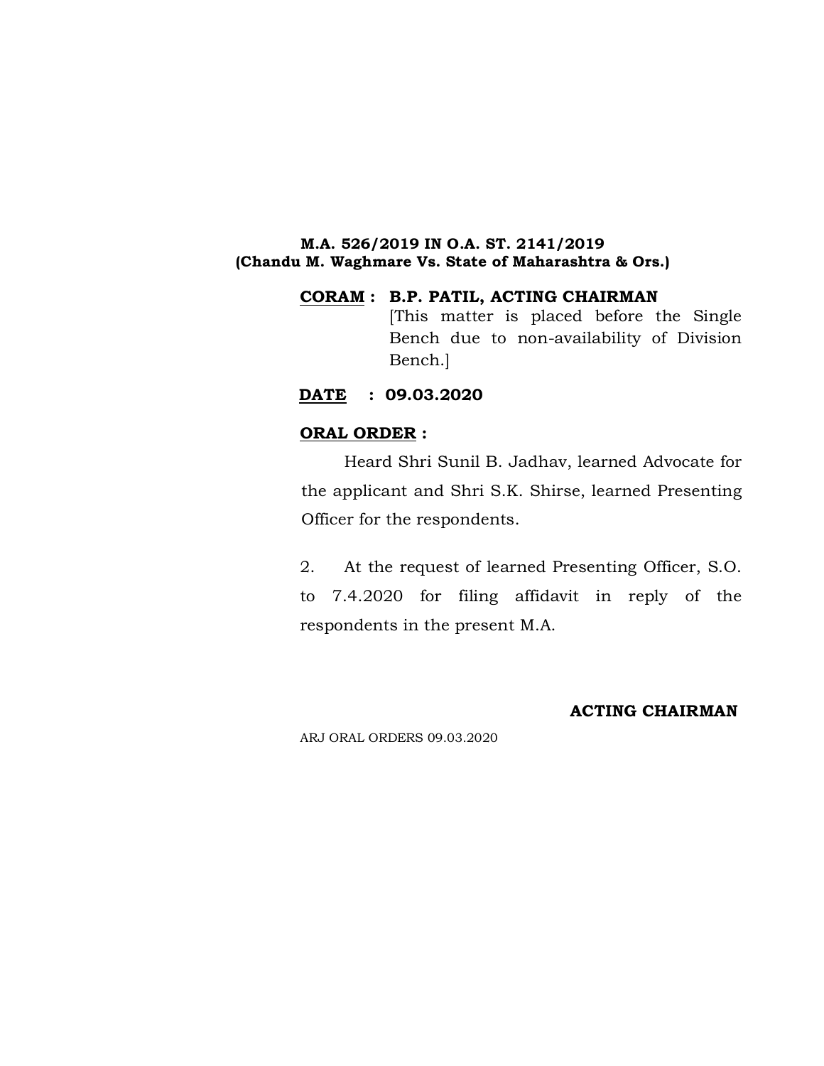**M.A. 526/2019 IN O.A. ST. 2141/2019**
**(Chandu M. Waghmare Vs. State of Maharashtra & Ors.)**

**CORAM : B.P. PATIL, ACTING CHAIRMAN**
[This matter is placed before the Single Bench due to non-availability of Division Bench.]

**DATE : 09.03.2020**

**ORAL ORDER :**

Heard Shri Sunil B. Jadhav, learned Advocate for the applicant and Shri S.K. Shirse, learned Presenting Officer for the respondents.

2. At the request of learned Presenting Officer, S.O. to 7.4.2020 for filing affidavit in reply of the respondents in the present M.A.

**ACTING CHAIRMAN**

ARJ ORAL ORDERS 09.03.2020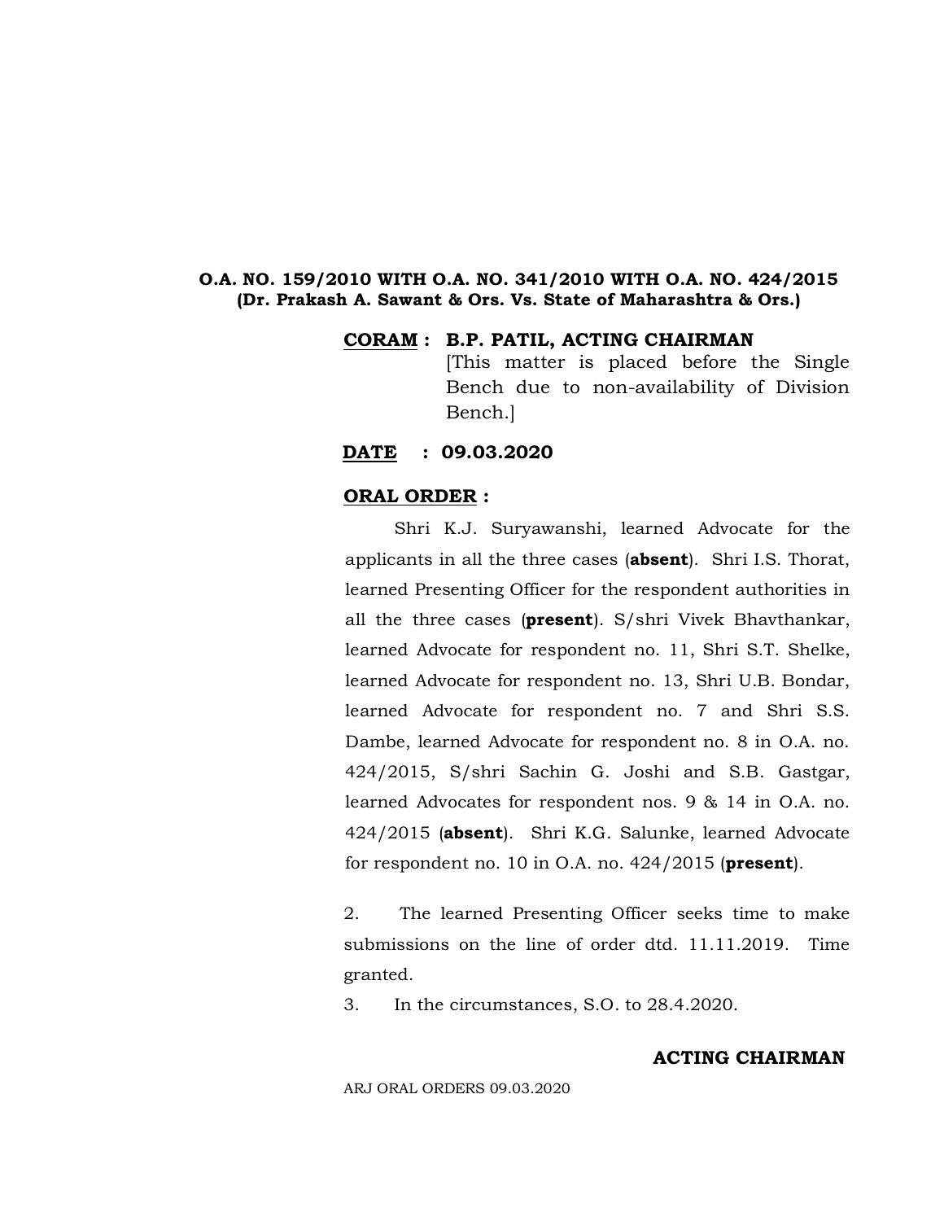**O.A. NO. 159/2010 WITH O.A. NO. 341/2010 WITH O.A. NO. 424/2015**
**(Dr. Prakash A. Sawant & Ors. Vs. State of Maharashtra & Ors.)**

**CORAM : B.P. PATIL, ACTING CHAIRMAN**
[This matter is placed before the Single Bench due to non-availability of Division Bench.]

**DATE : 09.03.2020**

**ORAL ORDER :**

Shri K.J. Suryawanshi, learned Advocate for the applicants in all the three cases (**absent**). Shri I.S. Thorat, learned Presenting Officer for the respondent authorities in all the three cases (**present**). S/shri Vivek Bhavthankar, learned Advocate for respondent no. 11, Shri S.T. Shelke, learned Advocate for respondent no. 13, Shri U.B. Bondar, learned Advocate for respondent no. 7 and Shri S.S. Dambe, learned Advocate for respondent no. 8 in O.A. no. 424/2015, S/shri Sachin G. Joshi and S.B. Gastgar, learned Advocates for respondent nos. 9 & 14 in O.A. no. 424/2015 (**absent**). Shri K.G. Salunke, learned Advocate for respondent no. 10 in O.A. no. 424/2015 (**present**).

2. The learned Presenting Officer seeks time to make submissions on the line of order dtd. 11.11.2019. Time granted.

3. In the circumstances, S.O. to 28.4.2020.

**ACTING CHAIRMAN**

ARJ ORAL ORDERS 09.03.2020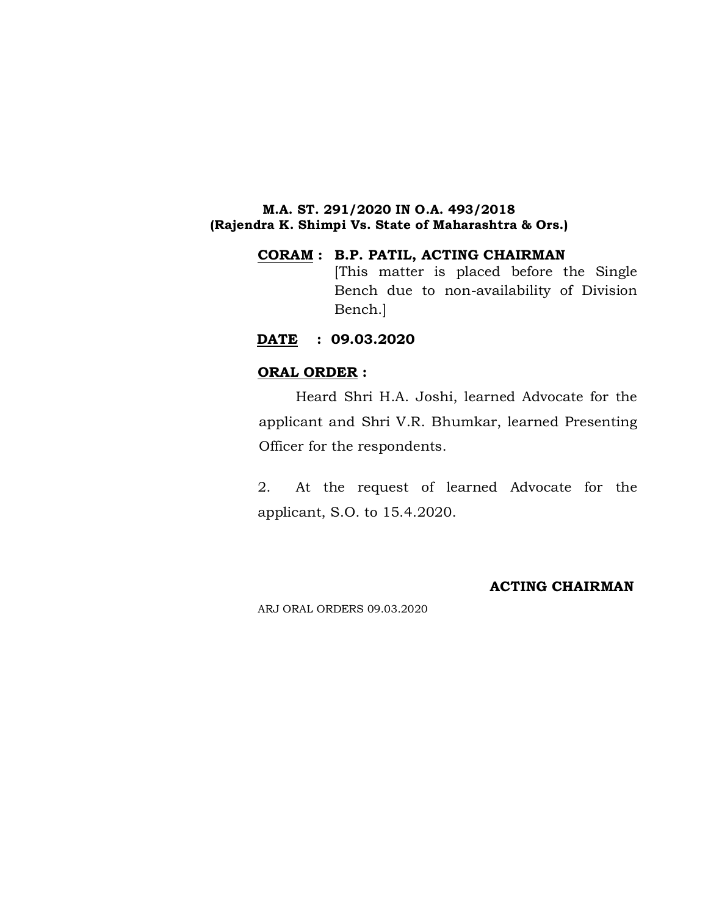**M.A. ST. 291/2020 IN O.A. 493/2018**
**(Rajendra K. Shimpi Vs. State of Maharashtra & Ors.)**

**CORAM : B.P. PATIL, ACTING CHAIRMAN**
[This matter is placed before the Single Bench due to non-availability of Division Bench.]

**DATE : 09.03.2020**

**ORAL ORDER :**

Heard Shri H.A. Joshi, learned Advocate for the applicant and Shri V.R. Bhumkar, learned Presenting Officer for the respondents.

2. At the request of learned Advocate for the applicant, S.O. to 15.4.2020.

**ACTING CHAIRMAN**

ARJ ORAL ORDERS 09.03.2020